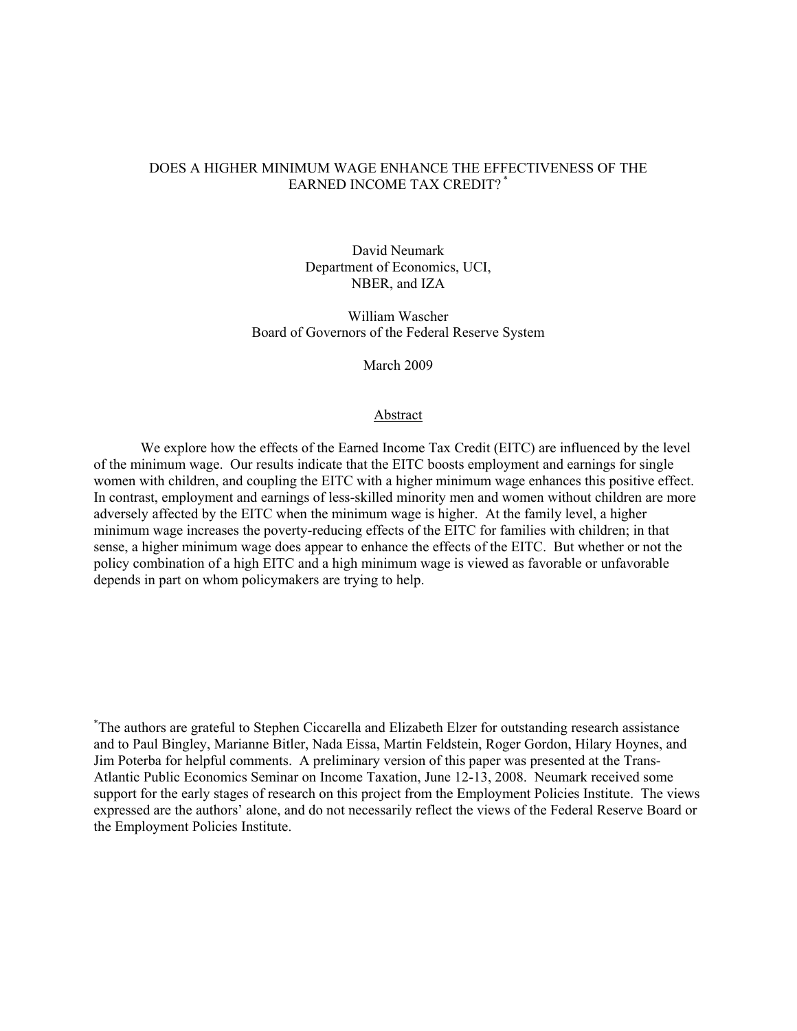# DOES A HIGHER MINIMUM WAGE ENHANCE THE EFFECTIVENESS OF THE EARNED INCOME TAX CREDIT? [*]

David Neumark
Department of Economics, UCI,
NBER, and IZA

William Wascher
Board of Governors of the Federal Reserve System

March 2009

## Abstract

We explore how the effects of the Earned Income Tax Credit (EITC) are influenced by the level of the minimum wage. Our results indicate that the EITC boosts employment and earnings for single women with children, and coupling the EITC with a higher minimum wage enhances this positive effect. In contrast, employment and earnings of less-skilled minority men and women without children are more adversely affected by the EITC when the minimum wage is higher. At the family level, a higher minimum wage increases the poverty-reducing effects of the EITC for families with children; in that sense, a higher minimum wage does appear to enhance the effects of the EITC. But whether or not the policy combination of a high EITC and a high minimum wage is viewed as favorable or unfavorable depends in part on whom policymakers are trying to help.

[*] The authors are grateful to Stephen Ciccarella and Elizabeth Elzer for outstanding research assistance and to Paul Bingley, Marianne Bitler, Nada Eissa, Martin Feldstein, Roger Gordon, Hilary Hoynes, and Jim Poterba for helpful comments. A preliminary version of this paper was presented at the Trans-Atlantic Public Economics Seminar on Income Taxation, June 12-13, 2008. Neumark received some support for the early stages of research on this project from the Employment Policies Institute. The views expressed are the authors' alone, and do not necessarily reflect the views of the Federal Reserve Board or the Employment Policies Institute.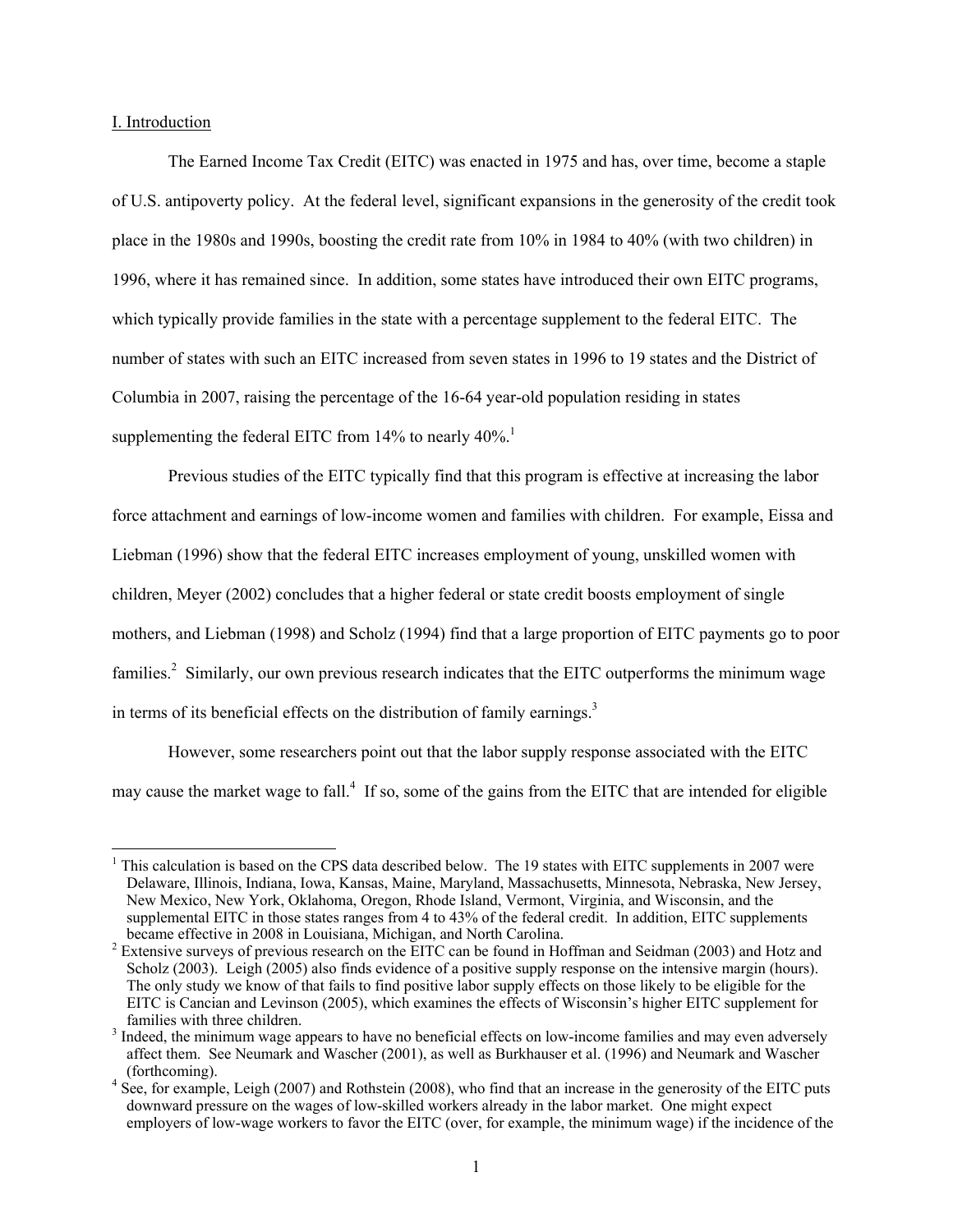## I. Introduction

The Earned Income Tax Credit (EITC) was enacted in 1975 and has, over time, become a staple of U.S. antipoverty policy. At the federal level, significant expansions in the generosity of the credit took place in the 1980s and 1990s, boosting the credit rate from 10% in 1984 to 40% (with two children) in 1996, where it has remained since. In addition, some states have introduced their own EITC programs, which typically provide families in the state with a percentage supplement to the federal EITC. The number of states with such an EITC increased from seven states in 1996 to 19 states and the District of Columbia in 2007, raising the percentage of the 16-64 year-old population residing in states supplementing the federal EITC from 14% to nearly 40%.[1]

Previous studies of the EITC typically find that this program is effective at increasing the labor force attachment and earnings of low-income women and families with children. For example, Eissa and Liebman (1996) show that the federal EITC increases employment of young, unskilled women with children, Meyer (2002) concludes that a higher federal or state credit boosts employment of single mothers, and Liebman (1998) and Scholz (1994) find that a large proportion of EITC payments go to poor families.[2] Similarly, our own previous research indicates that the EITC outperforms the minimum wage in terms of its beneficial effects on the distribution of family earnings.[3]

However, some researchers point out that the labor supply response associated with the EITC may cause the market wage to fall.[4] If so, some of the gains from the EITC that are intended for eligible

---

[1] This calculation is based on the CPS data described below. The 19 states with EITC supplements in 2007 were Delaware, Illinois, Indiana, Iowa, Kansas, Maine, Maryland, Massachusetts, Minnesota, Nebraska, New Jersey, New Mexico, New York, Oklahoma, Oregon, Rhode Island, Vermont, Virginia, and Wisconsin, and the supplemental EITC in those states ranges from 4 to 43% of the federal credit. In addition, EITC supplements became effective in 2008 in Louisiana, Michigan, and North Carolina.

[2] Extensive surveys of previous research on the EITC can be found in Hoffman and Seidman (2003) and Hotz and Scholz (2003). Leigh (2005) also finds evidence of a positive supply response on the intensive margin (hours). The only study we know of that fails to find positive labor supply effects on those likely to be eligible for the EITC is Cancian and Levinson (2005), which examines the effects of Wisconsin's higher EITC supplement for families with three children.

[3] Indeed, the minimum wage appears to have no beneficial effects on low-income families and may even adversely affect them. See Neumark and Wascher (2001), as well as Burkhauser et al. (1996) and Neumark and Wascher (forthcoming).

[4] See, for example, Leigh (2007) and Rothstein (2008), who find that an increase in the generosity of the EITC puts downward pressure on the wages of low-skilled workers already in the labor market. One might expect employers of low-wage workers to favor the EITC (over, for example, the minimum wage) if the incidence of the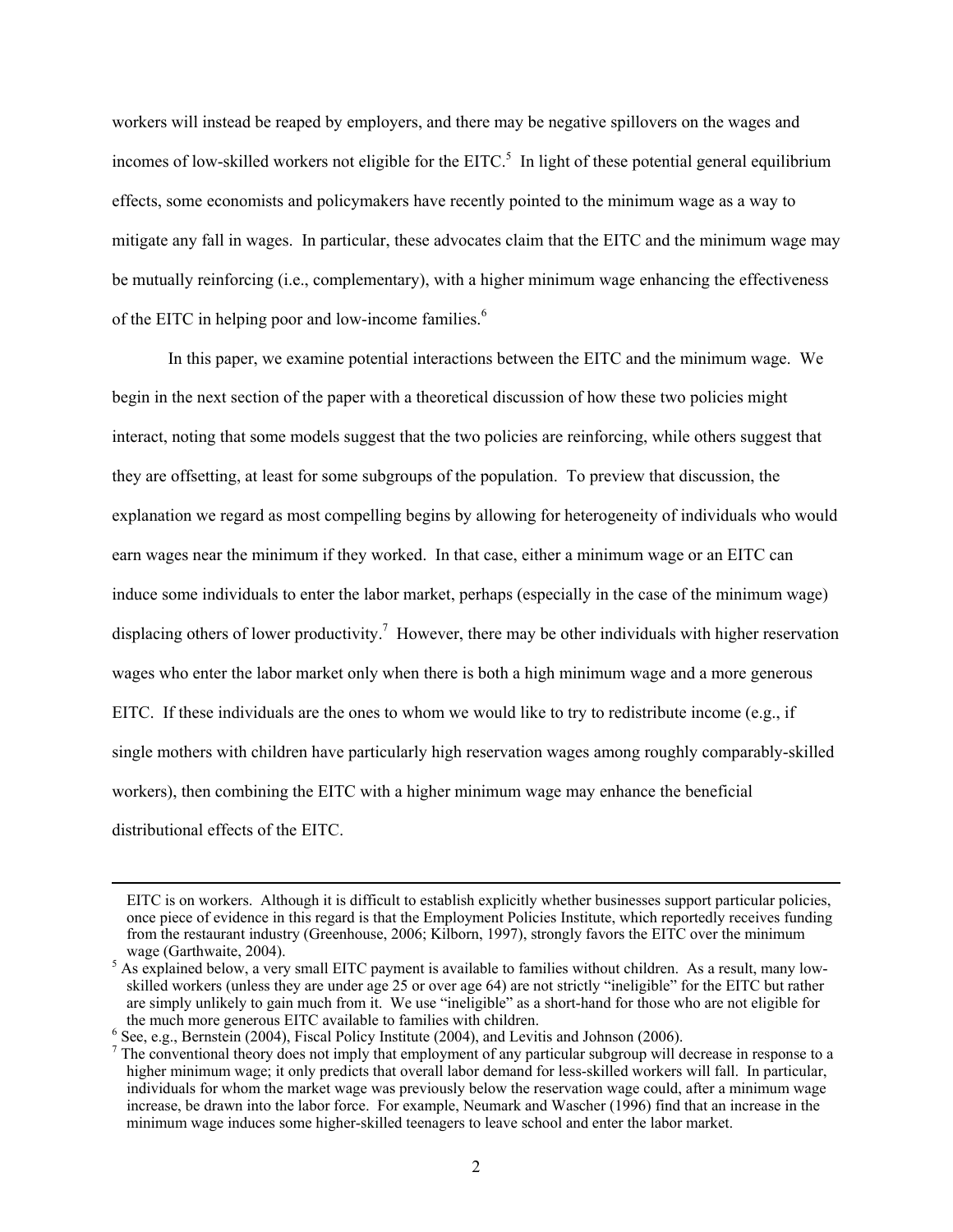workers will instead be reaped by employers, and there may be negative spillovers on the wages and incomes of low-skilled workers not eligible for the EITC.[5] In light of these potential general equilibrium effects, some economists and policymakers have recently pointed to the minimum wage as a way to mitigate any fall in wages. In particular, these advocates claim that the EITC and the minimum wage may be mutually reinforcing (i.e., complementary), with a higher minimum wage enhancing the effectiveness of the EITC in helping poor and low-income families.[6]

In this paper, we examine potential interactions between the EITC and the minimum wage. We begin in the next section of the paper with a theoretical discussion of how these two policies might interact, noting that some models suggest that the two policies are reinforcing, while others suggest that they are offsetting, at least for some subgroups of the population. To preview that discussion, the explanation we regard as most compelling begins by allowing for heterogeneity of individuals who would earn wages near the minimum if they worked. In that case, either a minimum wage or an EITC can induce some individuals to enter the labor market, perhaps (especially in the case of the minimum wage) displacing others of lower productivity.[7] However, there may be other individuals with higher reservation wages who enter the labor market only when there is both a high minimum wage and a more generous EITC. If these individuals are the ones to whom we would like to try to redistribute income (e.g., if single mothers with children have particularly high reservation wages among roughly comparably-skilled workers), then combining the EITC with a higher minimum wage may enhance the beneficial distributional effects of the EITC.

---

EITC is on workers. Although it is difficult to establish explicitly whether businesses support particular policies, once piece of evidence in this regard is that the Employment Policies Institute, which reportedly receives funding from the restaurant industry (Greenhouse, 2006; Kilborn, 1997), strongly favors the EITC over the minimum wage (Garthwaite, 2004).

[5] As explained below, a very small EITC payment is available to families without children. As a result, many low-skilled workers (unless they are under age 25 or over age 64) are not strictly "ineligible" for the EITC but rather are simply unlikely to gain much from it. We use "ineligible" as a short-hand for those who are not eligible for the much more generous EITC available to families with children.

[6] See, e.g., Bernstein (2004), Fiscal Policy Institute (2004), and Levitis and Johnson (2006).

[7] The conventional theory does not imply that employment of any particular subgroup will decrease in response to a higher minimum wage; it only predicts that overall labor demand for less-skilled workers will fall. In particular, individuals for whom the market wage was previously below the reservation wage could, after a minimum wage increase, be drawn into the labor force. For example, Neumark and Wascher (1996) find that an increase in the minimum wage induces some higher-skilled teenagers to leave school and enter the labor market.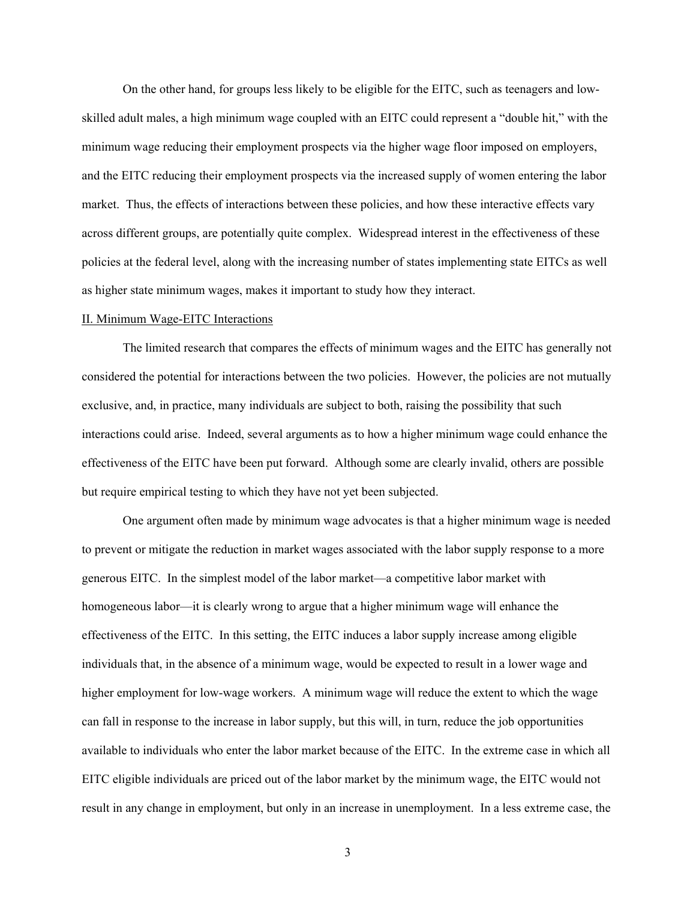On the other hand, for groups less likely to be eligible for the EITC, such as teenagers and low-skilled adult males, a high minimum wage coupled with an EITC could represent a "double hit," with the minimum wage reducing their employment prospects via the higher wage floor imposed on employers, and the EITC reducing their employment prospects via the increased supply of women entering the labor market. Thus, the effects of interactions between these policies, and how these interactive effects vary across different groups, are potentially quite complex. Widespread interest in the effectiveness of these policies at the federal level, along with the increasing number of states implementing state EITCs as well as higher state minimum wages, makes it important to study how they interact.

## II. Minimum Wage-EITC Interactions

The limited research that compares the effects of minimum wages and the EITC has generally not considered the potential for interactions between the two policies. However, the policies are not mutually exclusive, and, in practice, many individuals are subject to both, raising the possibility that such interactions could arise. Indeed, several arguments as to how a higher minimum wage could enhance the effectiveness of the EITC have been put forward. Although some are clearly invalid, others are possible but require empirical testing to which they have not yet been subjected.

One argument often made by minimum wage advocates is that a higher minimum wage is needed to prevent or mitigate the reduction in market wages associated with the labor supply response to a more generous EITC. In the simplest model of the labor market—a competitive labor market with homogeneous labor—it is clearly wrong to argue that a higher minimum wage will enhance the effectiveness of the EITC. In this setting, the EITC induces a labor supply increase among eligible individuals that, in the absence of a minimum wage, would be expected to result in a lower wage and higher employment for low-wage workers. A minimum wage will reduce the extent to which the wage can fall in response to the increase in labor supply, but this will, in turn, reduce the job opportunities available to individuals who enter the labor market because of the EITC. In the extreme case in which all EITC eligible individuals are priced out of the labor market by the minimum wage, the EITC would not result in any change in employment, but only in an increase in unemployment. In a less extreme case, the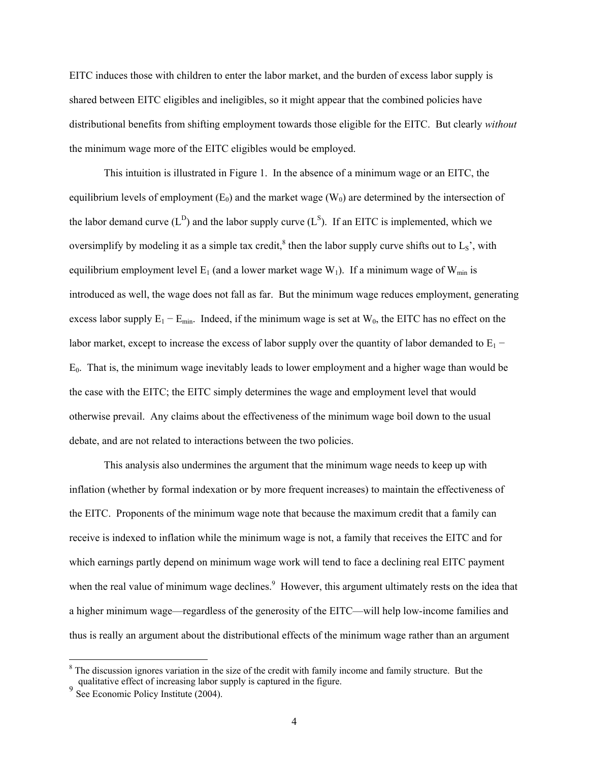EITC induces those with children to enter the labor market, and the burden of excess labor supply is shared between EITC eligibles and ineligibles, so it might appear that the combined policies have distributional benefits from shifting employment towards those eligible for the EITC. But clearly *without* the minimum wage more of the EITC eligibles would be employed.

This intuition is illustrated in Figure 1. In the absence of a minimum wage or an EITC, the equilibrium levels of employment ($E_0$) and the market wage ($W_0$) are determined by the intersection of the labor demand curve ($L^D$) and the labor supply curve ($L^S$). If an EITC is implemented, which we oversimplify by modeling it as a simple tax credit,[8] then the labor supply curve shifts out to $L_S$', with equilibrium employment level $E_1$ (and a lower market wage $W_1$). If a minimum wage of $W_{min}$ is introduced as well, the wage does not fall as far. But the minimum wage reduces employment, generating excess labor supply $E_1 - E_{min}$. Indeed, if the minimum wage is set at $W_0$, the EITC has no effect on the labor market, except to increase the excess of labor supply over the quantity of labor demanded to $E_1 - E_0$. That is, the minimum wage inevitably leads to lower employment and a higher wage than would be the case with the EITC; the EITC simply determines the wage and employment level that would otherwise prevail. Any claims about the effectiveness of the minimum wage boil down to the usual debate, and are not related to interactions between the two policies.

This analysis also undermines the argument that the minimum wage needs to keep up with inflation (whether by formal indexation or by more frequent increases) to maintain the effectiveness of the EITC. Proponents of the minimum wage note that because the maximum credit that a family can receive is indexed to inflation while the minimum wage is not, a family that receives the EITC and for which earnings partly depend on minimum wage work will tend to face a declining real EITC payment when the real value of minimum wage declines.[9] However, this argument ultimately rests on the idea that a higher minimum wage—regardless of the generosity of the EITC—will help low-income families and thus is really an argument about the distributional effects of the minimum wage rather than an argument

[8] The discussion ignores variation in the size of the credit with family income and family structure. But the qualitative effect of increasing labor supply is captured in the figure.

[9] See Economic Policy Institute (2004).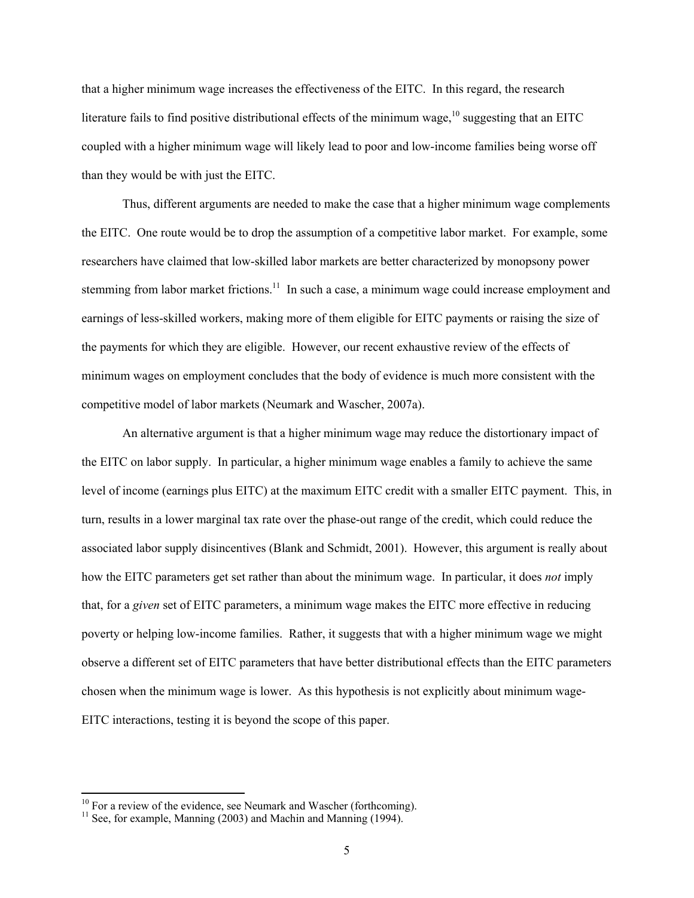that a higher minimum wage increases the effectiveness of the EITC. In this regard, the research literature fails to find positive distributional effects of the minimum wage,[10] suggesting that an EITC coupled with a higher minimum wage will likely lead to poor and low-income families being worse off than they would be with just the EITC.

Thus, different arguments are needed to make the case that a higher minimum wage complements the EITC. One route would be to drop the assumption of a competitive labor market. For example, some researchers have claimed that low-skilled labor markets are better characterized by monopsony power stemming from labor market frictions.[11] In such a case, a minimum wage could increase employment and earnings of less-skilled workers, making more of them eligible for EITC payments or raising the size of the payments for which they are eligible. However, our recent exhaustive review of the effects of minimum wages on employment concludes that the body of evidence is much more consistent with the competitive model of labor markets (Neumark and Wascher, 2007a).

An alternative argument is that a higher minimum wage may reduce the distortionary impact of the EITC on labor supply. In particular, a higher minimum wage enables a family to achieve the same level of income (earnings plus EITC) at the maximum EITC credit with a smaller EITC payment. This, in turn, results in a lower marginal tax rate over the phase-out range of the credit, which could reduce the associated labor supply disincentives (Blank and Schmidt, 2001). However, this argument is really about how the EITC parameters get set rather than about the minimum wage. In particular, it does *not* imply that, for a *given* set of EITC parameters, a minimum wage makes the EITC more effective in reducing poverty or helping low-income families. Rather, it suggests that with a higher minimum wage we might observe a different set of EITC parameters that have better distributional effects than the EITC parameters chosen when the minimum wage is lower. As this hypothesis is not explicitly about minimum wage-EITC interactions, testing it is beyond the scope of this paper.

---

[10] For a review of the evidence, see Neumark and Wascher (forthcoming).

[11] See, for example, Manning (2003) and Machin and Manning (1994).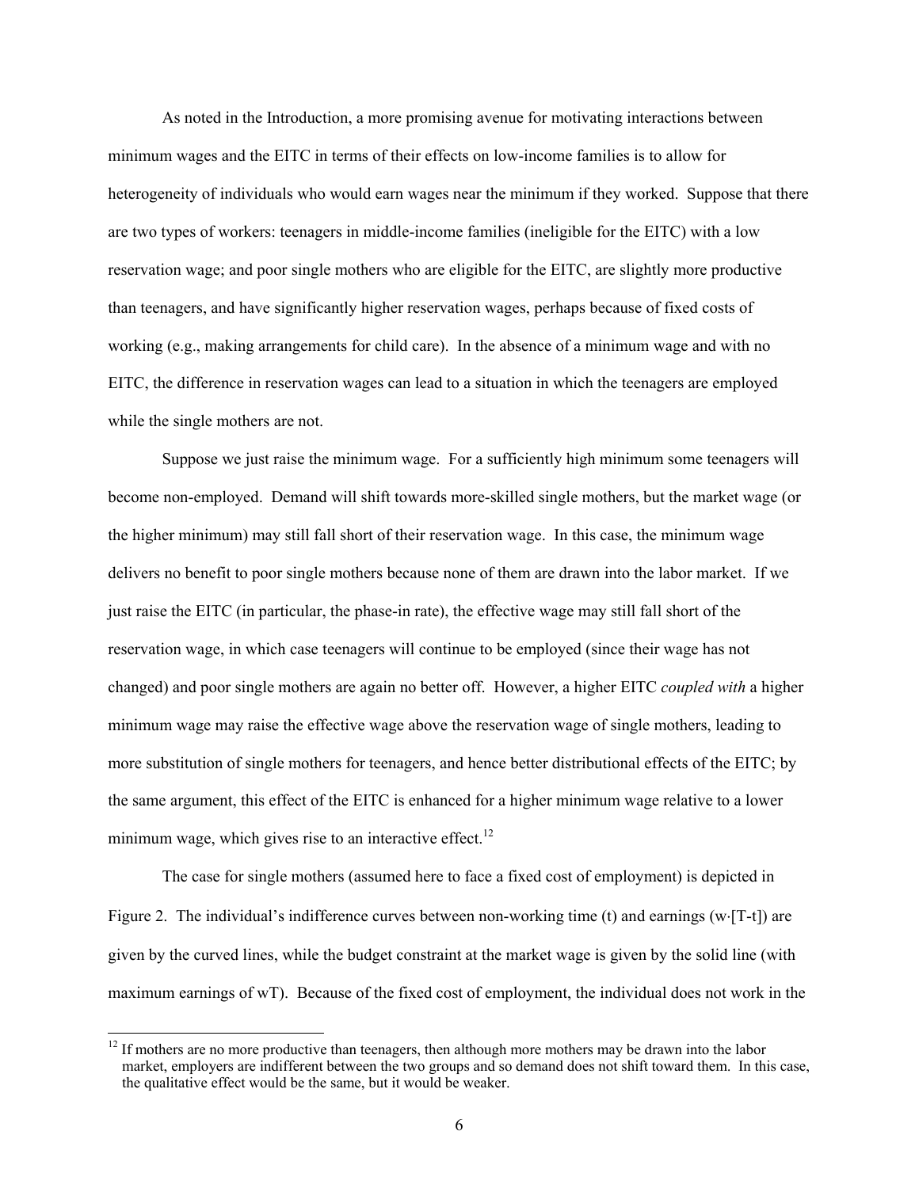As noted in the Introduction, a more promising avenue for motivating interactions between minimum wages and the EITC in terms of their effects on low-income families is to allow for heterogeneity of individuals who would earn wages near the minimum if they worked. Suppose that there are two types of workers: teenagers in middle-income families (ineligible for the EITC) with a low reservation wage; and poor single mothers who are eligible for the EITC, are slightly more productive than teenagers, and have significantly higher reservation wages, perhaps because of fixed costs of working (e.g., making arrangements for child care). In the absence of a minimum wage and with no EITC, the difference in reservation wages can lead to a situation in which the teenagers are employed while the single mothers are not.

Suppose we just raise the minimum wage. For a sufficiently high minimum some teenagers will become non-employed. Demand will shift towards more-skilled single mothers, but the market wage (or the higher minimum) may still fall short of their reservation wage. In this case, the minimum wage delivers no benefit to poor single mothers because none of them are drawn into the labor market. If we just raise the EITC (in particular, the phase-in rate), the effective wage may still fall short of the reservation wage, in which case teenagers will continue to be employed (since their wage has not changed) and poor single mothers are again no better off. However, a higher EITC *coupled with* a higher minimum wage may raise the effective wage above the reservation wage of single mothers, leading to more substitution of single mothers for teenagers, and hence better distributional effects of the EITC; by the same argument, this effect of the EITC is enhanced for a higher minimum wage relative to a lower minimum wage, which gives rise to an interactive effect.[12]

The case for single mothers (assumed here to face a fixed cost of employment) is depicted in Figure 2. The individual's indifference curves between non-working time ($t$) and earnings ($w \cdot [T-t]$) are given by the curved lines, while the budget constraint at the market wage is given by the solid line (with maximum earnings of $wT$). Because of the fixed cost of employment, the individual does not work in the

[12] If mothers are no more productive than teenagers, then although more mothers may be drawn into the labor market, employers are indifferent between the two groups and so demand does not shift toward them. In this case, the qualitative effect would be the same, but it would be weaker.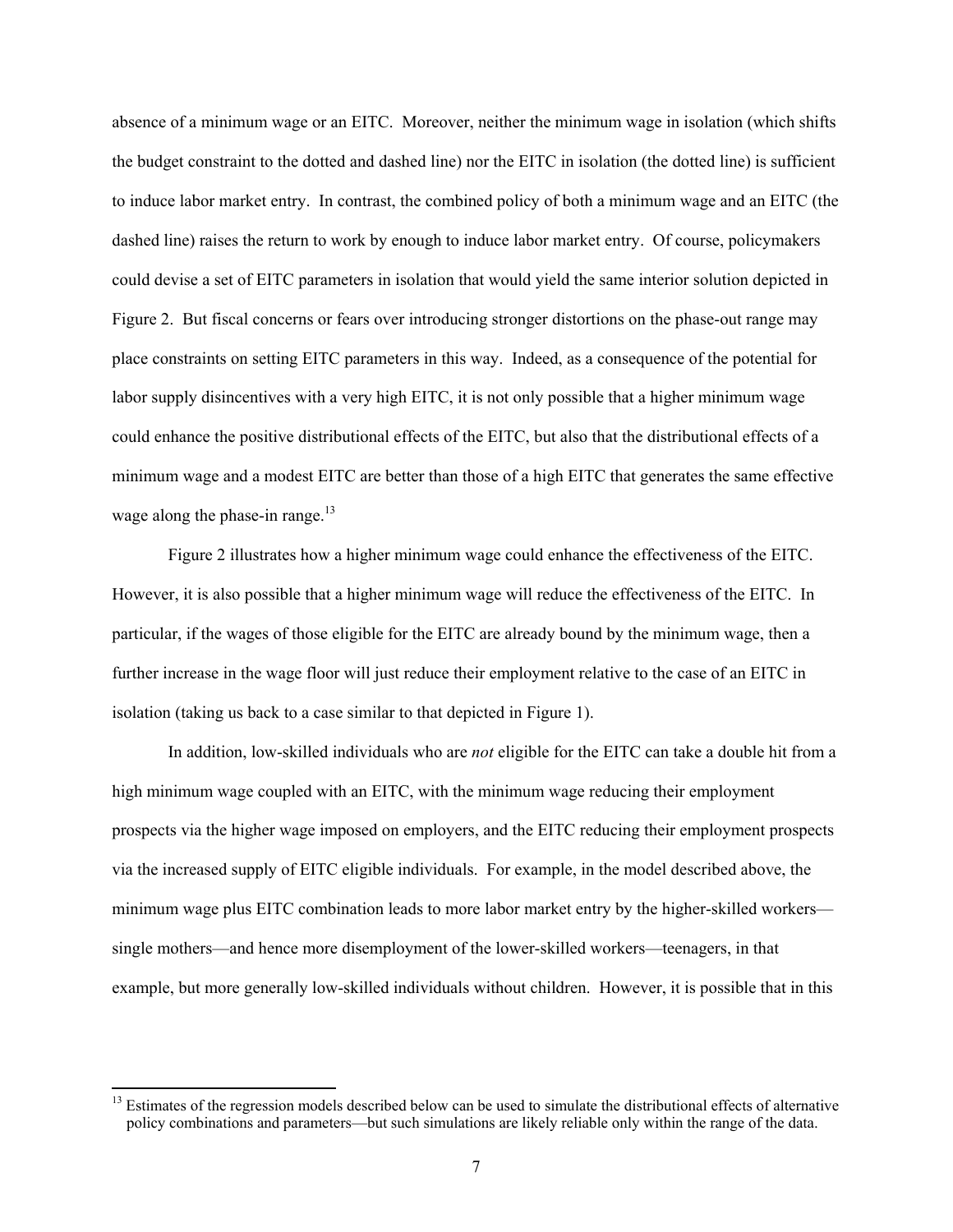absence of a minimum wage or an EITC. Moreover, neither the minimum wage in isolation (which shifts the budget constraint to the dotted and dashed line) nor the EITC in isolation (the dotted line) is sufficient to induce labor market entry. In contrast, the combined policy of both a minimum wage and an EITC (the dashed line) raises the return to work by enough to induce labor market entry. Of course, policymakers could devise a set of EITC parameters in isolation that would yield the same interior solution depicted in Figure 2. But fiscal concerns or fears over introducing stronger distortions on the phase-out range may place constraints on setting EITC parameters in this way. Indeed, as a consequence of the potential for labor supply disincentives with a very high EITC, it is not only possible that a higher minimum wage could enhance the positive distributional effects of the EITC, but also that the distributional effects of a minimum wage and a modest EITC are better than those of a high EITC that generates the same effective wage along the phase-in range.[13]

Figure 2 illustrates how a higher minimum wage could enhance the effectiveness of the EITC. However, it is also possible that a higher minimum wage will reduce the effectiveness of the EITC. In particular, if the wages of those eligible for the EITC are already bound by the minimum wage, then a further increase in the wage floor will just reduce their employment relative to the case of an EITC in isolation (taking us back to a case similar to that depicted in Figure 1).

In addition, low-skilled individuals who are *not* eligible for the EITC can take a double hit from a high minimum wage coupled with an EITC, with the minimum wage reducing their employment prospects via the higher wage imposed on employers, and the EITC reducing their employment prospects via the increased supply of EITC eligible individuals. For example, in the model described above, the minimum wage plus EITC combination leads to more labor market entry by the higher-skilled workers—single mothers—and hence more disemployment of the lower-skilled workers—teenagers, in that example, but more generally low-skilled individuals without children. However, it is possible that in this

[13] Estimates of the regression models described below can be used to simulate the distributional effects of alternative policy combinations and parameters—but such simulations are likely reliable only within the range of the data.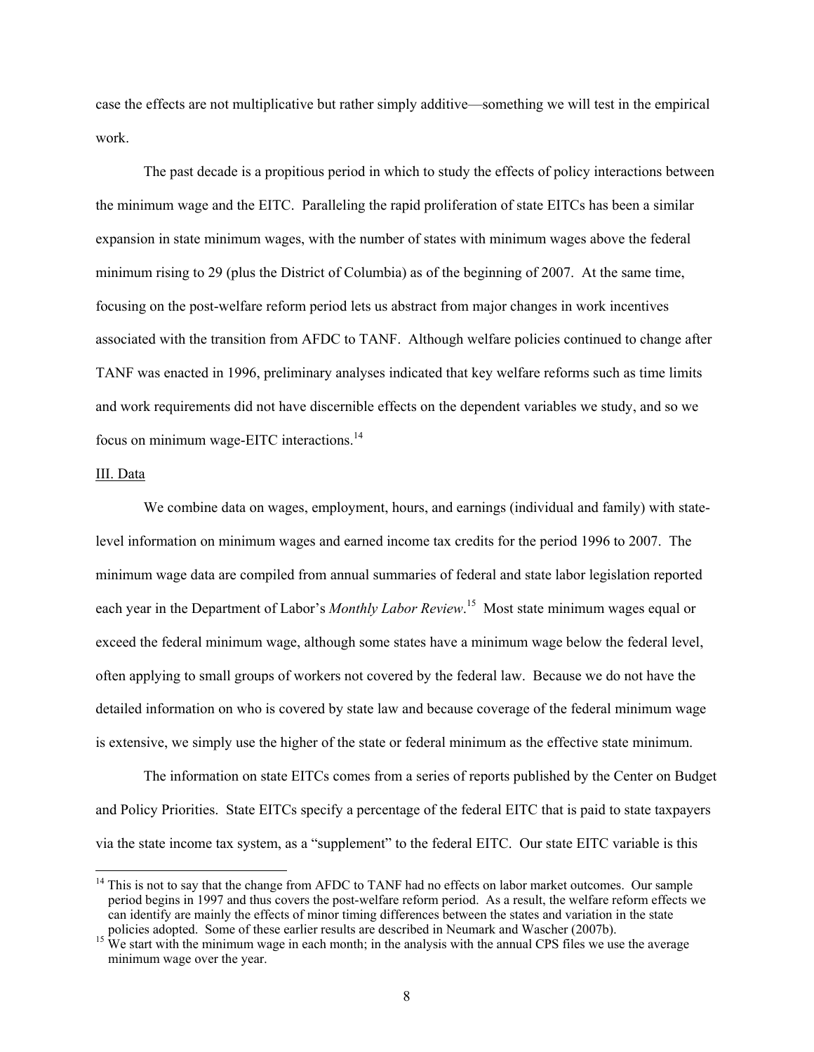case the effects are not multiplicative but rather simply additive—something we will test in the empirical work.

The past decade is a propitious period in which to study the effects of policy interactions between the minimum wage and the EITC. Paralleling the rapid proliferation of state EITCs has been a similar expansion in state minimum wages, with the number of states with minimum wages above the federal minimum rising to 29 (plus the District of Columbia) as of the beginning of 2007. At the same time, focusing on the post-welfare reform period lets us abstract from major changes in work incentives associated with the transition from AFDC to TANF. Although welfare policies continued to change after TANF was enacted in 1996, preliminary analyses indicated that key welfare reforms such as time limits and work requirements did not have discernible effects on the dependent variables we study, and so we focus on minimum wage-EITC interactions.[14]

## III. Data

We combine data on wages, employment, hours, and earnings (individual and family) with state-level information on minimum wages and earned income tax credits for the period 1996 to 2007. The minimum wage data are compiled from annual summaries of federal and state labor legislation reported each year in the Department of Labor's *Monthly Labor Review*.[15] Most state minimum wages equal or exceed the federal minimum wage, although some states have a minimum wage below the federal level, often applying to small groups of workers not covered by the federal law. Because we do not have the detailed information on who is covered by state law and because coverage of the federal minimum wage is extensive, we simply use the higher of the state or federal minimum as the effective state minimum.

The information on state EITCs comes from a series of reports published by the Center on Budget and Policy Priorities. State EITCs specify a percentage of the federal EITC that is paid to state taxpayers via the state income tax system, as a "supplement" to the federal EITC. Our state EITC variable is this

[14] This is not to say that the change from AFDC to TANF had no effects on labor market outcomes. Our sample period begins in 1997 and thus covers the post-welfare reform period. As a result, the welfare reform effects we can identify are mainly the effects of minor timing differences between the states and variation in the state policies adopted. Some of these earlier results are described in Neumark and Wascher (2007b).

[15] We start with the minimum wage in each month; in the analysis with the annual CPS files we use the average minimum wage over the year.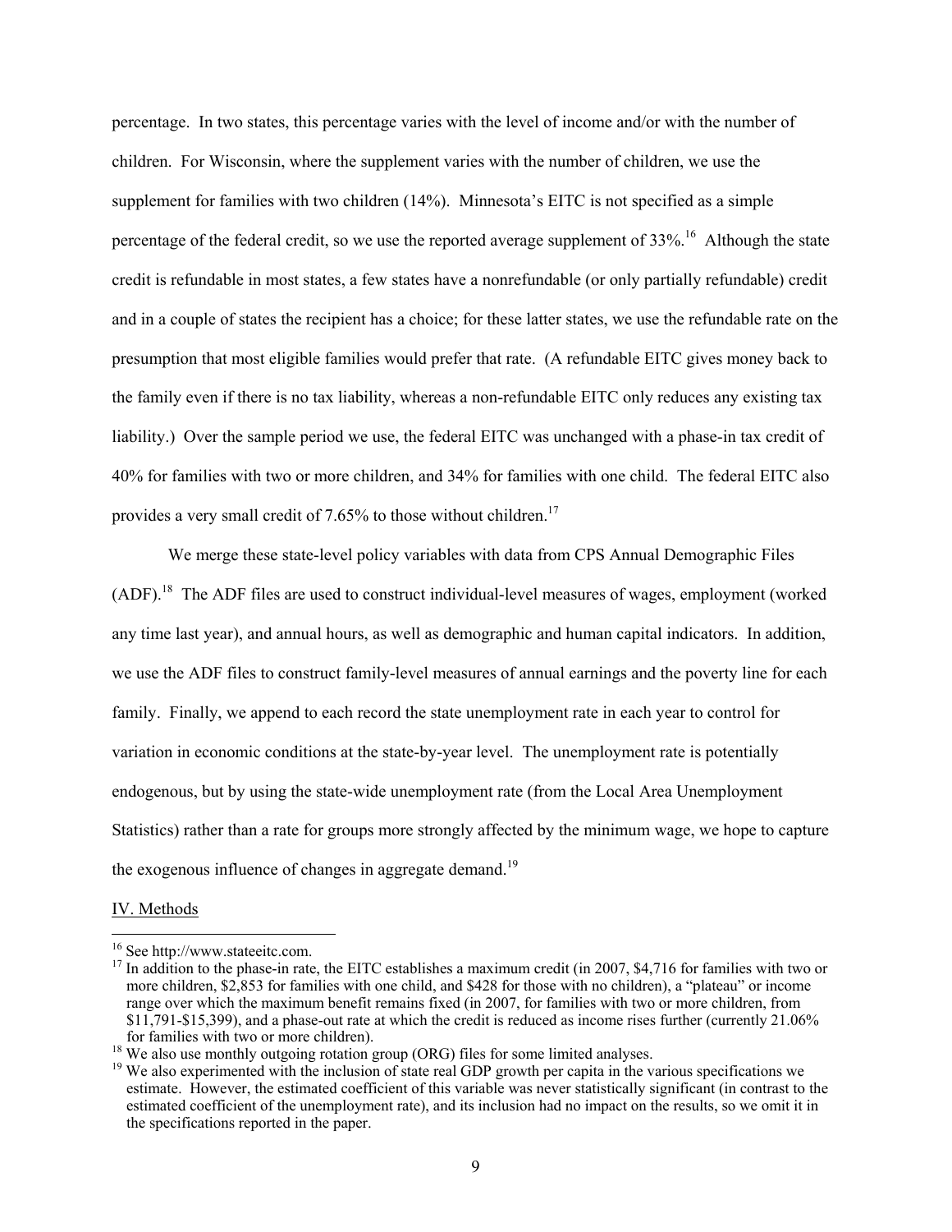percentage. In two states, this percentage varies with the level of income and/or with the number of children. For Wisconsin, where the supplement varies with the number of children, we use the supplement for families with two children (14%). Minnesota's EITC is not specified as a simple percentage of the federal credit, so we use the reported average supplement of 33%.[16] Although the state credit is refundable in most states, a few states have a nonrefundable (or only partially refundable) credit and in a couple of states the recipient has a choice; for these latter states, we use the refundable rate on the presumption that most eligible families would prefer that rate. (A refundable EITC gives money back to the family even if there is no tax liability, whereas a non-refundable EITC only reduces any existing tax liability.) Over the sample period we use, the federal EITC was unchanged with a phase-in tax credit of 40% for families with two or more children, and 34% for families with one child. The federal EITC also provides a very small credit of 7.65% to those without children.[17]

We merge these state-level policy variables with data from CPS Annual Demographic Files (ADF).[18] The ADF files are used to construct individual-level measures of wages, employment (worked any time last year), and annual hours, as well as demographic and human capital indicators. In addition, we use the ADF files to construct family-level measures of annual earnings and the poverty line for each family. Finally, we append to each record the state unemployment rate in each year to control for variation in economic conditions at the state-by-year level. The unemployment rate is potentially endogenous, but by using the state-wide unemployment rate (from the Local Area Unemployment Statistics) rather than a rate for groups more strongly affected by the minimum wage, we hope to capture the exogenous influence of changes in aggregate demand.[19]

## IV. Methods

[16] See http://www.stateeitc.com.

[17] In addition to the phase-in rate, the EITC establishes a maximum credit (in 2007, $4,716 for families with two or more children, $2,853 for families with one child, and $428 for those with no children), a "plateau" or income range over which the maximum benefit remains fixed (in 2007, for families with two or more children, from $11,791-$15,399), and a phase-out rate at which the credit is reduced as income rises further (currently 21.06% for families with two or more children).

[18] We also use monthly outgoing rotation group (ORG) files for some limited analyses.

[19] We also experimented with the inclusion of state real GDP growth per capita in the various specifications we estimate. However, the estimated coefficient of this variable was never statistically significant (in contrast to the estimated coefficient of the unemployment rate), and its inclusion had no impact on the results, so we omit it in the specifications reported in the paper.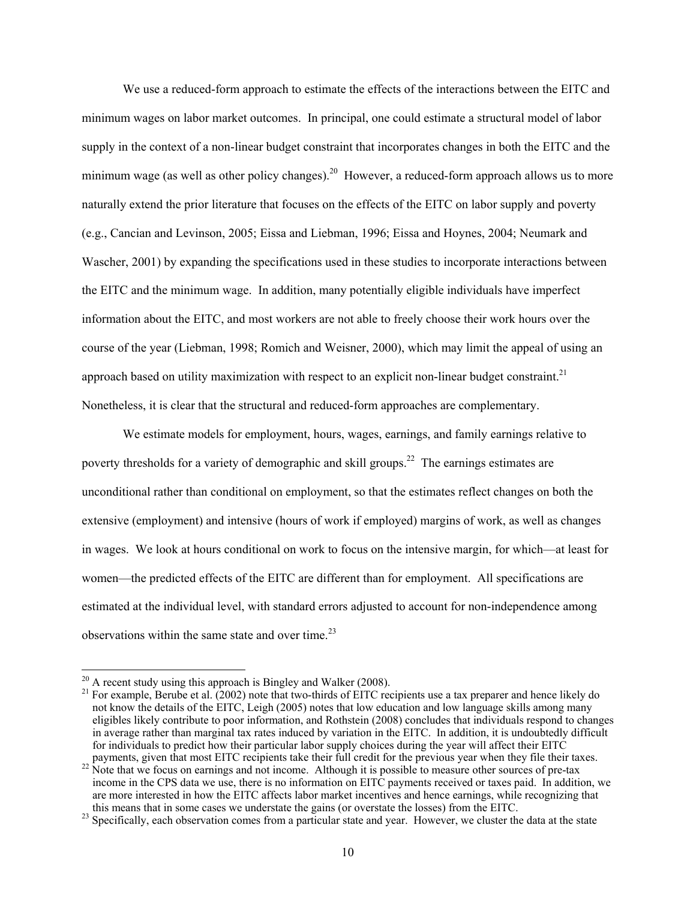We use a reduced-form approach to estimate the effects of the interactions between the EITC and minimum wages on labor market outcomes. In principal, one could estimate a structural model of labor supply in the context of a non-linear budget constraint that incorporates changes in both the EITC and the minimum wage (as well as other policy changes).[20] However, a reduced-form approach allows us to more naturally extend the prior literature that focuses on the effects of the EITC on labor supply and poverty (e.g., Cancian and Levinson, 2005; Eissa and Liebman, 1996; Eissa and Hoynes, 2004; Neumark and Wascher, 2001) by expanding the specifications used in these studies to incorporate interactions between the EITC and the minimum wage. In addition, many potentially eligible individuals have imperfect information about the EITC, and most workers are not able to freely choose their work hours over the course of the year (Liebman, 1998; Romich and Weisner, 2000), which may limit the appeal of using an approach based on utility maximization with respect to an explicit non-linear budget constraint.[21] Nonetheless, it is clear that the structural and reduced-form approaches are complementary.

We estimate models for employment, hours, wages, earnings, and family earnings relative to poverty thresholds for a variety of demographic and skill groups.[22] The earnings estimates are unconditional rather than conditional on employment, so that the estimates reflect changes on both the extensive (employment) and intensive (hours of work if employed) margins of work, as well as changes in wages. We look at hours conditional on work to focus on the intensive margin, for which—at least for women—the predicted effects of the EITC are different than for employment. All specifications are estimated at the individual level, with standard errors adjusted to account for non-independence among observations within the same state and over time.[23]

---

[20] A recent study using this approach is Bingley and Walker (2008).

[21] For example, Berube et al. (2002) note that two-thirds of EITC recipients use a tax preparer and hence likely do not know the details of the EITC, Leigh (2005) notes that low education and low language skills among many eligibles likely contribute to poor information, and Rothstein (2008) concludes that individuals respond to changes in average rather than marginal tax rates induced by variation in the EITC. In addition, it is undoubtedly difficult for individuals to predict how their particular labor supply choices during the year will affect their EITC payments, given that most EITC recipients take their full credit for the previous year when they file their taxes.

[22] Note that we focus on earnings and not income. Although it is possible to measure other sources of pre-tax income in the CPS data we use, there is no information on EITC payments received or taxes paid. In addition, we are more interested in how the EITC affects labor market incentives and hence earnings, while recognizing that this means that in some cases we understate the gains (or overstate the losses) from the EITC.

[23] Specifically, each observation comes from a particular state and year. However, we cluster the data at the state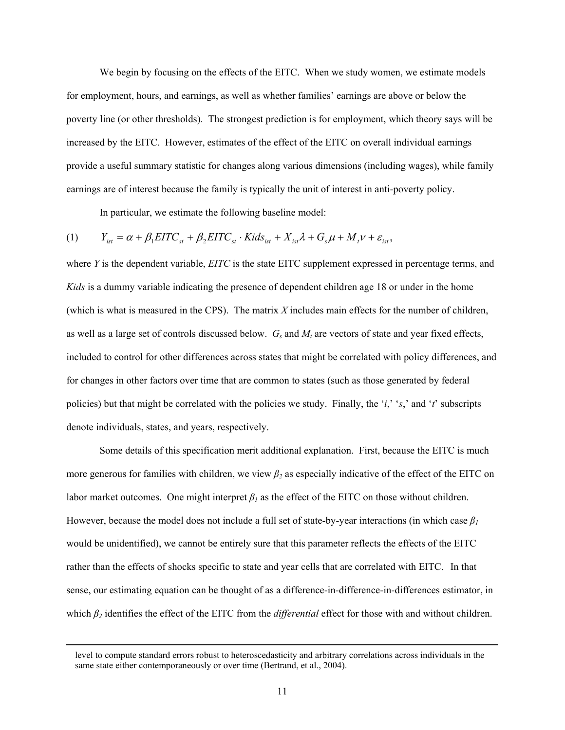We begin by focusing on the effects of the EITC. When we study women, we estimate models for employment, hours, and earnings, as well as whether families' earnings are above or below the poverty line (or other thresholds). The strongest prediction is for employment, which theory says will be increased by the EITC. However, estimates of the effect of the EITC on overall individual earnings provide a useful summary statistic for changes along various dimensions (including wages), while family earnings are of interest because the family is typically the unit of interest in anti-poverty policy.

In particular, we estimate the following baseline model:

$$Y_{ist} = \alpha + \beta_1 EITC_{st} + \beta_2 EITC_{st} \cdot Kids_{ist} + X_{ist}\lambda + G_s\mu + M_t\nu + \varepsilon_{ist}, \quad (1)$$

where $Y$ is the dependent variable, $EITC$ is the state EITC supplement expressed in percentage terms, and $Kids$ is a dummy variable indicating the presence of dependent children age 18 or under in the home (which is what is measured in the CPS). The matrix $X$ includes main effects for the number of children, as well as a large set of controls discussed below. $G_s$ and $M_t$ are vectors of state and year fixed effects, included to control for other differences across states that might be correlated with policy differences, and for changes in other factors over time that are common to states (such as those generated by federal policies) but that might be correlated with the policies we study. Finally, the '$i$,' '$s$,' and '$t$' subscripts denote individuals, states, and years, respectively.

Some details of this specification merit additional explanation. First, because the EITC is much more generous for families with children, we view $\beta_2$ as especially indicative of the effect of the EITC on labor market outcomes. One might interpret $\beta_1$ as the effect of the EITC on those without children. However, because the model does not include a full set of state-by-year interactions (in which case $\beta_1$ would be unidentified), we cannot be entirely sure that this parameter reflects the effects of the EITC rather than the effects of shocks specific to state and year cells that are correlated with EITC. In that sense, our estimating equation can be thought of as a difference-in-difference-in-differences estimator, in which $\beta_2$ identifies the effect of the EITC from the *differential* effect for those with and without children.

level to compute standard errors robust to heteroscedasticity and arbitrary correlations across individuals in the same state either contemporaneously or over time (Bertrand, et al., 2004).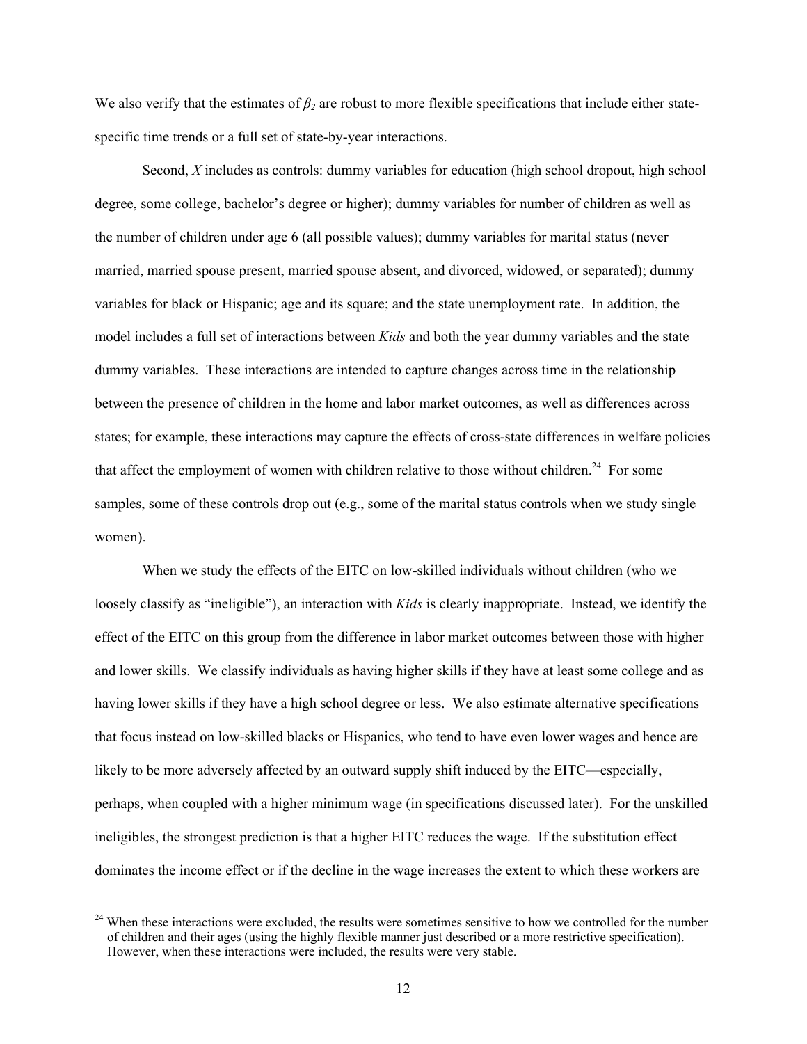We also verify that the estimates of $\beta_2$ are robust to more flexible specifications that include either state-specific time trends or a full set of state-by-year interactions.

Second, $X$ includes as controls: dummy variables for education (high school dropout, high school degree, some college, bachelor's degree or higher); dummy variables for number of children as well as the number of children under age 6 (all possible values); dummy variables for marital status (never married, married spouse present, married spouse absent, and divorced, widowed, or separated); dummy variables for black or Hispanic; age and its square; and the state unemployment rate. In addition, the model includes a full set of interactions between *Kids* and both the year dummy variables and the state dummy variables. These interactions are intended to capture changes across time in the relationship between the presence of children in the home and labor market outcomes, as well as differences across states; for example, these interactions may capture the effects of cross-state differences in welfare policies that affect the employment of women with children relative to those without children.[24] For some samples, some of these controls drop out (e.g., some of the marital status controls when we study single women).

When we study the effects of the EITC on low-skilled individuals without children (who we loosely classify as "ineligible"), an interaction with *Kids* is clearly inappropriate. Instead, we identify the effect of the EITC on this group from the difference in labor market outcomes between those with higher and lower skills. We classify individuals as having higher skills if they have at least some college and as having lower skills if they have a high school degree or less. We also estimate alternative specifications that focus instead on low-skilled blacks or Hispanics, who tend to have even lower wages and hence are likely to be more adversely affected by an outward supply shift induced by the EITC—especially, perhaps, when coupled with a higher minimum wage (in specifications discussed later). For the unskilled ineligibles, the strongest prediction is that a higher EITC reduces the wage. If the substitution effect dominates the income effect or if the decline in the wage increases the extent to which these workers are

[24] When these interactions were excluded, the results were sometimes sensitive to how we controlled for the number of children and their ages (using the highly flexible manner just described or a more restrictive specification). However, when these interactions were included, the results were very stable.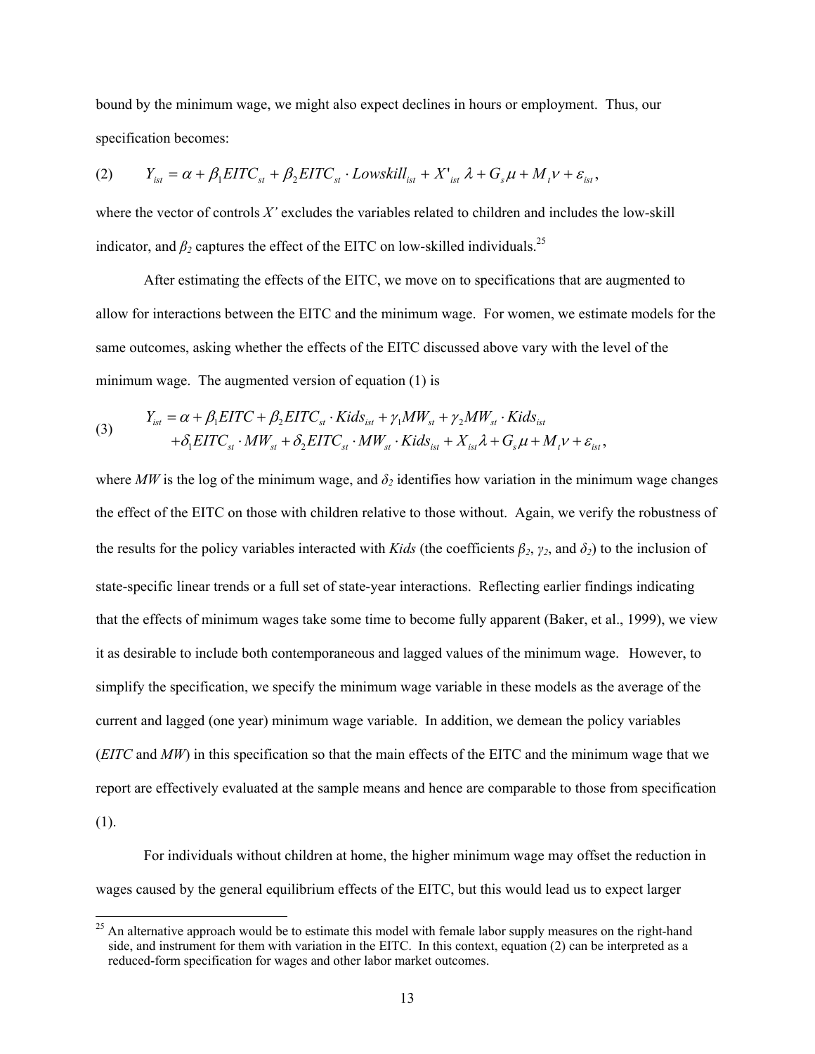bound by the minimum wage, we might also expect declines in hours or employment. Thus, our specification becomes:

$$(2) \qquad Y_{ist} = \alpha + \beta_1 EITC_{st} + \beta_2 EITC_{st} \cdot Lowskill_{ist} + X'_{ist}\lambda + G_s\mu + M_t\nu + \varepsilon_{ist},$$

where the vector of controls $X'$ excludes the variables related to children and includes the low-skill indicator, and $\beta_2$ captures the effect of the EITC on low-skilled individuals.[25]

After estimating the effects of the EITC, we move on to specifications that are augmented to allow for interactions between the EITC and the minimum wage. For women, we estimate models for the same outcomes, asking whether the effects of the EITC discussed above vary with the level of the minimum wage. The augmented version of equation (1) is

$$(3) \qquad \begin{aligned} Y_{ist} = \alpha &+ \beta_1 EITC + \beta_2 EITC_{st} \cdot Kids_{ist} + \gamma_1 MW_{st} + \gamma_2 MW_{st} \cdot Kids_{ist} \\ &+ \delta_1 EITC_{st} \cdot MW_{st} + \delta_2 EITC_{st} \cdot MW_{st} \cdot Kids_{ist} + X_{ist}\lambda + G_s\mu + M_t\nu + \varepsilon_{ist}, \end{aligned}$$

where $MW$ is the log of the minimum wage, and $\delta_2$ identifies how variation in the minimum wage changes the effect of the EITC on those with children relative to those without. Again, we verify the robustness of the results for the policy variables interacted with *Kids* (the coefficients $\beta_2$, $\gamma_2$, and $\delta_2$) to the inclusion of state-specific linear trends or a full set of state-year interactions. Reflecting earlier findings indicating that the effects of minimum wages take some time to become fully apparent (Baker, et al., 1999), we view it as desirable to include both contemporaneous and lagged values of the minimum wage. However, to simplify the specification, we specify the minimum wage variable in these models as the average of the current and lagged (one year) minimum wage variable. In addition, we demean the policy variables (*EITC* and *MW*) in this specification so that the main effects of the EITC and the minimum wage that we report are effectively evaluated at the sample means and hence are comparable to those from specification (1).

For individuals without children at home, the higher minimum wage may offset the reduction in wages caused by the general equilibrium effects of the EITC, but this would lead us to expect larger

[25] An alternative approach would be to estimate this model with female labor supply measures on the right-hand side, and instrument for them with variation in the EITC. In this context, equation (2) can be interpreted as a reduced-form specification for wages and other labor market outcomes.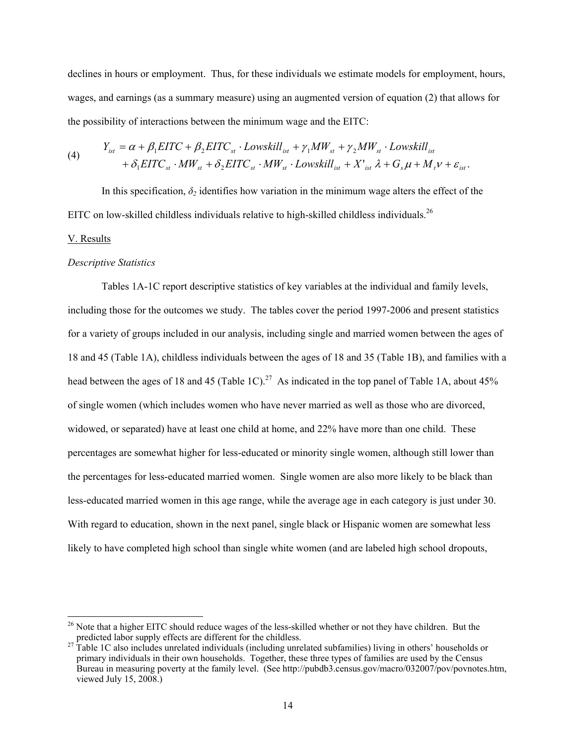declines in hours or employment. Thus, for these individuals we estimate models for employment, hours, wages, and earnings (as a summary measure) using an augmented version of equation (2) that allows for the possibility of interactions between the minimum wage and the EITC:

$$
\begin{aligned}
(4) \qquad Y_{ist} &= \alpha + \beta_1 EITC + \beta_2 EITC_{st} \cdot Lowskill_{ist} + \gamma_1 MW_{st} + \gamma_2 MW_{st} \cdot Lowskill_{ist} \\
&+ \delta_1 EITC_{st} \cdot MW_{st} + \delta_2 EITC_{st} \cdot MW_{st} \cdot Lowskill_{ist} + X'_{ist}\lambda + G_s \mu + M_t \nu + \varepsilon_{ist}.
\end{aligned}
$$

In this specification, $\delta_2$ identifies how variation in the minimum wage alters the effect of the EITC on low-skilled childless individuals relative to high-skilled childless individuals.[26]

## V. Results

*Descriptive Statistics*

Tables 1A-1C report descriptive statistics of key variables at the individual and family levels, including those for the outcomes we study. The tables cover the period 1997-2006 and present statistics for a variety of groups included in our analysis, including single and married women between the ages of 18 and 45 (Table 1A), childless individuals between the ages of 18 and 35 (Table 1B), and families with a head between the ages of 18 and 45 (Table 1C).[27] As indicated in the top panel of Table 1A, about 45% of single women (which includes women who have never married as well as those who are divorced, widowed, or separated) have at least one child at home, and 22% have more than one child. These percentages are somewhat higher for less-educated or minority single women, although still lower than the percentages for less-educated married women. Single women are also more likely to be black than less-educated married women in this age range, while the average age in each category is just under 30. With regard to education, shown in the next panel, single black or Hispanic women are somewhat less likely to have completed high school than single white women (and are labeled high school dropouts,

[26] Note that a higher EITC should reduce wages of the less-skilled whether or not they have children. But the predicted labor supply effects are different for the childless.

[27] Table 1C also includes unrelated individuals (including unrelated subfamilies) living in others' households or primary individuals in their own households. Together, these three types of families are used by the Census Bureau in measuring poverty at the family level. (See http://pubdb3.census.gov/macro/032007/pov/povnotes.htm, viewed July 15, 2008.)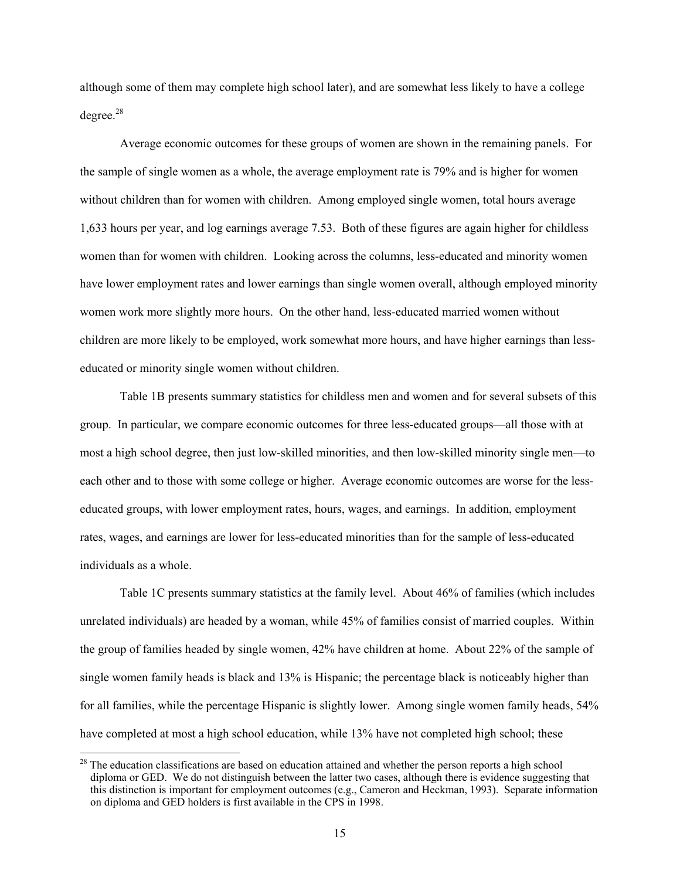although some of them may complete high school later), and are somewhat less likely to have a college degree.[28]

Average economic outcomes for these groups of women are shown in the remaining panels. For the sample of single women as a whole, the average employment rate is 79% and is higher for women without children than for women with children. Among employed single women, total hours average 1,633 hours per year, and log earnings average 7.53. Both of these figures are again higher for childless women than for women with children. Looking across the columns, less-educated and minority women have lower employment rates and lower earnings than single women overall, although employed minority women work more slightly more hours. On the other hand, less-educated married women without children are more likely to be employed, work somewhat more hours, and have higher earnings than less-educated or minority single women without children.

Table 1B presents summary statistics for childless men and women and for several subsets of this group. In particular, we compare economic outcomes for three less-educated groups—all those with at most a high school degree, then just low-skilled minorities, and then low-skilled minority single men—to each other and to those with some college or higher. Average economic outcomes are worse for the less-educated groups, with lower employment rates, hours, wages, and earnings. In addition, employment rates, wages, and earnings are lower for less-educated minorities than for the sample of less-educated individuals as a whole.

Table 1C presents summary statistics at the family level. About 46% of families (which includes unrelated individuals) are headed by a woman, while 45% of families consist of married couples. Within the group of families headed by single women, 42% have children at home. About 22% of the sample of single women family heads is black and 13% is Hispanic; the percentage black is noticeably higher than for all families, while the percentage Hispanic is slightly lower. Among single women family heads, 54% have completed at most a high school education, while 13% have not completed high school; these

[28] The education classifications are based on education attained and whether the person reports a high school diploma or GED. We do not distinguish between the latter two cases, although there is evidence suggesting that this distinction is important for employment outcomes (e.g., Cameron and Heckman, 1993). Separate information on diploma and GED holders is first available in the CPS in 1998.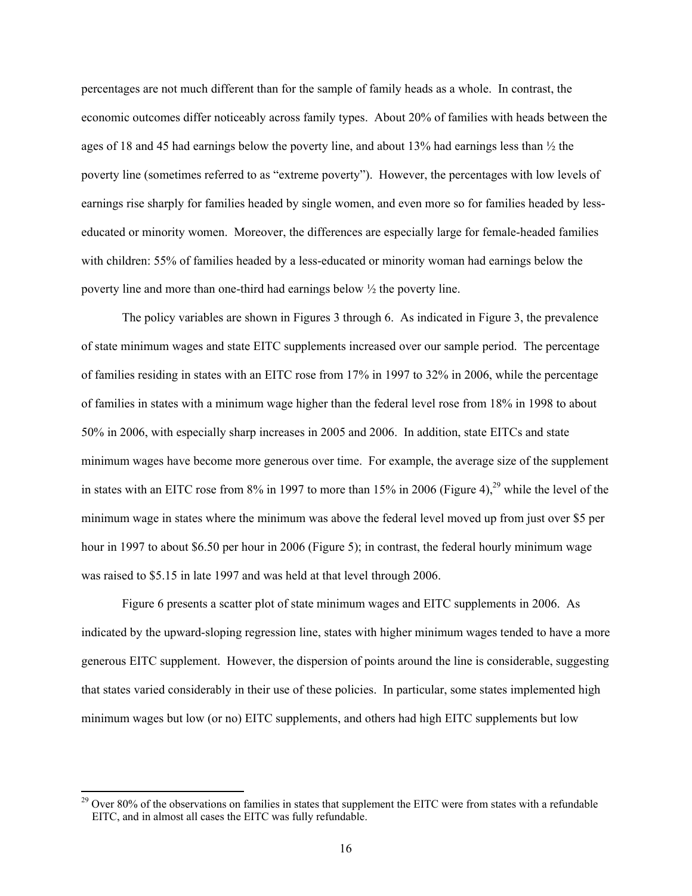percentages are not much different than for the sample of family heads as a whole. In contrast, the economic outcomes differ noticeably across family types. About 20% of families with heads between the ages of 18 and 45 had earnings below the poverty line, and about 13% had earnings less than ½ the poverty line (sometimes referred to as "extreme poverty"). However, the percentages with low levels of earnings rise sharply for families headed by single women, and even more so for families headed by less-educated or minority women. Moreover, the differences are especially large for female-headed families with children: 55% of families headed by a less-educated or minority woman had earnings below the poverty line and more than one-third had earnings below ½ the poverty line.

The policy variables are shown in Figures 3 through 6. As indicated in Figure 3, the prevalence of state minimum wages and state EITC supplements increased over our sample period. The percentage of families residing in states with an EITC rose from 17% in 1997 to 32% in 2006, while the percentage of families in states with a minimum wage higher than the federal level rose from 18% in 1998 to about 50% in 2006, with especially sharp increases in 2005 and 2006. In addition, state EITCs and state minimum wages have become more generous over time. For example, the average size of the supplement in states with an EITC rose from 8% in 1997 to more than 15% in 2006 (Figure 4),[29] while the level of the minimum wage in states where the minimum was above the federal level moved up from just over \$5 per hour in 1997 to about \$6.50 per hour in 2006 (Figure 5); in contrast, the federal hourly minimum wage was raised to \$5.15 in late 1997 and was held at that level through 2006.

Figure 6 presents a scatter plot of state minimum wages and EITC supplements in 2006. As indicated by the upward-sloping regression line, states with higher minimum wages tended to have a more generous EITC supplement. However, the dispersion of points around the line is considerable, suggesting that states varied considerably in their use of these policies. In particular, some states implemented high minimum wages but low (or no) EITC supplements, and others had high EITC supplements but low

[29] Over 80% of the observations on families in states that supplement the EITC were from states with a refundable EITC, and in almost all cases the EITC was fully refundable.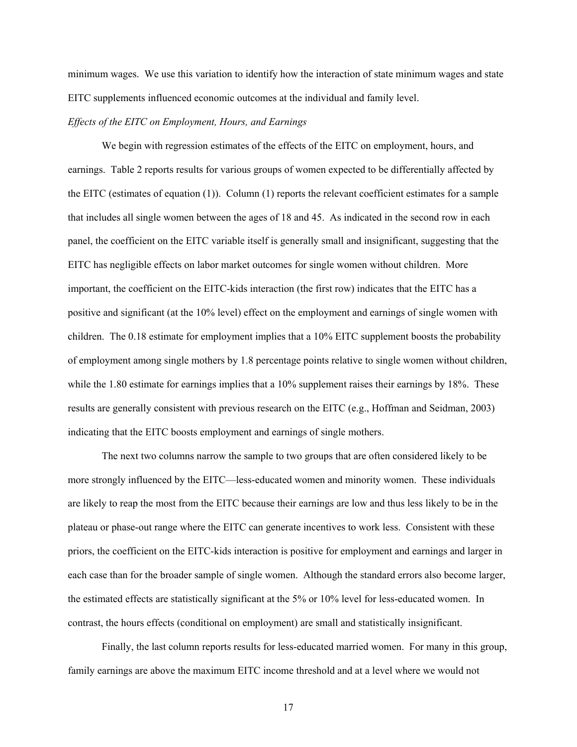minimum wages. We use this variation to identify how the interaction of state minimum wages and state EITC supplements influenced economic outcomes at the individual and family level.

*Effects of the EITC on Employment, Hours, and Earnings*

We begin with regression estimates of the effects of the EITC on employment, hours, and earnings. Table 2 reports results for various groups of women expected to be differentially affected by the EITC (estimates of equation (1)). Column (1) reports the relevant coefficient estimates for a sample that includes all single women between the ages of 18 and 45. As indicated in the second row in each panel, the coefficient on the EITC variable itself is generally small and insignificant, suggesting that the EITC has negligible effects on labor market outcomes for single women without children. More important, the coefficient on the EITC-kids interaction (the first row) indicates that the EITC has a positive and significant (at the 10% level) effect on the employment and earnings of single women with children. The 0.18 estimate for employment implies that a 10% EITC supplement boosts the probability of employment among single mothers by 1.8 percentage points relative to single women without children, while the 1.80 estimate for earnings implies that a 10% supplement raises their earnings by 18%. These results are generally consistent with previous research on the EITC (e.g., Hoffman and Seidman, 2003) indicating that the EITC boosts employment and earnings of single mothers.

The next two columns narrow the sample to two groups that are often considered likely to be more strongly influenced by the EITC—less-educated women and minority women. These individuals are likely to reap the most from the EITC because their earnings are low and thus less likely to be in the plateau or phase-out range where the EITC can generate incentives to work less. Consistent with these priors, the coefficient on the EITC-kids interaction is positive for employment and earnings and larger in each case than for the broader sample of single women. Although the standard errors also become larger, the estimated effects are statistically significant at the 5% or 10% level for less-educated women. In contrast, the hours effects (conditional on employment) are small and statistically insignificant.

Finally, the last column reports results for less-educated married women. For many in this group, family earnings are above the maximum EITC income threshold and at a level where we would not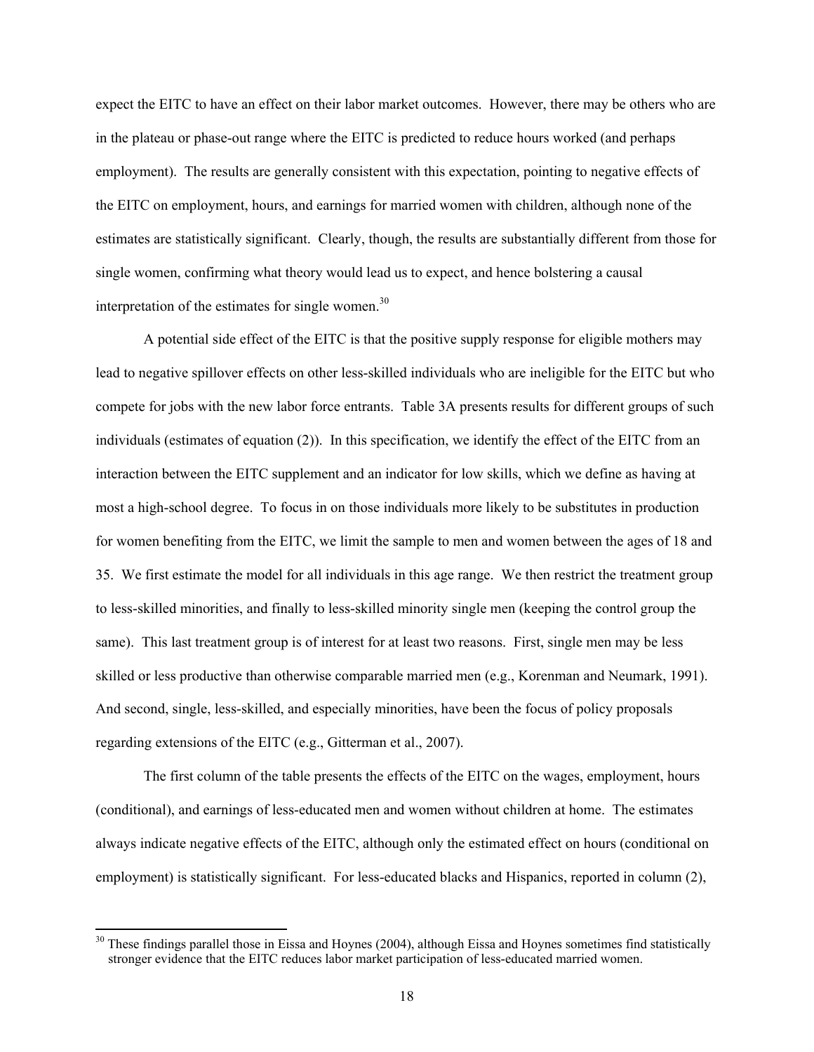expect the EITC to have an effect on their labor market outcomes. However, there may be others who are in the plateau or phase-out range where the EITC is predicted to reduce hours worked (and perhaps employment). The results are generally consistent with this expectation, pointing to negative effects of the EITC on employment, hours, and earnings for married women with children, although none of the estimates are statistically significant. Clearly, though, the results are substantially different from those for single women, confirming what theory would lead us to expect, and hence bolstering a causal interpretation of the estimates for single women.[30]

A potential side effect of the EITC is that the positive supply response for eligible mothers may lead to negative spillover effects on other less-skilled individuals who are ineligible for the EITC but who compete for jobs with the new labor force entrants. Table 3A presents results for different groups of such individuals (estimates of equation (2)). In this specification, we identify the effect of the EITC from an interaction between the EITC supplement and an indicator for low skills, which we define as having at most a high-school degree. To focus in on those individuals more likely to be substitutes in production for women benefiting from the EITC, we limit the sample to men and women between the ages of 18 and 35. We first estimate the model for all individuals in this age range. We then restrict the treatment group to less-skilled minorities, and finally to less-skilled minority single men (keeping the control group the same). This last treatment group is of interest for at least two reasons. First, single men may be less skilled or less productive than otherwise comparable married men (e.g., Korenman and Neumark, 1991). And second, single, less-skilled, and especially minorities, have been the focus of policy proposals regarding extensions of the EITC (e.g., Gitterman et al., 2007).

The first column of the table presents the effects of the EITC on the wages, employment, hours (conditional), and earnings of less-educated men and women without children at home. The estimates always indicate negative effects of the EITC, although only the estimated effect on hours (conditional on employment) is statistically significant. For less-educated blacks and Hispanics, reported in column (2),

[30] These findings parallel those in Eissa and Hoynes (2004), although Eissa and Hoynes sometimes find statistically stronger evidence that the EITC reduces labor market participation of less-educated married women.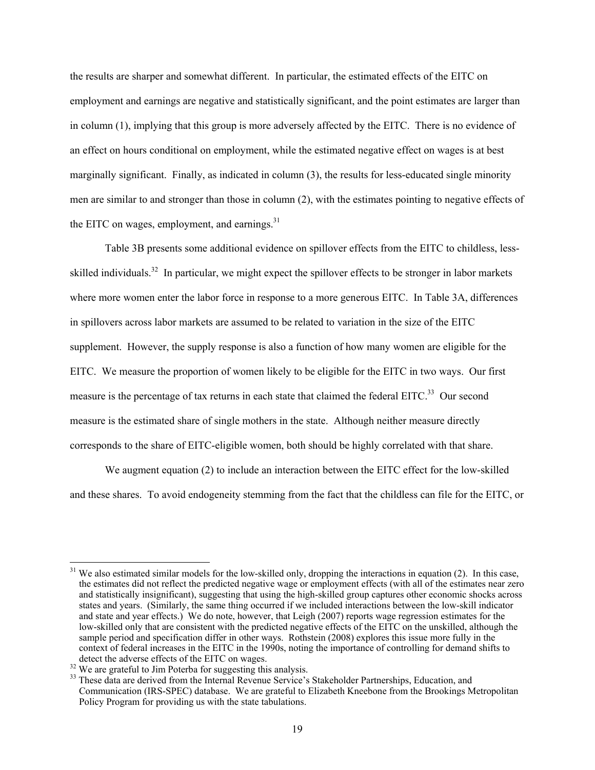the results are sharper and somewhat different. In particular, the estimated effects of the EITC on employment and earnings are negative and statistically significant, and the point estimates are larger than in column (1), implying that this group is more adversely affected by the EITC. There is no evidence of an effect on hours conditional on employment, while the estimated negative effect on wages is at best marginally significant. Finally, as indicated in column (3), the results for less-educated single minority men are similar to and stronger than those in column (2), with the estimates pointing to negative effects of the EITC on wages, employment, and earnings.[31]

Table 3B presents some additional evidence on spillover effects from the EITC to childless, less-skilled individuals.[32] In particular, we might expect the spillover effects to be stronger in labor markets where more women enter the labor force in response to a more generous EITC. In Table 3A, differences in spillovers across labor markets are assumed to be related to variation in the size of the EITC supplement. However, the supply response is also a function of how many women are eligible for the EITC. We measure the proportion of women likely to be eligible for the EITC in two ways. Our first measure is the percentage of tax returns in each state that claimed the federal EITC.[33] Our second measure is the estimated share of single mothers in the state. Although neither measure directly corresponds to the share of EITC-eligible women, both should be highly correlated with that share.

We augment equation (2) to include an interaction between the EITC effect for the low-skilled and these shares. To avoid endogeneity stemming from the fact that the childless can file for the EITC, or

---

[31] We also estimated similar models for the low-skilled only, dropping the interactions in equation (2). In this case, the estimates did not reflect the predicted negative wage or employment effects (with all of the estimates near zero and statistically insignificant), suggesting that using the high-skilled group captures other economic shocks across states and years. (Similarly, the same thing occurred if we included interactions between the low-skill indicator and state and year effects.) We do note, however, that Leigh (2007) reports wage regression estimates for the low-skilled only that are consistent with the predicted negative effects of the EITC on the unskilled, although the sample period and specification differ in other ways. Rothstein (2008) explores this issue more fully in the context of federal increases in the EITC in the 1990s, noting the importance of controlling for demand shifts to detect the adverse effects of the EITC on wages.

[32] We are grateful to Jim Poterba for suggesting this analysis.

[33] These data are derived from the Internal Revenue Service's Stakeholder Partnerships, Education, and Communication (IRS-SPEC) database. We are grateful to Elizabeth Kneebone from the Brookings Metropolitan Policy Program for providing us with the state tabulations.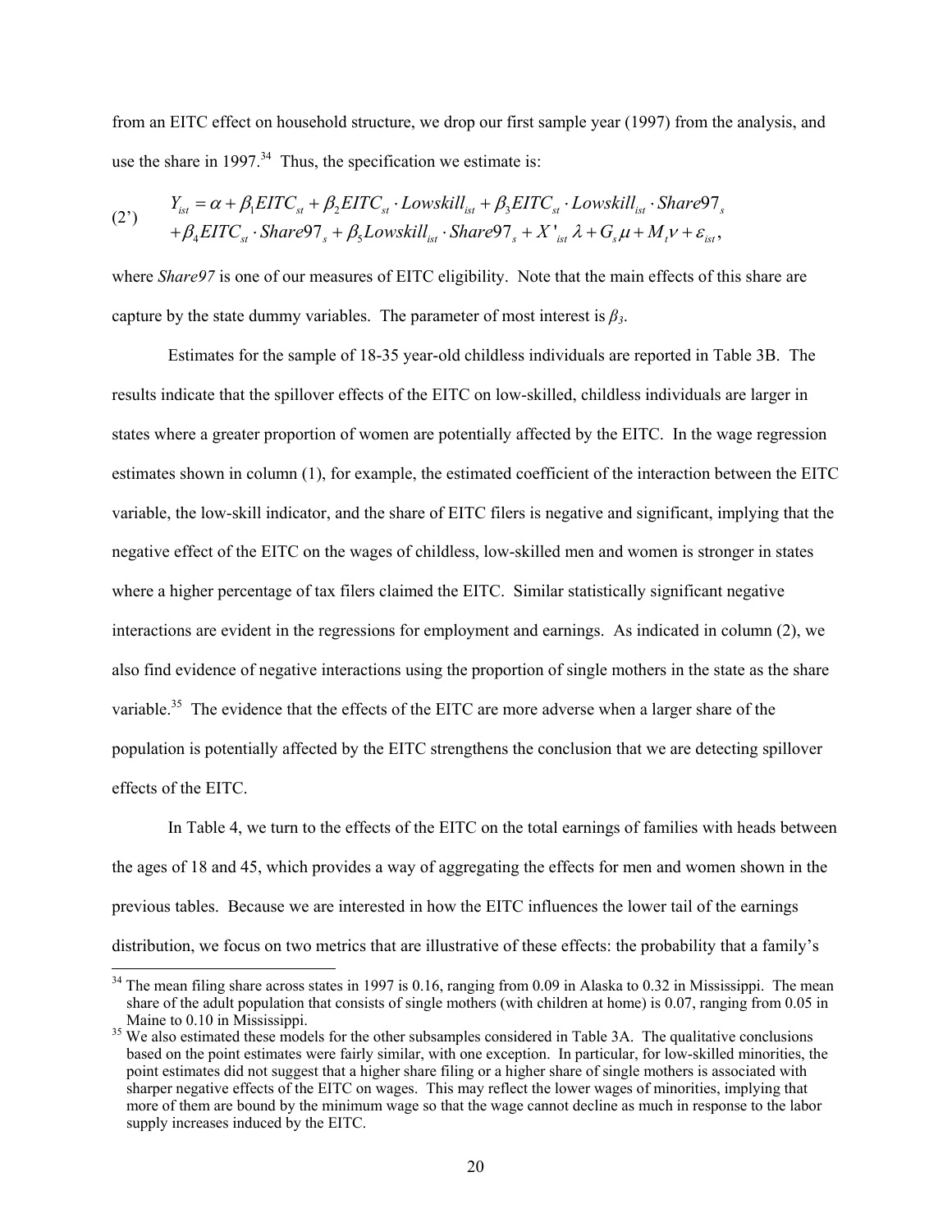from an EITC effect on household structure, we drop our first sample year (1997) from the analysis, and use the share in 1997.[34] Thus, the specification we estimate is:

$$
(2') \quad \begin{aligned} Y_{ist} &= \alpha + \beta_1 EITC_{st} + \beta_2 EITC_{st} \cdot Lowskill_{ist} + \beta_3 EITC_{st} \cdot Lowskill_{ist} \cdot Share97_s \\ &+ \beta_4 EITC_{st} \cdot Share97_s + \beta_5 Lowskill_{ist} \cdot Share97_s + X'_{ist}\lambda + G_s\mu + M_t\nu + \varepsilon_{ist}, \end{aligned}
$$

where *Share97* is one of our measures of EITC eligibility. Note that the main effects of this share are capture by the state dummy variables. The parameter of most interest is $\beta_3$.

Estimates for the sample of 18-35 year-old childless individuals are reported in Table 3B. The results indicate that the spillover effects of the EITC on low-skilled, childless individuals are larger in states where a greater proportion of women are potentially affected by the EITC. In the wage regression estimates shown in column (1), for example, the estimated coefficient of the interaction between the EITC variable, the low-skill indicator, and the share of EITC filers is negative and significant, implying that the negative effect of the EITC on the wages of childless, low-skilled men and women is stronger in states where a higher percentage of tax filers claimed the EITC. Similar statistically significant negative interactions are evident in the regressions for employment and earnings. As indicated in column (2), we also find evidence of negative interactions using the proportion of single mothers in the state as the share variable.[35] The evidence that the effects of the EITC are more adverse when a larger share of the population is potentially affected by the EITC strengthens the conclusion that we are detecting spillover effects of the EITC.

In Table 4, we turn to the effects of the EITC on the total earnings of families with heads between the ages of 18 and 45, which provides a way of aggregating the effects for men and women shown in the previous tables. Because we are interested in how the EITC influences the lower tail of the earnings distribution, we focus on two metrics that are illustrative of these effects: the probability that a family's

---

[34] The mean filing share across states in 1997 is 0.16, ranging from 0.09 in Alaska to 0.32 in Mississippi. The mean share of the adult population that consists of single mothers (with children at home) is 0.07, ranging from 0.05 in Maine to 0.10 in Mississippi.

[35] We also estimated these models for the other subsamples considered in Table 3A. The qualitative conclusions based on the point estimates were fairly similar, with one exception. In particular, for low-skilled minorities, the point estimates did not suggest that a higher share filing or a higher share of single mothers is associated with sharper negative effects of the EITC on wages. This may reflect the lower wages of minorities, implying that more of them are bound by the minimum wage so that the wage cannot decline as much in response to the labor supply increases induced by the EITC.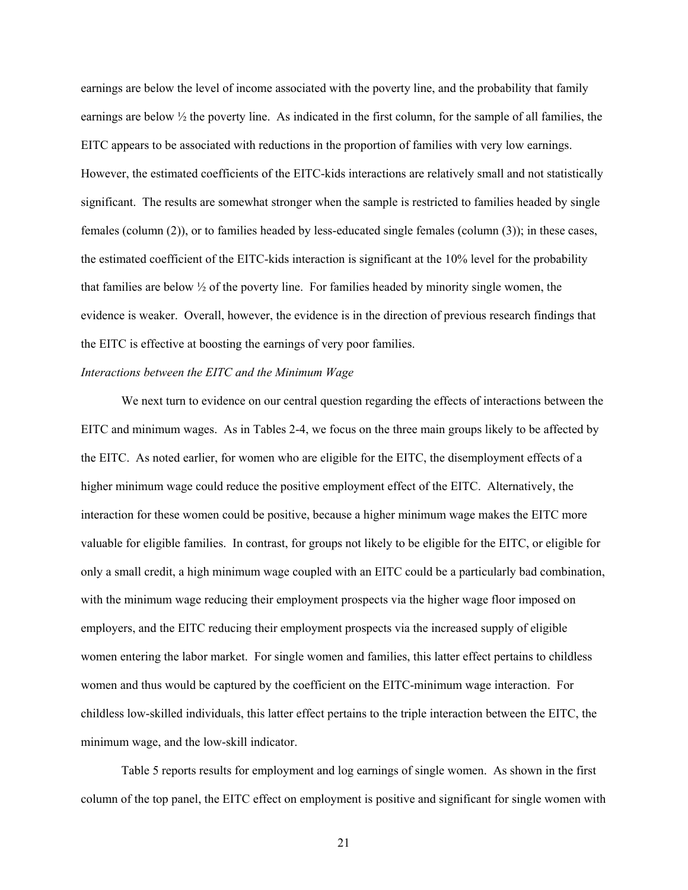earnings are below the level of income associated with the poverty line, and the probability that family earnings are below ½ the poverty line. As indicated in the first column, for the sample of all families, the EITC appears to be associated with reductions in the proportion of families with very low earnings. However, the estimated coefficients of the EITC-kids interactions are relatively small and not statistically significant. The results are somewhat stronger when the sample is restricted to families headed by single females (column (2)), or to families headed by less-educated single females (column (3)); in these cases, the estimated coefficient of the EITC-kids interaction is significant at the 10% level for the probability that families are below ½ of the poverty line. For families headed by minority single women, the evidence is weaker. Overall, however, the evidence is in the direction of previous research findings that the EITC is effective at boosting the earnings of very poor families.

*Interactions between the EITC and the Minimum Wage*

We next turn to evidence on our central question regarding the effects of interactions between the EITC and minimum wages. As in Tables 2-4, we focus on the three main groups likely to be affected by the EITC. As noted earlier, for women who are eligible for the EITC, the disemployment effects of a higher minimum wage could reduce the positive employment effect of the EITC. Alternatively, the interaction for these women could be positive, because a higher minimum wage makes the EITC more valuable for eligible families. In contrast, for groups not likely to be eligible for the EITC, or eligible for only a small credit, a high minimum wage coupled with an EITC could be a particularly bad combination, with the minimum wage reducing their employment prospects via the higher wage floor imposed on employers, and the EITC reducing their employment prospects via the increased supply of eligible women entering the labor market. For single women and families, this latter effect pertains to childless women and thus would be captured by the coefficient on the EITC-minimum wage interaction. For childless low-skilled individuals, this latter effect pertains to the triple interaction between the EITC, the minimum wage, and the low-skill indicator.

Table 5 reports results for employment and log earnings of single women. As shown in the first column of the top panel, the EITC effect on employment is positive and significant for single women with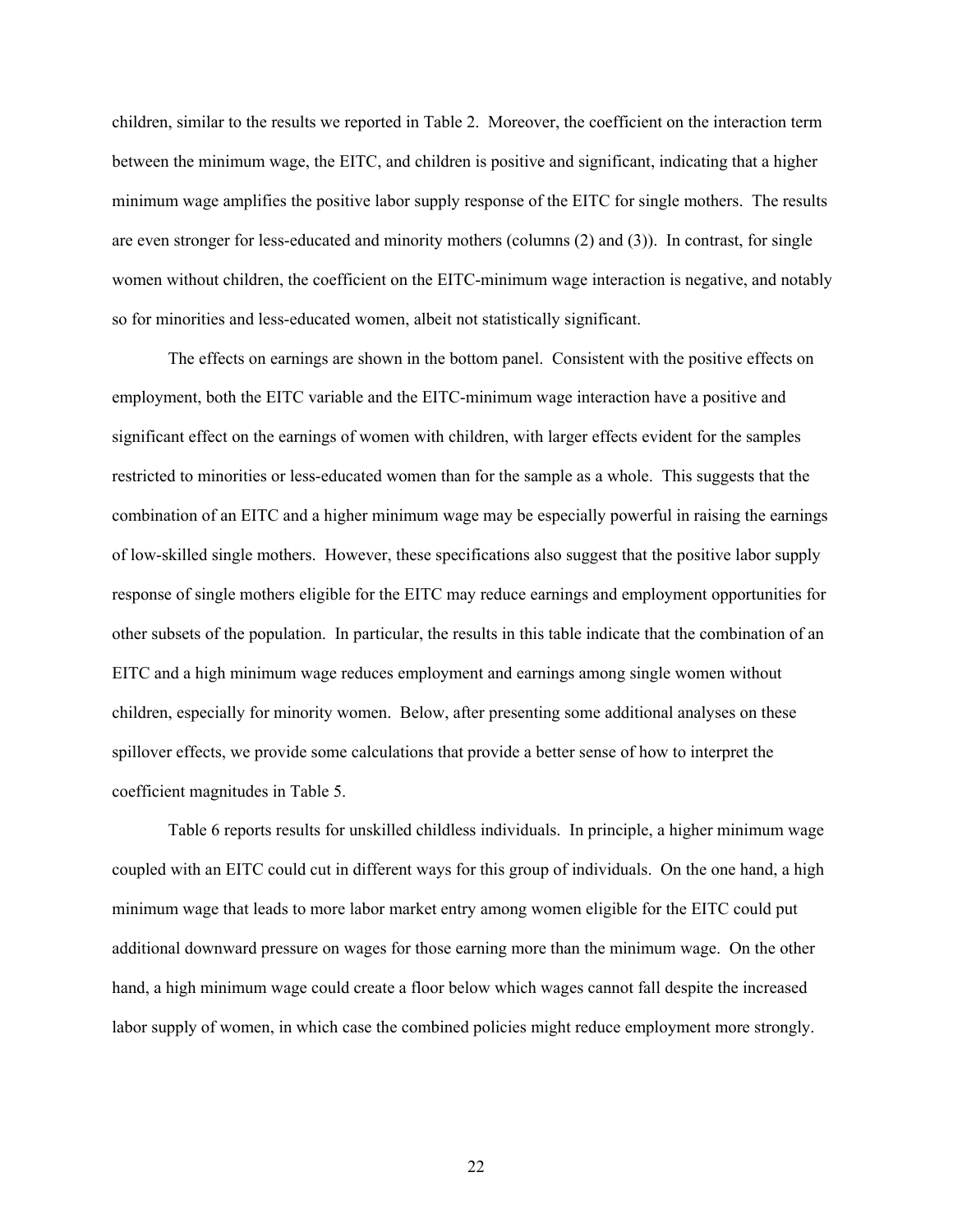children, similar to the results we reported in Table 2. Moreover, the coefficient on the interaction term between the minimum wage, the EITC, and children is positive and significant, indicating that a higher minimum wage amplifies the positive labor supply response of the EITC for single mothers. The results are even stronger for less-educated and minority mothers (columns (2) and (3)). In contrast, for single women without children, the coefficient on the EITC-minimum wage interaction is negative, and notably so for minorities and less-educated women, albeit not statistically significant.

The effects on earnings are shown in the bottom panel. Consistent with the positive effects on employment, both the EITC variable and the EITC-minimum wage interaction have a positive and significant effect on the earnings of women with children, with larger effects evident for the samples restricted to minorities or less-educated women than for the sample as a whole. This suggests that the combination of an EITC and a higher minimum wage may be especially powerful in raising the earnings of low-skilled single mothers. However, these specifications also suggest that the positive labor supply response of single mothers eligible for the EITC may reduce earnings and employment opportunities for other subsets of the population. In particular, the results in this table indicate that the combination of an EITC and a high minimum wage reduces employment and earnings among single women without children, especially for minority women. Below, after presenting some additional analyses on these spillover effects, we provide some calculations that provide a better sense of how to interpret the coefficient magnitudes in Table 5.

Table 6 reports results for unskilled childless individuals. In principle, a higher minimum wage coupled with an EITC could cut in different ways for this group of individuals. On the one hand, a high minimum wage that leads to more labor market entry among women eligible for the EITC could put additional downward pressure on wages for those earning more than the minimum wage. On the other hand, a high minimum wage could create a floor below which wages cannot fall despite the increased labor supply of women, in which case the combined policies might reduce employment more strongly.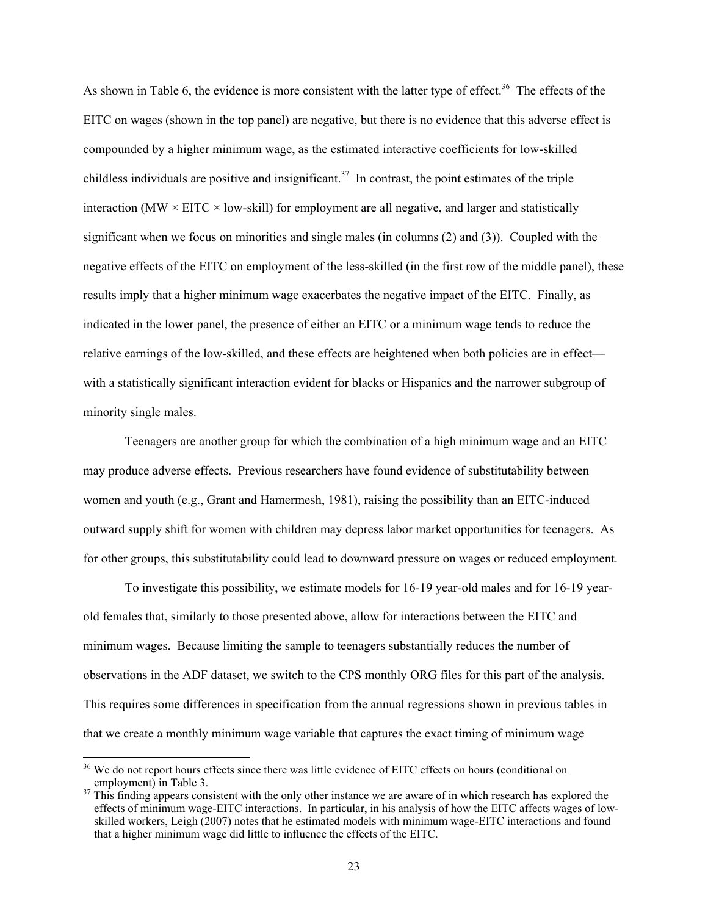As shown in Table 6, the evidence is more consistent with the latter type of effect.[36] The effects of the EITC on wages (shown in the top panel) are negative, but there is no evidence that this adverse effect is compounded by a higher minimum wage, as the estimated interactive coefficients for low-skilled childless individuals are positive and insignificant.[37] In contrast, the point estimates of the triple interaction (MW × EITC × low-skill) for employment are all negative, and larger and statistically significant when we focus on minorities and single males (in columns (2) and (3)). Coupled with the negative effects of the EITC on employment of the less-skilled (in the first row of the middle panel), these results imply that a higher minimum wage exacerbates the negative impact of the EITC. Finally, as indicated in the lower panel, the presence of either an EITC or a minimum wage tends to reduce the relative earnings of the low-skilled, and these effects are heightened when both policies are in effect—with a statistically significant interaction evident for blacks or Hispanics and the narrower subgroup of minority single males.

Teenagers are another group for which the combination of a high minimum wage and an EITC may produce adverse effects. Previous researchers have found evidence of substitutability between women and youth (e.g., Grant and Hamermesh, 1981), raising the possibility than an EITC-induced outward supply shift for women with children may depress labor market opportunities for teenagers. As for other groups, this substitutability could lead to downward pressure on wages or reduced employment.

To investigate this possibility, we estimate models for 16-19 year-old males and for 16-19 year-old females that, similarly to those presented above, allow for interactions between the EITC and minimum wages. Because limiting the sample to teenagers substantially reduces the number of observations in the ADF dataset, we switch to the CPS monthly ORG files for this part of the analysis. This requires some differences in specification from the annual regressions shown in previous tables in that we create a monthly minimum wage variable that captures the exact timing of minimum wage

---

[36] We do not report hours effects since there was little evidence of EITC effects on hours (conditional on employment) in Table 3.

[37] This finding appears consistent with the only other instance we are aware of in which research has explored the effects of minimum wage-EITC interactions. In particular, in his analysis of how the EITC affects wages of low-skilled workers, Leigh (2007) notes that he estimated models with minimum wage-EITC interactions and found that a higher minimum wage did little to influence the effects of the EITC.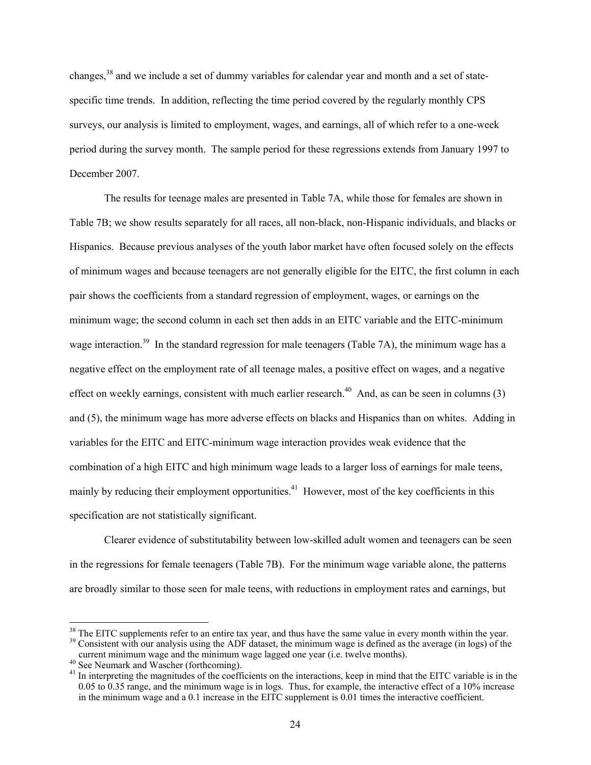changes,[38] and we include a set of dummy variables for calendar year and month and a set of state-specific time trends. In addition, reflecting the time period covered by the regularly monthly CPS surveys, our analysis is limited to employment, wages, and earnings, all of which refer to a one-week period during the survey month. The sample period for these regressions extends from January 1997 to December 2007.

The results for teenage males are presented in Table 7A, while those for females are shown in Table 7B; we show results separately for all races, all non-black, non-Hispanic individuals, and blacks or Hispanics. Because previous analyses of the youth labor market have often focused solely on the effects of minimum wages and because teenagers are not generally eligible for the EITC, the first column in each pair shows the coefficients from a standard regression of employment, wages, or earnings on the minimum wage; the second column in each set then adds in an EITC variable and the EITC-minimum wage interaction.[39] In the standard regression for male teenagers (Table 7A), the minimum wage has a negative effect on the employment rate of all teenage males, a positive effect on wages, and a negative effect on weekly earnings, consistent with much earlier research.[40] And, as can be seen in columns (3) and (5), the minimum wage has more adverse effects on blacks and Hispanics than on whites. Adding in variables for the EITC and EITC-minimum wage interaction provides weak evidence that the combination of a high EITC and high minimum wage leads to a larger loss of earnings for male teens, mainly by reducing their employment opportunities.[41] However, most of the key coefficients in this specification are not statistically significant.

Clearer evidence of substitutability between low-skilled adult women and teenagers can be seen in the regressions for female teenagers (Table 7B). For the minimum wage variable alone, the patterns are broadly similar to those seen for male teens, with reductions in employment rates and earnings, but

[38] The EITC supplements refer to an entire tax year, and thus have the same value in every month within the year.

[39] Consistent with our analysis using the ADF dataset, the minimum wage is defined as the average (in logs) of the current minimum wage and the minimum wage lagged one year (i.e. twelve months).

[40] See Neumark and Wascher (forthcoming).

[41] In interpreting the magnitudes of the coefficients on the interactions, keep in mind that the EITC variable is in the 0.05 to 0.35 range, and the minimum wage is in logs. Thus, for example, the interactive effect of a 10% increase in the minimum wage and a 0.1 increase in the EITC supplement is 0.01 times the interactive coefficient.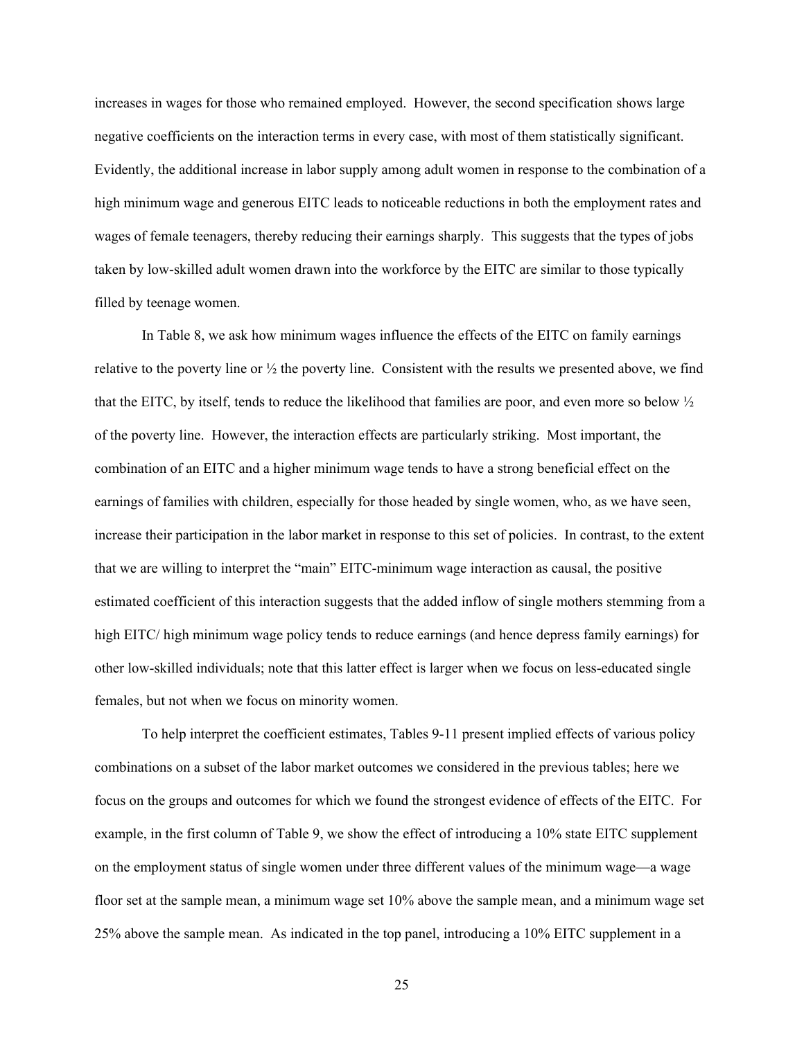increases in wages for those who remained employed. However, the second specification shows large negative coefficients on the interaction terms in every case, with most of them statistically significant. Evidently, the additional increase in labor supply among adult women in response to the combination of a high minimum wage and generous EITC leads to noticeable reductions in both the employment rates and wages of female teenagers, thereby reducing their earnings sharply. This suggests that the types of jobs taken by low-skilled adult women drawn into the workforce by the EITC are similar to those typically filled by teenage women.

In Table 8, we ask how minimum wages influence the effects of the EITC on family earnings relative to the poverty line or ½ the poverty line. Consistent with the results we presented above, we find that the EITC, by itself, tends to reduce the likelihood that families are poor, and even more so below ½ of the poverty line. However, the interaction effects are particularly striking. Most important, the combination of an EITC and a higher minimum wage tends to have a strong beneficial effect on the earnings of families with children, especially for those headed by single women, who, as we have seen, increase their participation in the labor market in response to this set of policies. In contrast, to the extent that we are willing to interpret the "main" EITC-minimum wage interaction as causal, the positive estimated coefficient of this interaction suggests that the added inflow of single mothers stemming from a high EITC/ high minimum wage policy tends to reduce earnings (and hence depress family earnings) for other low-skilled individuals; note that this latter effect is larger when we focus on less-educated single females, but not when we focus on minority women.

To help interpret the coefficient estimates, Tables 9-11 present implied effects of various policy combinations on a subset of the labor market outcomes we considered in the previous tables; here we focus on the groups and outcomes for which we found the strongest evidence of effects of the EITC. For example, in the first column of Table 9, we show the effect of introducing a 10% state EITC supplement on the employment status of single women under three different values of the minimum wage—a wage floor set at the sample mean, a minimum wage set 10% above the sample mean, and a minimum wage set 25% above the sample mean. As indicated in the top panel, introducing a 10% EITC supplement in a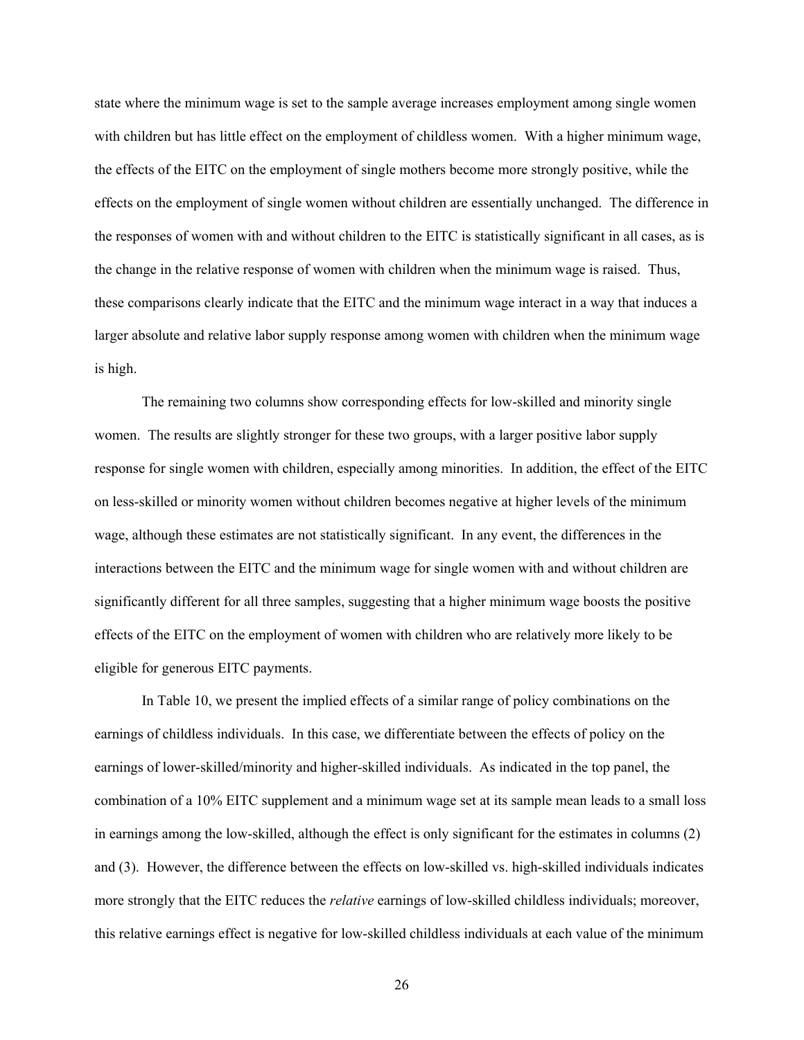state where the minimum wage is set to the sample average increases employment among single women with children but has little effect on the employment of childless women. With a higher minimum wage, the effects of the EITC on the employment of single mothers become more strongly positive, while the effects on the employment of single women without children are essentially unchanged. The difference in the responses of women with and without children to the EITC is statistically significant in all cases, as is the change in the relative response of women with children when the minimum wage is raised. Thus, these comparisons clearly indicate that the EITC and the minimum wage interact in a way that induces a larger absolute and relative labor supply response among women with children when the minimum wage is high.

The remaining two columns show corresponding effects for low-skilled and minority single women. The results are slightly stronger for these two groups, with a larger positive labor supply response for single women with children, especially among minorities. In addition, the effect of the EITC on less-skilled or minority women without children becomes negative at higher levels of the minimum wage, although these estimates are not statistically significant. In any event, the differences in the interactions between the EITC and the minimum wage for single women with and without children are significantly different for all three samples, suggesting that a higher minimum wage boosts the positive effects of the EITC on the employment of women with children who are relatively more likely to be eligible for generous EITC payments.

In Table 10, we present the implied effects of a similar range of policy combinations on the earnings of childless individuals. In this case, we differentiate between the effects of policy on the earnings of lower-skilled/minority and higher-skilled individuals. As indicated in the top panel, the combination of a 10% EITC supplement and a minimum wage set at its sample mean leads to a small loss in earnings among the low-skilled, although the effect is only significant for the estimates in columns (2) and (3). However, the difference between the effects on low-skilled vs. high-skilled individuals indicates more strongly that the EITC reduces the *relative* earnings of low-skilled childless individuals; moreover, this relative earnings effect is negative for low-skilled childless individuals at each value of the minimum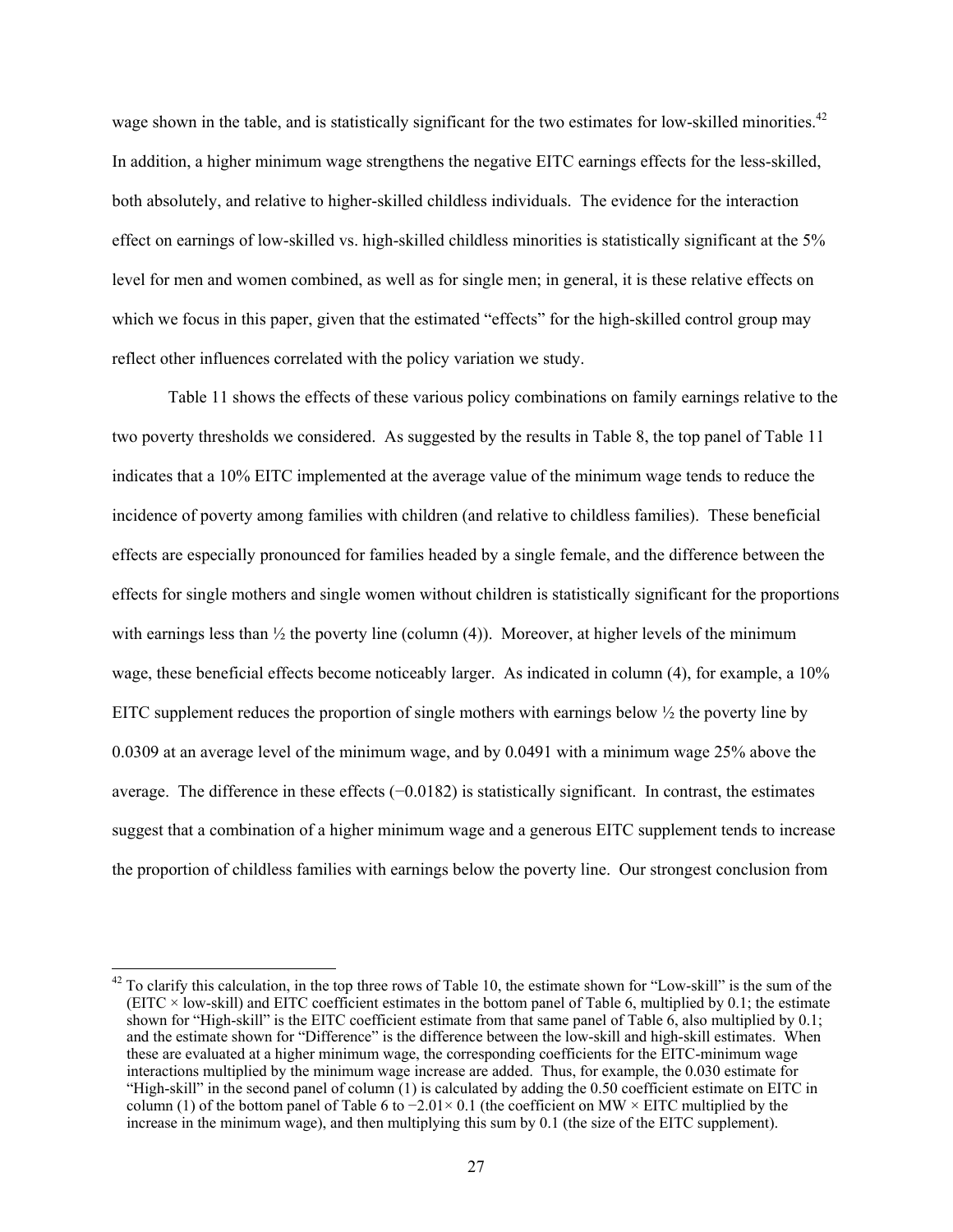wage shown in the table, and is statistically significant for the two estimates for low-skilled minorities.[42] In addition, a higher minimum wage strengthens the negative EITC earnings effects for the less-skilled, both absolutely, and relative to higher-skilled childless individuals. The evidence for the interaction effect on earnings of low-skilled vs. high-skilled childless minorities is statistically significant at the 5% level for men and women combined, as well as for single men; in general, it is these relative effects on which we focus in this paper, given that the estimated "effects" for the high-skilled control group may reflect other influences correlated with the policy variation we study.

Table 11 shows the effects of these various policy combinations on family earnings relative to the two poverty thresholds we considered. As suggested by the results in Table 8, the top panel of Table 11 indicates that a 10% EITC implemented at the average value of the minimum wage tends to reduce the incidence of poverty among families with children (and relative to childless families). These beneficial effects are especially pronounced for families headed by a single female, and the difference between the effects for single mothers and single women without children is statistically significant for the proportions with earnings less than ½ the poverty line (column (4)). Moreover, at higher levels of the minimum wage, these beneficial effects become noticeably larger. As indicated in column (4), for example, a 10% EITC supplement reduces the proportion of single mothers with earnings below ½ the poverty line by 0.0309 at an average level of the minimum wage, and by 0.0491 with a minimum wage 25% above the average. The difference in these effects (−0.0182) is statistically significant. In contrast, the estimates suggest that a combination of a higher minimum wage and a generous EITC supplement tends to increase the proportion of childless families with earnings below the poverty line. Our strongest conclusion from

[42] To clarify this calculation, in the top three rows of Table 10, the estimate shown for "Low-skill" is the sum of the (EITC × low-skill) and EITC coefficient estimates in the bottom panel of Table 6, multiplied by 0.1; the estimate shown for "High-skill" is the EITC coefficient estimate from that same panel of Table 6, also multiplied by 0.1; and the estimate shown for "Difference" is the difference between the low-skill and high-skill estimates. When these are evaluated at a higher minimum wage, the corresponding coefficients for the EITC-minimum wage interactions multiplied by the minimum wage increase are added. Thus, for example, the 0.030 estimate for "High-skill" in the second panel of column (1) is calculated by adding the 0.50 coefficient estimate on EITC in column (1) of the bottom panel of Table 6 to −2.01× 0.1 (the coefficient on MW × EITC multiplied by the increase in the minimum wage), and then multiplying this sum by 0.1 (the size of the EITC supplement).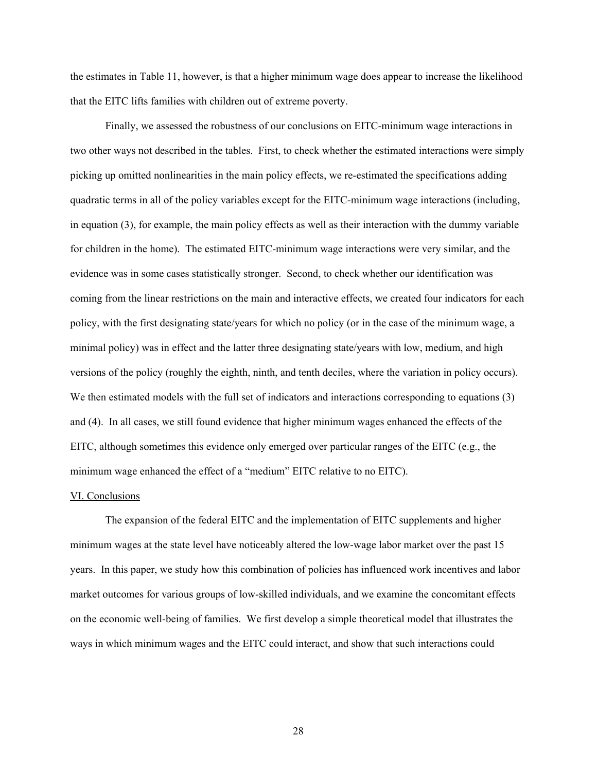the estimates in Table 11, however, is that a higher minimum wage does appear to increase the likelihood that the EITC lifts families with children out of extreme poverty.

Finally, we assessed the robustness of our conclusions on EITC-minimum wage interactions in two other ways not described in the tables. First, to check whether the estimated interactions were simply picking up omitted nonlinearities in the main policy effects, we re-estimated the specifications adding quadratic terms in all of the policy variables except for the EITC-minimum wage interactions (including, in equation (3), for example, the main policy effects as well as their interaction with the dummy variable for children in the home). The estimated EITC-minimum wage interactions were very similar, and the evidence was in some cases statistically stronger. Second, to check whether our identification was coming from the linear restrictions on the main and interactive effects, we created four indicators for each policy, with the first designating state/years for which no policy (or in the case of the minimum wage, a minimal policy) was in effect and the latter three designating state/years with low, medium, and high versions of the policy (roughly the eighth, ninth, and tenth deciles, where the variation in policy occurs). We then estimated models with the full set of indicators and interactions corresponding to equations (3) and (4). In all cases, we still found evidence that higher minimum wages enhanced the effects of the EITC, although sometimes this evidence only emerged over particular ranges of the EITC (e.g., the minimum wage enhanced the effect of a "medium" EITC relative to no EITC).

## VI. Conclusions

The expansion of the federal EITC and the implementation of EITC supplements and higher minimum wages at the state level have noticeably altered the low-wage labor market over the past 15 years. In this paper, we study how this combination of policies has influenced work incentives and labor market outcomes for various groups of low-skilled individuals, and we examine the concomitant effects on the economic well-being of families. We first develop a simple theoretical model that illustrates the ways in which minimum wages and the EITC could interact, and show that such interactions could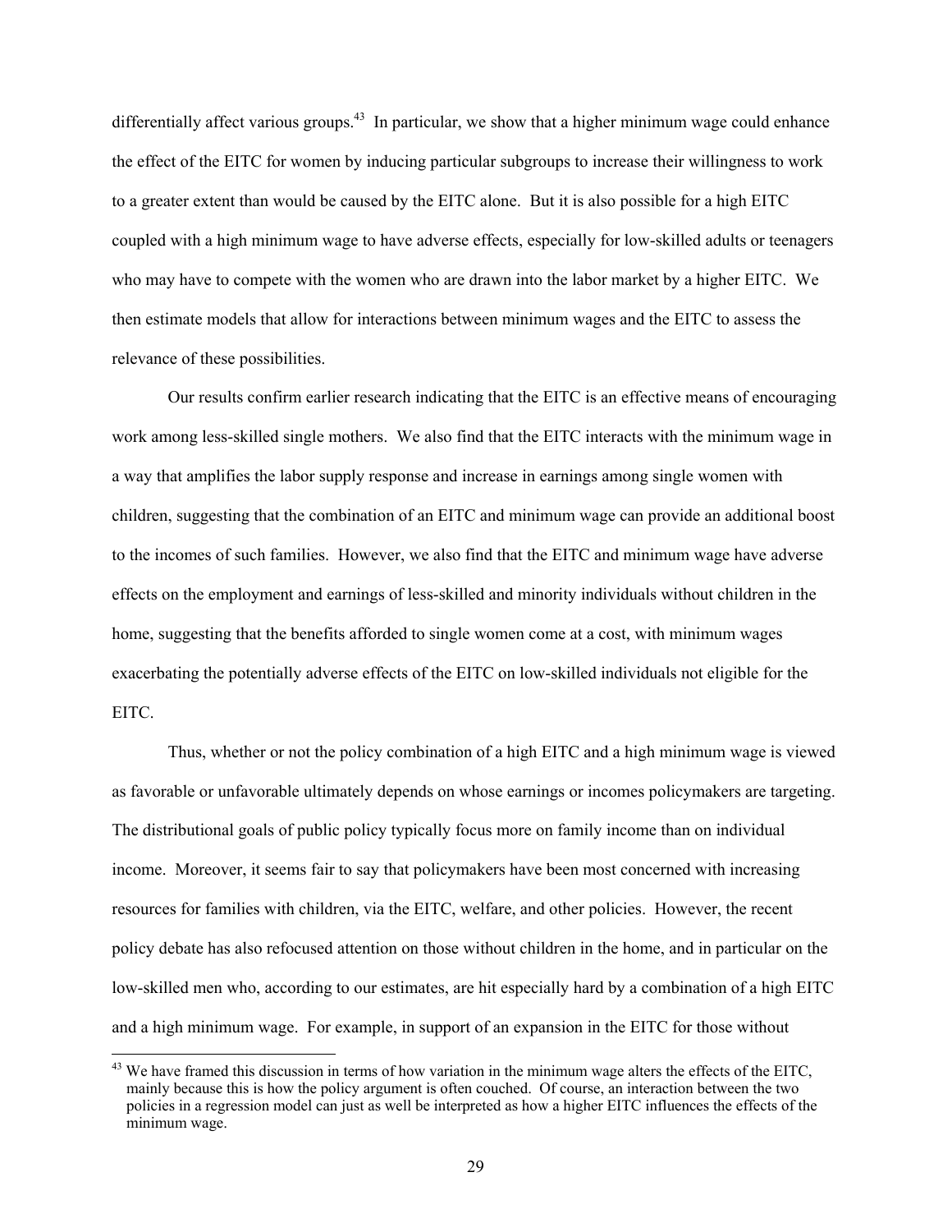differentially affect various groups.[43] In particular, we show that a higher minimum wage could enhance the effect of the EITC for women by inducing particular subgroups to increase their willingness to work to a greater extent than would be caused by the EITC alone. But it is also possible for a high EITC coupled with a high minimum wage to have adverse effects, especially for low-skilled adults or teenagers who may have to compete with the women who are drawn into the labor market by a higher EITC. We then estimate models that allow for interactions between minimum wages and the EITC to assess the relevance of these possibilities.

Our results confirm earlier research indicating that the EITC is an effective means of encouraging work among less-skilled single mothers. We also find that the EITC interacts with the minimum wage in a way that amplifies the labor supply response and increase in earnings among single women with children, suggesting that the combination of an EITC and minimum wage can provide an additional boost to the incomes of such families. However, we also find that the EITC and minimum wage have adverse effects on the employment and earnings of less-skilled and minority individuals without children in the home, suggesting that the benefits afforded to single women come at a cost, with minimum wages exacerbating the potentially adverse effects of the EITC on low-skilled individuals not eligible for the EITC.

Thus, whether or not the policy combination of a high EITC and a high minimum wage is viewed as favorable or unfavorable ultimately depends on whose earnings or incomes policymakers are targeting. The distributional goals of public policy typically focus more on family income than on individual income. Moreover, it seems fair to say that policymakers have been most concerned with increasing resources for families with children, via the EITC, welfare, and other policies. However, the recent policy debate has also refocused attention on those without children in the home, and in particular on the low-skilled men who, according to our estimates, are hit especially hard by a combination of a high EITC and a high minimum wage. For example, in support of an expansion in the EITC for those without

[43] We have framed this discussion in terms of how variation in the minimum wage alters the effects of the EITC, mainly because this is how the policy argument is often couched. Of course, an interaction between the two policies in a regression model can just as well be interpreted as how a higher EITC influences the effects of the minimum wage.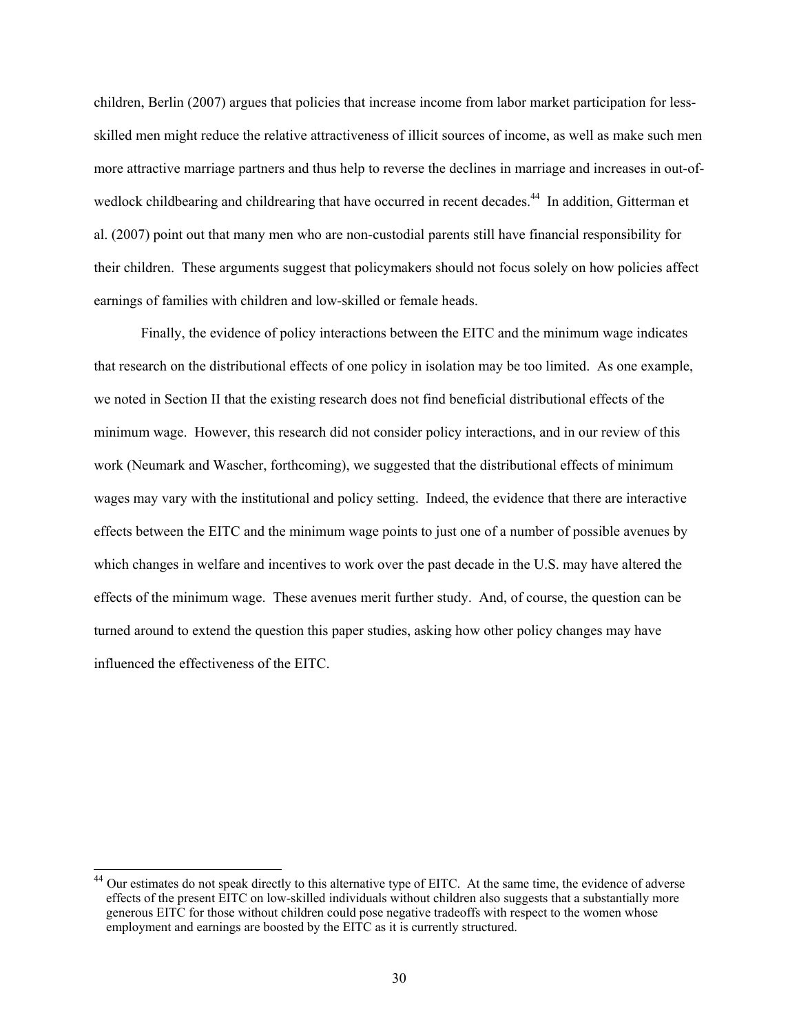children, Berlin (2007) argues that policies that increase income from labor market participation for less-skilled men might reduce the relative attractiveness of illicit sources of income, as well as make such men more attractive marriage partners and thus help to reverse the declines in marriage and increases in out-of-wedlock childbearing and childrearing that have occurred in recent decades.[44] In addition, Gitterman et al. (2007) point out that many men who are non-custodial parents still have financial responsibility for their children. These arguments suggest that policymakers should not focus solely on how policies affect earnings of families with children and low-skilled or female heads.

Finally, the evidence of policy interactions between the EITC and the minimum wage indicates that research on the distributional effects of one policy in isolation may be too limited. As one example, we noted in Section II that the existing research does not find beneficial distributional effects of the minimum wage. However, this research did not consider policy interactions, and in our review of this work (Neumark and Wascher, forthcoming), we suggested that the distributional effects of minimum wages may vary with the institutional and policy setting. Indeed, the evidence that there are interactive effects between the EITC and the minimum wage points to just one of a number of possible avenues by which changes in welfare and incentives to work over the past decade in the U.S. may have altered the effects of the minimum wage. These avenues merit further study. And, of course, the question can be turned around to extend the question this paper studies, asking how other policy changes may have influenced the effectiveness of the EITC.

[44] Our estimates do not speak directly to this alternative type of EITC. At the same time, the evidence of adverse effects of the present EITC on low-skilled individuals without children also suggests that a substantially more generous EITC for those without children could pose negative tradeoffs with respect to the women whose employment and earnings are boosted by the EITC as it is currently structured.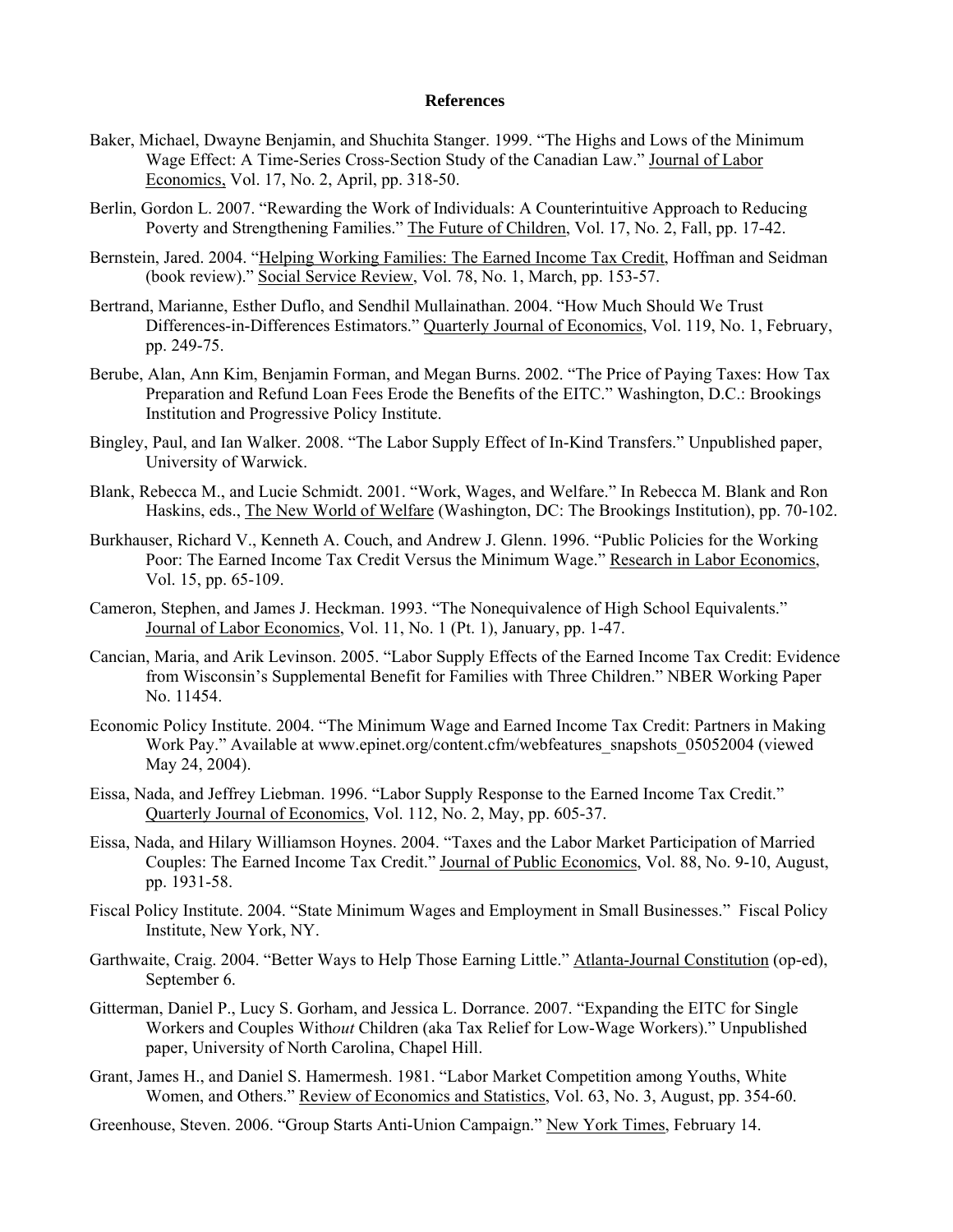## References

Baker, Michael, Dwayne Benjamin, and Shuchita Stanger. 1999. "The Highs and Lows of the Minimum Wage Effect: A Time-Series Cross-Section Study of the Canadian Law." Journal of Labor Economics, Vol. 17, No. 2, April, pp. 318-50.

Berlin, Gordon L. 2007. "Rewarding the Work of Individuals: A Counterintuitive Approach to Reducing Poverty and Strengthening Families." The Future of Children, Vol. 17, No. 2, Fall, pp. 17-42.

Bernstein, Jared. 2004. "Helping Working Families: The Earned Income Tax Credit, Hoffman and Seidman (book review)." Social Service Review, Vol. 78, No. 1, March, pp. 153-57.

Bertrand, Marianne, Esther Duflo, and Sendhil Mullainathan. 2004. "How Much Should We Trust Differences-in-Differences Estimators." Quarterly Journal of Economics, Vol. 119, No. 1, February, pp. 249-75.

Berube, Alan, Ann Kim, Benjamin Forman, and Megan Burns. 2002. "The Price of Paying Taxes: How Tax Preparation and Refund Loan Fees Erode the Benefits of the EITC." Washington, D.C.: Brookings Institution and Progressive Policy Institute.

Bingley, Paul, and Ian Walker. 2008. "The Labor Supply Effect of In-Kind Transfers." Unpublished paper, University of Warwick.

Blank, Rebecca M., and Lucie Schmidt. 2001. "Work, Wages, and Welfare." In Rebecca M. Blank and Ron Haskins, eds., The New World of Welfare (Washington, DC: The Brookings Institution), pp. 70-102.

Burkhauser, Richard V., Kenneth A. Couch, and Andrew J. Glenn. 1996. "Public Policies for the Working Poor: The Earned Income Tax Credit Versus the Minimum Wage." Research in Labor Economics, Vol. 15, pp. 65-109.

Cameron, Stephen, and James J. Heckman. 1993. "The Nonequivalence of High School Equivalents." Journal of Labor Economics, Vol. 11, No. 1 (Pt. 1), January, pp. 1-47.

Cancian, Maria, and Arik Levinson. 2005. "Labor Supply Effects of the Earned Income Tax Credit: Evidence from Wisconsin's Supplemental Benefit for Families with Three Children." NBER Working Paper No. 11454.

Economic Policy Institute. 2004. "The Minimum Wage and Earned Income Tax Credit: Partners in Making Work Pay." Available at www.epinet.org/content.cfm/webfeatures_snapshots_05052004 (viewed May 24, 2004).

Eissa, Nada, and Jeffrey Liebman. 1996. "Labor Supply Response to the Earned Income Tax Credit." Quarterly Journal of Economics, Vol. 112, No. 2, May, pp. 605-37.

Eissa, Nada, and Hilary Williamson Hoynes. 2004. "Taxes and the Labor Market Participation of Married Couples: The Earned Income Tax Credit." Journal of Public Economics, Vol. 88, No. 9-10, August, pp. 1931-58.

Fiscal Policy Institute. 2004. "State Minimum Wages and Employment in Small Businesses." Fiscal Policy Institute, New York, NY.

Garthwaite, Craig. 2004. "Better Ways to Help Those Earning Little." Atlanta-Journal Constitution (op-ed), September 6.

Gitterman, Daniel P., Lucy S. Gorham, and Jessica L. Dorrance. 2007. "Expanding the EITC for Single Workers and Couples With*out* Children (aka Tax Relief for Low-Wage Workers)." Unpublished paper, University of North Carolina, Chapel Hill.

Grant, James H., and Daniel S. Hamermesh. 1981. "Labor Market Competition among Youths, White Women, and Others." Review of Economics and Statistics, Vol. 63, No. 3, August, pp. 354-60.

Greenhouse, Steven. 2006. "Group Starts Anti-Union Campaign." New York Times, February 14.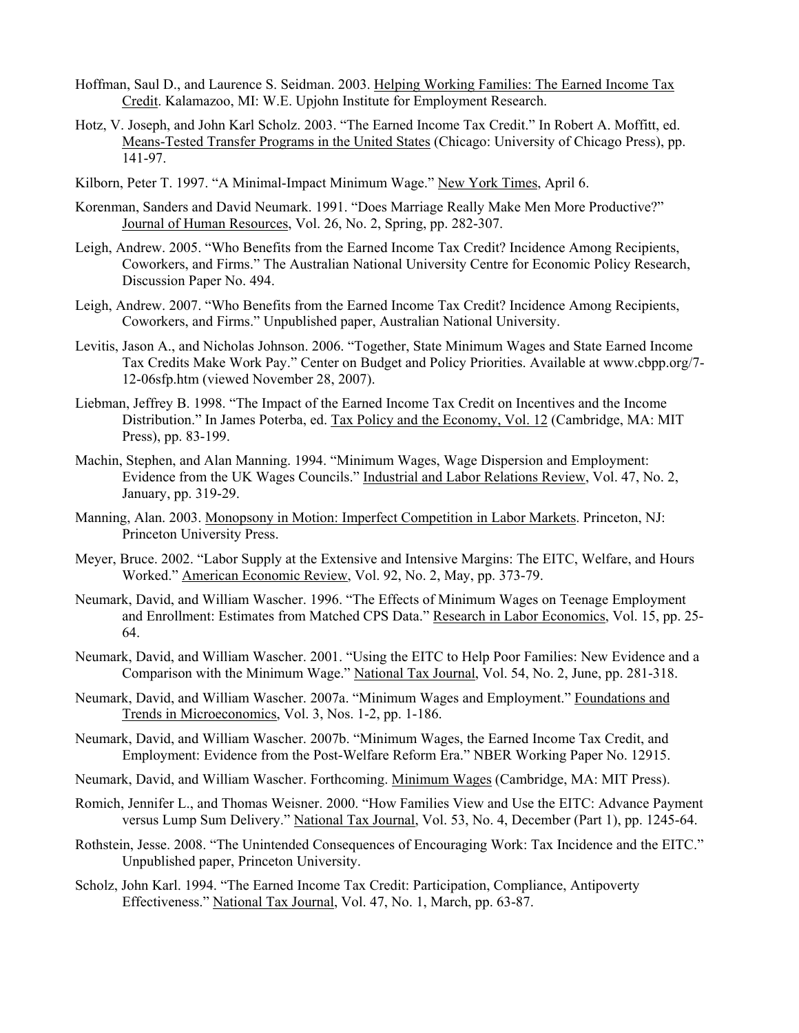Hoffman, Saul D., and Laurence S. Seidman. 2003. Helping Working Families: The Earned Income Tax Credit. Kalamazoo, MI: W.E. Upjohn Institute for Employment Research.

Hotz, V. Joseph, and John Karl Scholz. 2003. "The Earned Income Tax Credit." In Robert A. Moffitt, ed. Means-Tested Transfer Programs in the United States (Chicago: University of Chicago Press), pp. 141-97.

Kilborn, Peter T. 1997. "A Minimal-Impact Minimum Wage." New York Times, April 6.

Korenman, Sanders and David Neumark. 1991. "Does Marriage Really Make Men More Productive?" Journal of Human Resources, Vol. 26, No. 2, Spring, pp. 282-307.

Leigh, Andrew. 2005. "Who Benefits from the Earned Income Tax Credit? Incidence Among Recipients, Coworkers, and Firms." The Australian National University Centre for Economic Policy Research, Discussion Paper No. 494.

Leigh, Andrew. 2007. "Who Benefits from the Earned Income Tax Credit? Incidence Among Recipients, Coworkers, and Firms." Unpublished paper, Australian National University.

Levitis, Jason A., and Nicholas Johnson. 2006. "Together, State Minimum Wages and State Earned Income Tax Credits Make Work Pay." Center on Budget and Policy Priorities. Available at www.cbpp.org/7-12-06sfp.htm (viewed November 28, 2007).

Liebman, Jeffrey B. 1998. "The Impact of the Earned Income Tax Credit on Incentives and the Income Distribution." In James Poterba, ed. Tax Policy and the Economy, Vol. 12 (Cambridge, MA: MIT Press), pp. 83-199.

Machin, Stephen, and Alan Manning. 1994. "Minimum Wages, Wage Dispersion and Employment: Evidence from the UK Wages Councils." Industrial and Labor Relations Review, Vol. 47, No. 2, January, pp. 319-29.

Manning, Alan. 2003. Monopsony in Motion: Imperfect Competition in Labor Markets. Princeton, NJ: Princeton University Press.

Meyer, Bruce. 2002. "Labor Supply at the Extensive and Intensive Margins: The EITC, Welfare, and Hours Worked." American Economic Review, Vol. 92, No. 2, May, pp. 373-79.

Neumark, David, and William Wascher. 1996. "The Effects of Minimum Wages on Teenage Employment and Enrollment: Estimates from Matched CPS Data." Research in Labor Economics, Vol. 15, pp. 25-64.

Neumark, David, and William Wascher. 2001. "Using the EITC to Help Poor Families: New Evidence and a Comparison with the Minimum Wage." National Tax Journal, Vol. 54, No. 2, June, pp. 281-318.

Neumark, David, and William Wascher. 2007a. "Minimum Wages and Employment." Foundations and Trends in Microeconomics, Vol. 3, Nos. 1-2, pp. 1-186.

Neumark, David, and William Wascher. 2007b. "Minimum Wages, the Earned Income Tax Credit, and Employment: Evidence from the Post-Welfare Reform Era." NBER Working Paper No. 12915.

Neumark, David, and William Wascher. Forthcoming. Minimum Wages (Cambridge, MA: MIT Press).

Romich, Jennifer L., and Thomas Weisner. 2000. "How Families View and Use the EITC: Advance Payment versus Lump Sum Delivery." National Tax Journal, Vol. 53, No. 4, December (Part 1), pp. 1245-64.

Rothstein, Jesse. 2008. "The Unintended Consequences of Encouraging Work: Tax Incidence and the EITC." Unpublished paper, Princeton University.

Scholz, John Karl. 1994. "The Earned Income Tax Credit: Participation, Compliance, Antipoverty Effectiveness." National Tax Journal, Vol. 47, No. 1, March, pp. 63-87.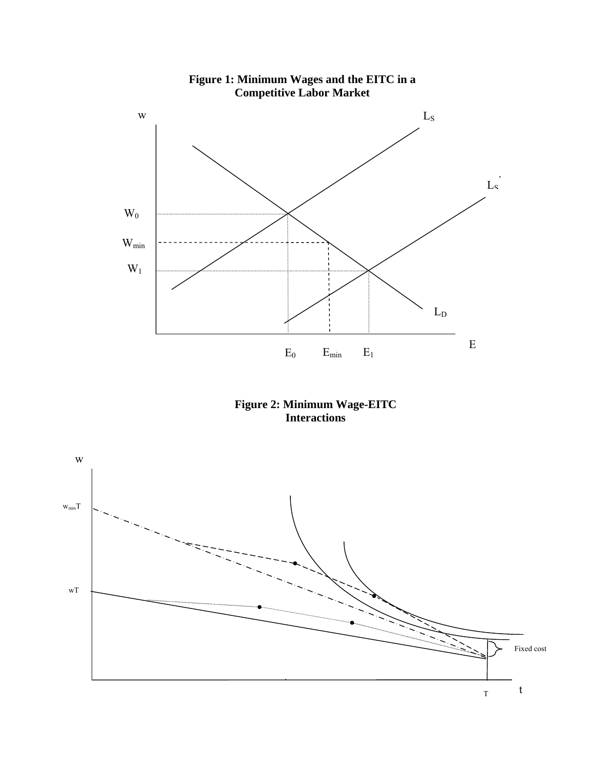**Figure 1: Minimum Wages and the EITC in a Competitive Labor Market**

w

$L_S$

$L_S'$

$W_0$

$W_{min}$

$W_1$

$L_D$

E

$E_0$ $E_{min}$ $E_1$

**Figure 2: Minimum Wage-EITC Interactions**

w

$w_{min}T$

wT

Fixed cost

T

t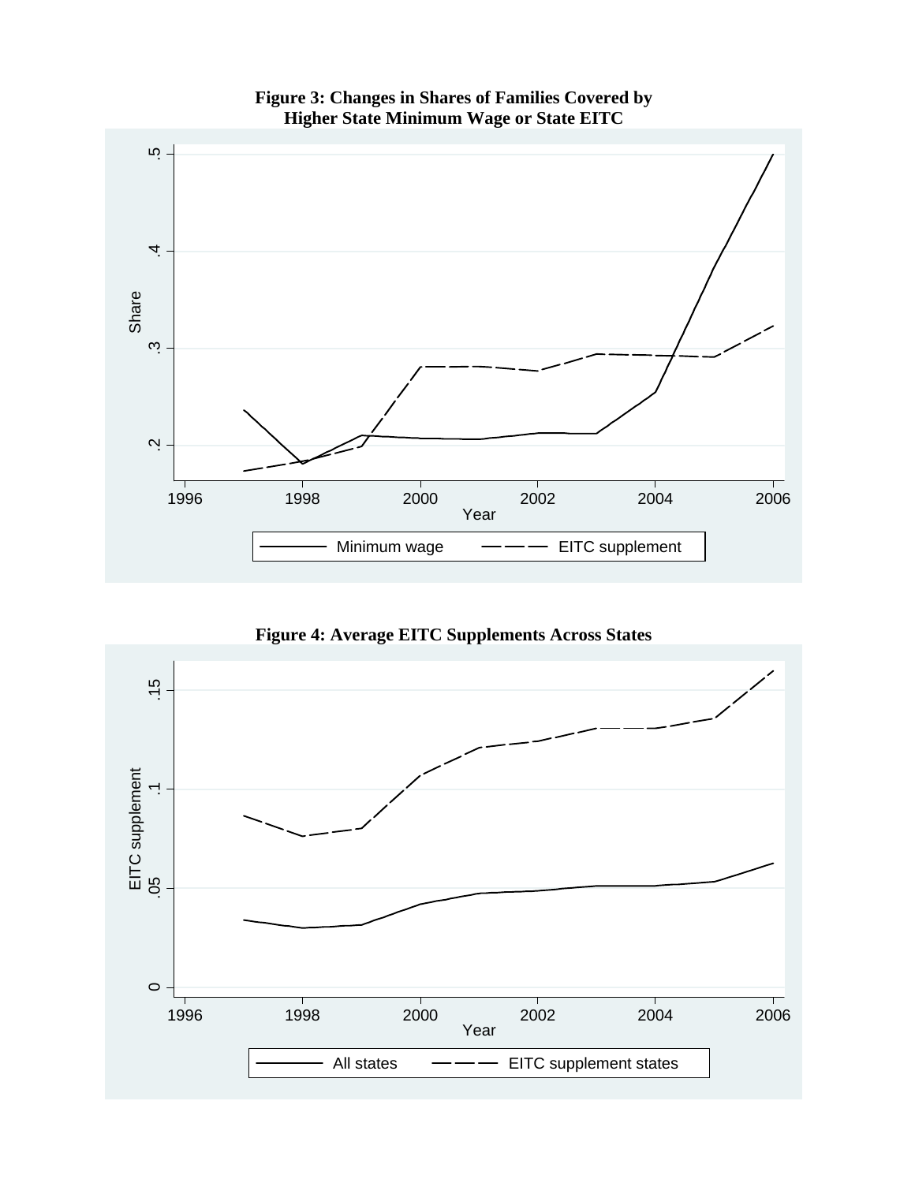**Figure 3: Changes in Shares of Families Covered by Higher State Minimum Wage or State EITC**

**Figure 4: Average EITC Supplements Across States**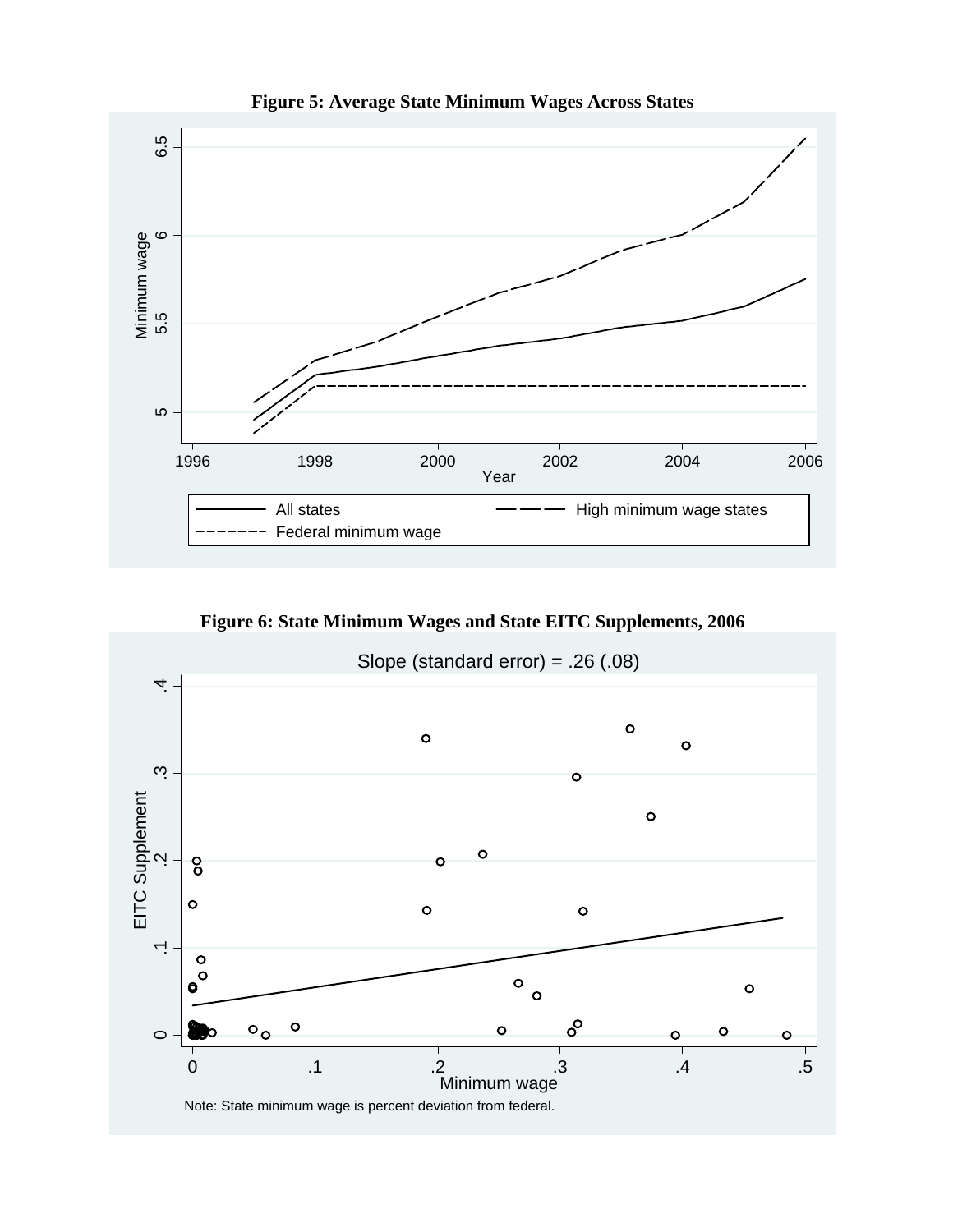**Figure 5: Average State Minimum Wages Across States**

**Figure 6: State Minimum Wages and State EITC Supplements, 2006**

Note: State minimum wage is percent deviation from federal.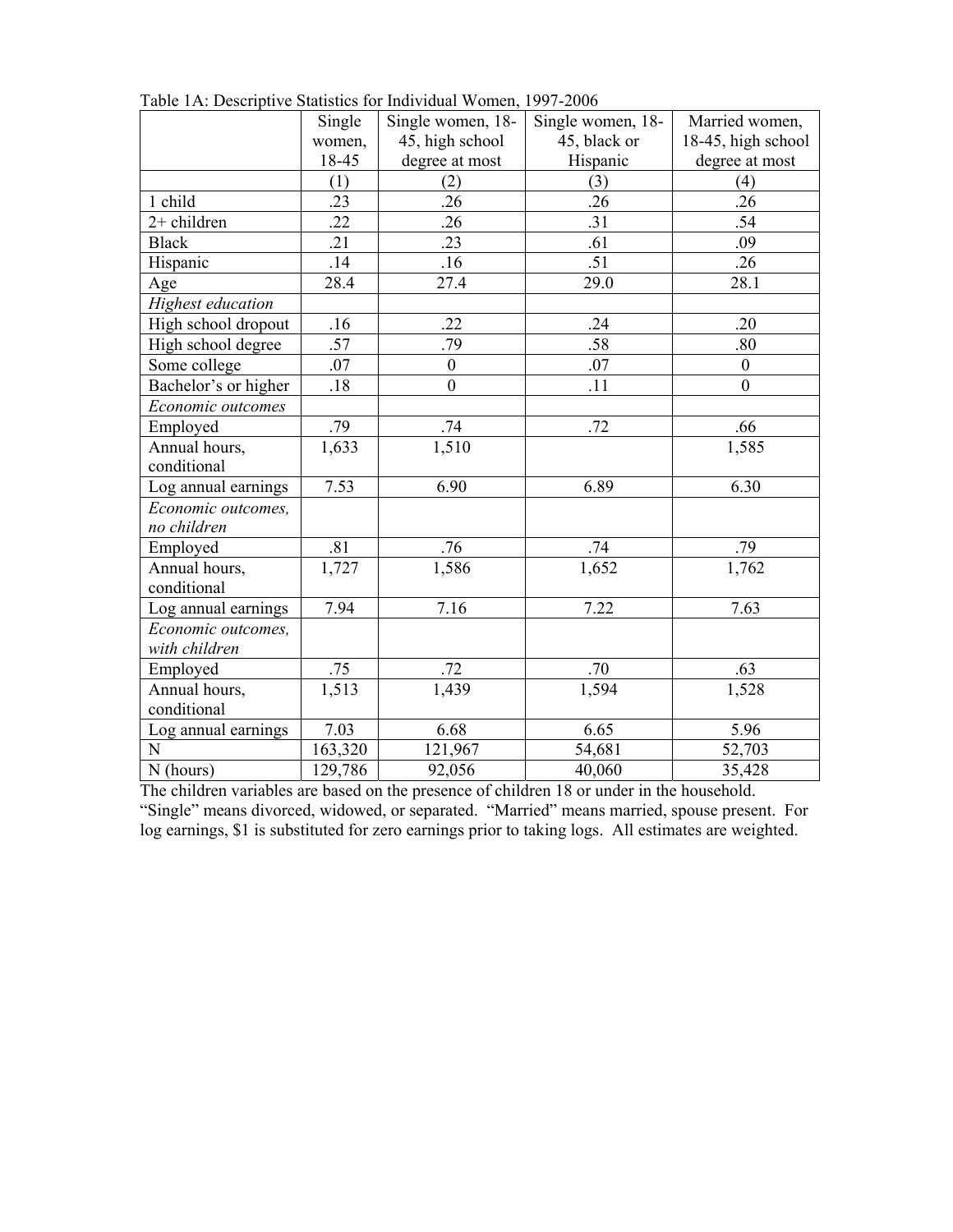Table 1A: Descriptive Statistics for Individual Women, 1997-2006

| | Single women, 18-45 | Single women, 18-45, high school degree at most | Single women, 18-45, black or Hispanic | Married women, 18-45, high school degree at most |
|---|---|---|---|---|
| | (1) | (2) | (3) | (4) |
| 1 child | .23 | .26 | .26 | .26 |
| 2+ children | .22 | .26 | .31 | .54 |
| Black | .21 | .23 | .61 | .09 |
| Hispanic | .14 | .16 | .51 | .26 |
| Age | 28.4 | 27.4 | 29.0 | 28.1 |
| *Highest education* | | | | |
| High school dropout | .16 | .22 | .24 | .20 |
| High school degree | .57 | .79 | .58 | .80 |
| Some college | .07 | 0 | .07 | 0 |
| Bachelor's or higher | .18 | 0 | .11 | 0 |
| *Economic outcomes* | | | | |
| Employed | .79 | .74 | .72 | .66 |
| Annual hours, conditional | 1,633 | 1,510 | | 1,585 |
| Log annual earnings | 7.53 | 6.90 | 6.89 | 6.30 |
| *Economic outcomes, no children* | | | | |
| Employed | .81 | .76 | .74 | .79 |
| Annual hours, conditional | 1,727 | 1,586 | 1,652 | 1,762 |
| Log annual earnings | 7.94 | 7.16 | 7.22 | 7.63 |
| *Economic outcomes, with children* | | | | |
| Employed | .75 | .72 | .70 | .63 |
| Annual hours, conditional | 1,513 | 1,439 | 1,594 | 1,528 |
| Log annual earnings | 7.03 | 6.68 | 6.65 | 5.96 |
| N | 163,320 | 121,967 | 54,681 | 52,703 |
| N (hours) | 129,786 | 92,056 | 40,060 | 35,428 |

The children variables are based on the presence of children 18 or under in the household. "Single" means divorced, widowed, or separated. "Married" means married, spouse present. For log earnings, $1 is substituted for zero earnings prior to taking logs. All estimates are weighted.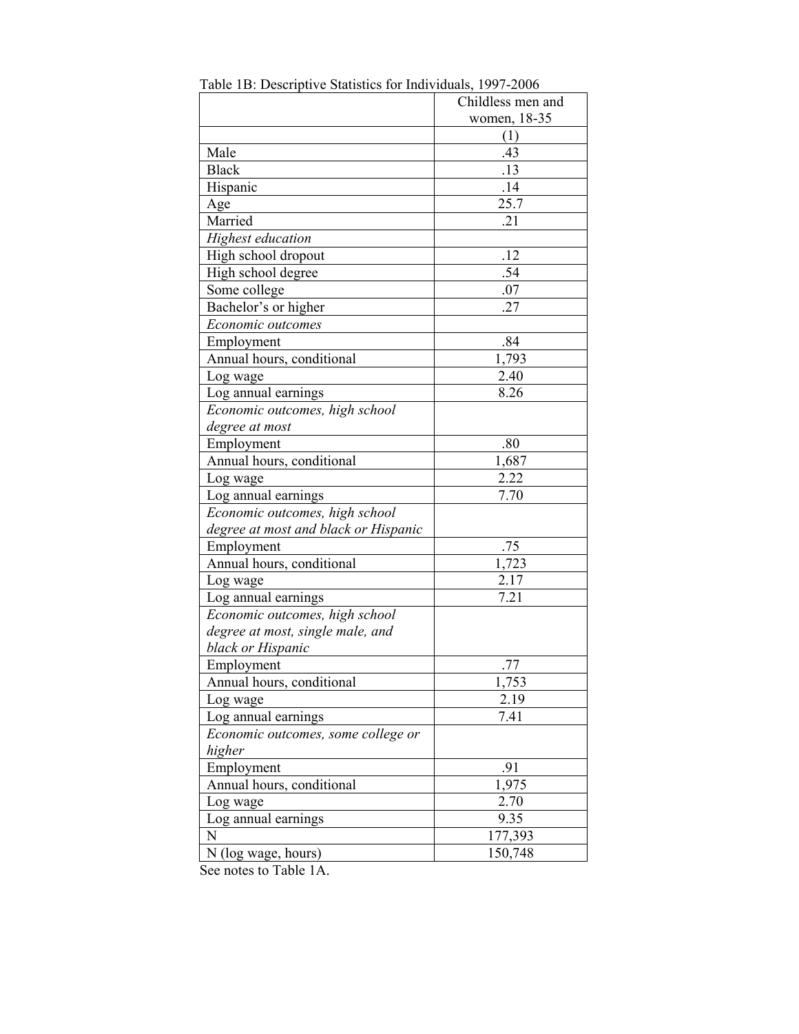Table 1B: Descriptive Statistics for Individuals, 1997-2006

| | Childless men and women, 18-35 |
|---|---|
| | (1) |
| Male | .43 |
| Black | .13 |
| Hispanic | .14 |
| Age | 25.7 |
| Married | .21 |
| *Highest education* | |
| High school dropout | .12 |
| High school degree | .54 |
| Some college | .07 |
| Bachelor's or higher | .27 |
| *Economic outcomes* | |
| Employment | .84 |
| Annual hours, conditional | 1,793 |
| Log wage | 2.40 |
| Log annual earnings | 8.26 |
| *Economic outcomes, high school degree at most* | |
| Employment | .80 |
| Annual hours, conditional | 1,687 |
| Log wage | 2.22 |
| Log annual earnings | 7.70 |
| *Economic outcomes, high school degree at most and black or Hispanic* | |
| Employment | .75 |
| Annual hours, conditional | 1,723 |
| Log wage | 2.17 |
| Log annual earnings | 7.21 |
| *Economic outcomes, high school degree at most, single male, and black or Hispanic* | |
| Employment | .77 |
| Annual hours, conditional | 1,753 |
| Log wage | 2.19 |
| Log annual earnings | 7.41 |
| *Economic outcomes, some college or higher* | |
| Employment | .91 |
| Annual hours, conditional | 1,975 |
| Log wage | 2.70 |
| Log annual earnings | 9.35 |
| N | 177,393 |
| N (log wage, hours) | 150,748 |

See notes to Table 1A.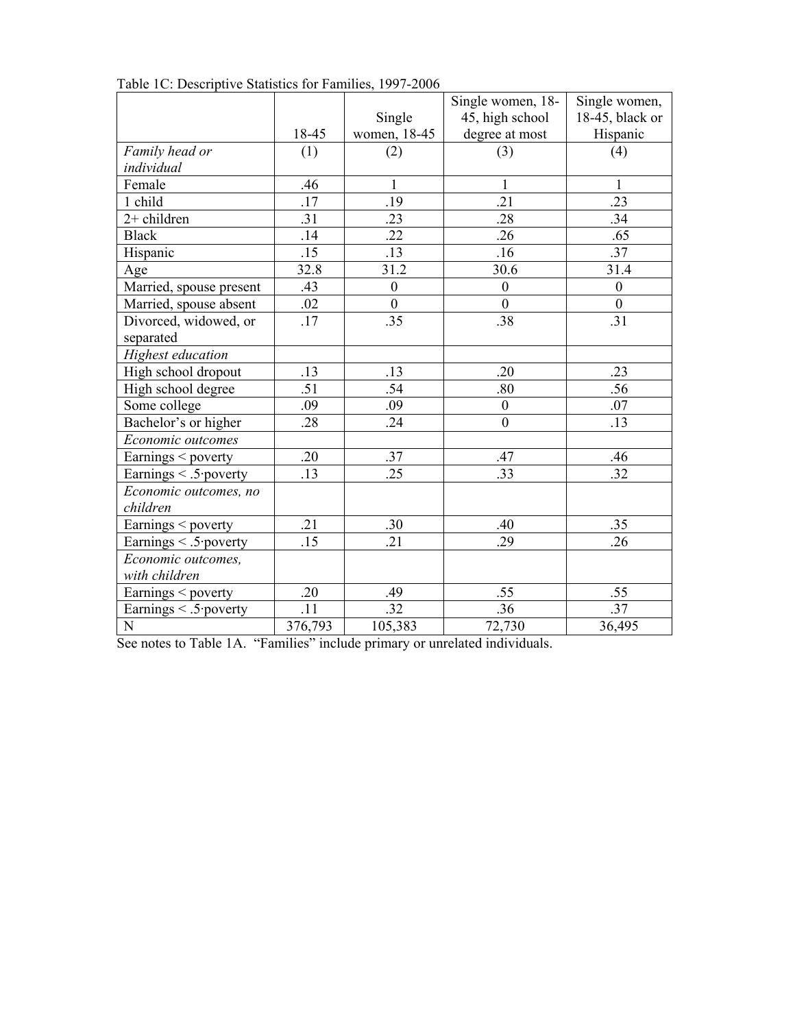Table 1C: Descriptive Statistics for Families, 1997-2006

| | 18-45 | Single women, 18-45 | Single women, 18-45, high school degree at most | Single women, 18-45, black or Hispanic |
|---|---|---|---|---|
| *Family head or individual* | (1) | (2) | (3) | (4) |
| Female | .46 | 1 | 1 | 1 |
| 1 child | .17 | .19 | .21 | .23 |
| 2+ children | .31 | .23 | .28 | .34 |
| Black | .14 | .22 | .26 | .65 |
| Hispanic | .15 | .13 | .16 | .37 |
| Age | 32.8 | 31.2 | 30.6 | 31.4 |
| Married, spouse present | .43 | 0 | 0 | 0 |
| Married, spouse absent | .02 | 0 | 0 | 0 |
| Divorced, widowed, or separated | .17 | .35 | .38 | .31 |
| *Highest education* | | | | |
| High school dropout | .13 | .13 | .20 | .23 |
| High school degree | .51 | .54 | .80 | .56 |
| Some college | .09 | .09 | 0 | .07 |
| Bachelor's or higher | .28 | .24 | 0 | .13 |
| *Economic outcomes* | | | | |
| Earnings < poverty | .20 | .37 | .47 | .46 |
| Earnings < .5·poverty | .13 | .25 | .33 | .32 |
| *Economic outcomes, no children* | | | | |
| Earnings < poverty | .21 | .30 | .40 | .35 |
| Earnings < .5·poverty | .15 | .21 | .29 | .26 |
| *Economic outcomes, with children* | | | | |
| Earnings < poverty | .20 | .49 | .55 | .55 |
| Earnings < .5·poverty | .11 | .32 | .36 | .37 |
| N | 376,793 | 105,383 | 72,730 | 36,495 |

See notes to Table 1A. "Families" include primary or unrelated individuals.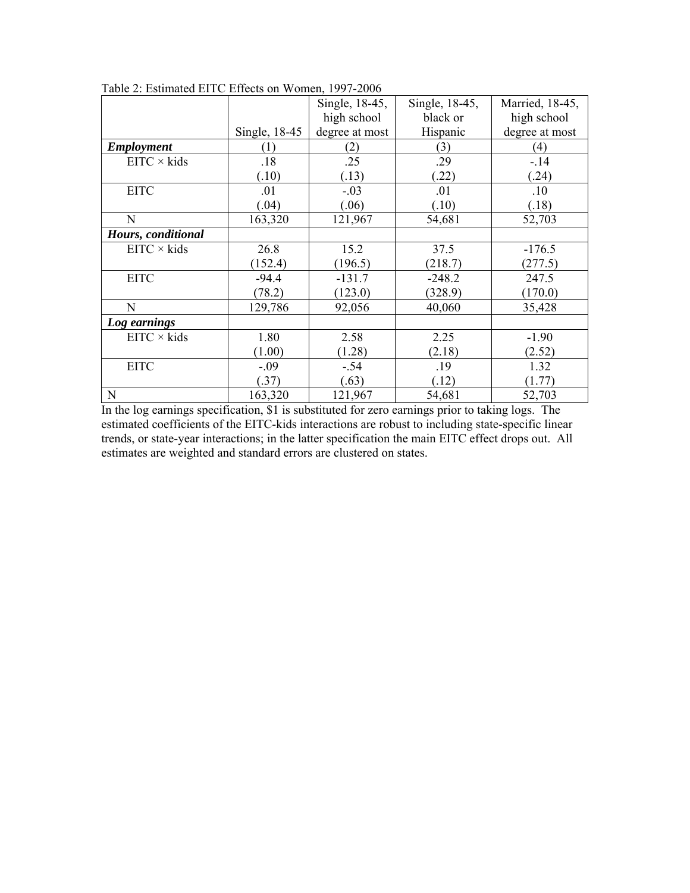Table 2: Estimated EITC Effects on Women, 1997-2006

| | Single, 18-45 | Single, 18-45, high school degree at most | Single, 18-45, black or Hispanic | Married, 18-45, high school degree at most |
|---|---|---|---|---|
| ***Employment*** | (1) | (2) | (3) | (4) |
| EITC × kids | .18 | .25 | .29 | -.14 |
| | (.10) | (.13) | (.22) | (.24) |
| EITC | .01 | -.03 | .01 | .10 |
| | (.04) | (.06) | (.10) | (.18) |
| N | 163,320 | 121,967 | 54,681 | 52,703 |
| ***Hours, conditional*** | | | | |
| EITC × kids | 26.8 | 15.2 | 37.5 | -176.5 |
| | (152.4) | (196.5) | (218.7) | (277.5) |
| EITC | -94.4 | -131.7 | -248.2 | 247.5 |
| | (78.2) | (123.0) | (328.9) | (170.0) |
| N | 129,786 | 92,056 | 40,060 | 35,428 |
| ***Log earnings*** | | | | |
| EITC × kids | 1.80 | 2.58 | 2.25 | -1.90 |
| | (1.00) | (1.28) | (2.18) | (2.52) |
| EITC | -.09 | -.54 | .19 | 1.32 |
| | (.37) | (.63) | (.12) | (1.77) |
| N | 163,320 | 121,967 | 54,681 | 52,703 |

In the log earnings specification, $1 is substituted for zero earnings prior to taking logs. The estimated coefficients of the EITC-kids interactions are robust to including state-specific linear trends, or state-year interactions; in the latter specification the main EITC effect drops out. All estimates are weighted and standard errors are clustered on states.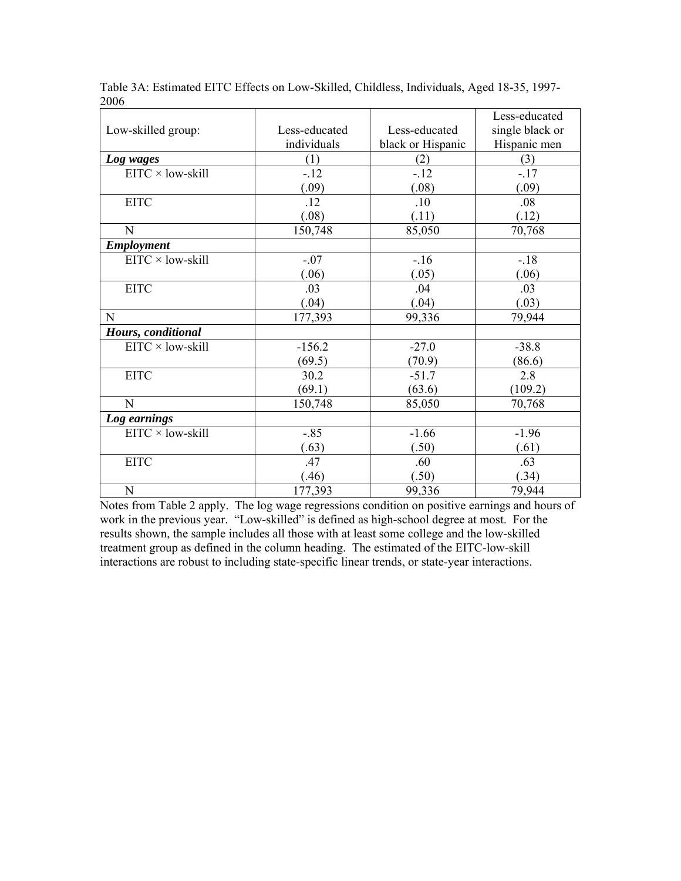Table 3A: Estimated EITC Effects on Low-Skilled, Childless, Individuals, Aged 18-35, 1997-2006

| Low-skilled group: | Less-educated individuals | Less-educated black or Hispanic | Less-educated single black or Hispanic men |
|---|---|---|---|
| ***Log wages*** | (1) | (2) | (3) |
| EITC × low-skill | -.12 | -.12 | -.17 |
| | (.09) | (.08) | (.09) |
| EITC | .12 | .10 | .08 |
| | (.08) | (.11) | (.12) |
| N | 150,748 | 85,050 | 70,768 |
| ***Employment*** | | | |
| EITC × low-skill | -.07 | -.16 | -.18 |
| | (.06) | (.05) | (.06) |
| EITC | .03 | .04 | .03 |
| | (.04) | (.04) | (.03) |
| N | 177,393 | 99,336 | 79,944 |
| ***Hours, conditional*** | | | |
| EITC × low-skill | -156.2 | -27.0 | -38.8 |
| | (69.5) | (70.9) | (86.6) |
| EITC | 30.2 | -51.7 | 2.8 |
| | (69.1) | (63.6) | (109.2) |
| N | 150,748 | 85,050 | 70,768 |
| ***Log earnings*** | | | |
| EITC × low-skill | -.85 | -1.66 | -1.96 |
| | (.63) | (.50) | (.61) |
| EITC | .47 | .60 | .63 |
| | (.46) | (.50) | (.34) |
| N | 177,393 | 99,336 | 79,944 |

Notes from Table 2 apply. The log wage regressions condition on positive earnings and hours of work in the previous year. "Low-skilled" is defined as high-school degree at most. For the results shown, the sample includes all those with at least some college and the low-skilled treatment group as defined in the column heading. The estimated of the EITC-low-skill interactions are robust to including state-specific linear trends, or state-year interactions.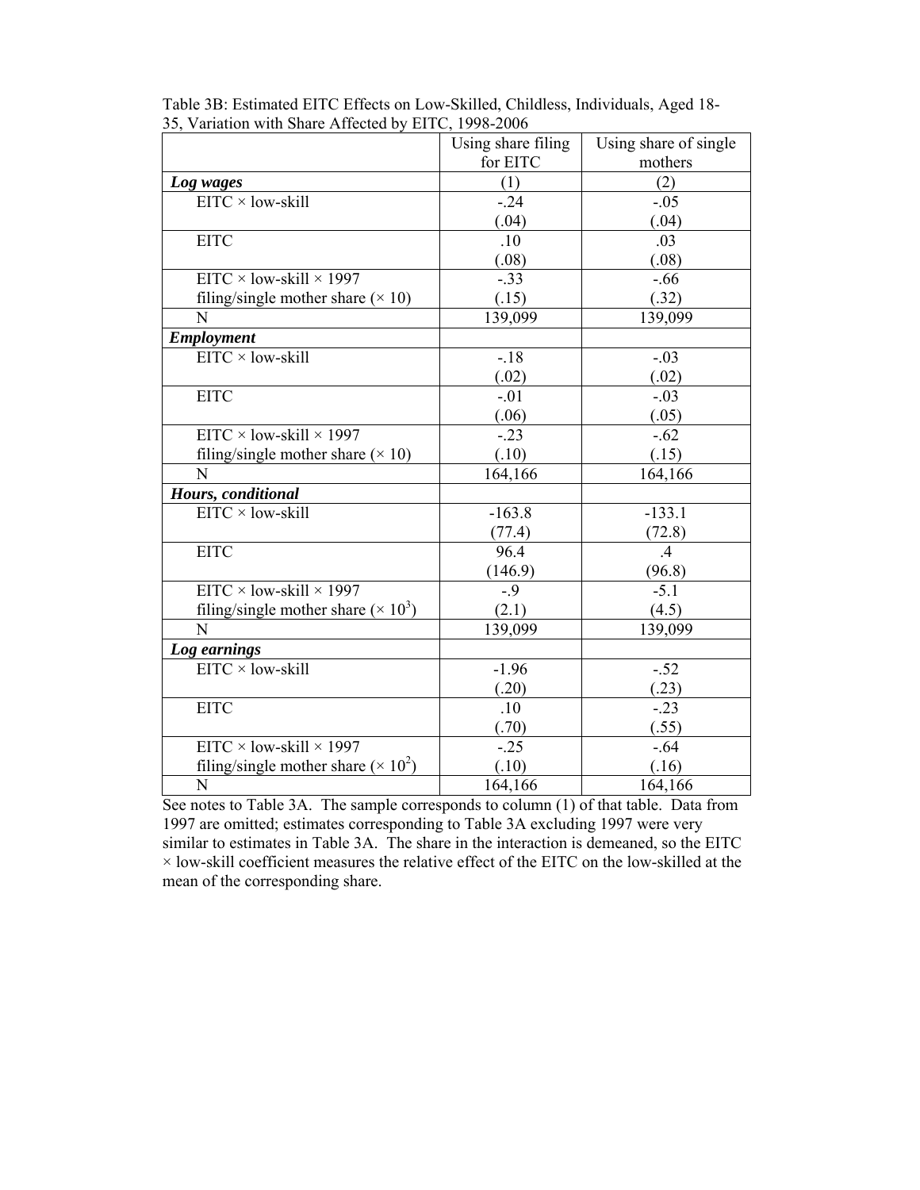Table 3B: Estimated EITC Effects on Low-Skilled, Childless, Individuals, Aged 18-35, Variation with Share Affected by EITC, 1998-2006

| | Using share filing for EITC | Using share of single mothers |
|---|---|---|
| ***Log wages*** | (1) | (2) |
| EITC × low-skill | -.24 | -.05 |
| | (.04) | (.04) |
| EITC | .10 | .03 |
| | (.08) | (.08) |
| EITC × low-skill × 1997 filing/single mother share (× 10) | -.33 | -.66 |
| | (.15) | (.32) |
| N | 139,099 | 139,099 |
| ***Employment*** | | |
| EITC × low-skill | -.18 | -.03 |
| | (.02) | (.02) |
| EITC | -.01 | -.03 |
| | (.06) | (.05) |
| EITC × low-skill × 1997 filing/single mother share (× 10) | -.23 | -.62 |
| | (.10) | (.15) |
| N | 164,166 | 164,166 |
| ***Hours, conditional*** | | |
| EITC × low-skill | -163.8 | -133.1 |
| | (77.4) | (72.8) |
| EITC | 96.4 | .4 |
| | (146.9) | (96.8) |
| EITC × low-skill × 1997 filing/single mother share (× $10^3$) | -.9 | -5.1 |
| | (2.1) | (4.5) |
| N | 139,099 | 139,099 |
| ***Log earnings*** | | |
| EITC × low-skill | -1.96 | -.52 |
| | (.20) | (.23) |
| EITC | .10 | -.23 |
| | (.70) | (.55) |
| EITC × low-skill × 1997 filing/single mother share (× $10^2$) | -.25 | -.64 |
| | (.10) | (.16) |
| N | 164,166 | 164,166 |

See notes to Table 3A. The sample corresponds to column (1) of that table. Data from 1997 are omitted; estimates corresponding to Table 3A excluding 1997 were very similar to estimates in Table 3A. The share in the interaction is demeaned, so the EITC × low-skill coefficient measures the relative effect of the EITC on the low-skilled at the mean of the corresponding share.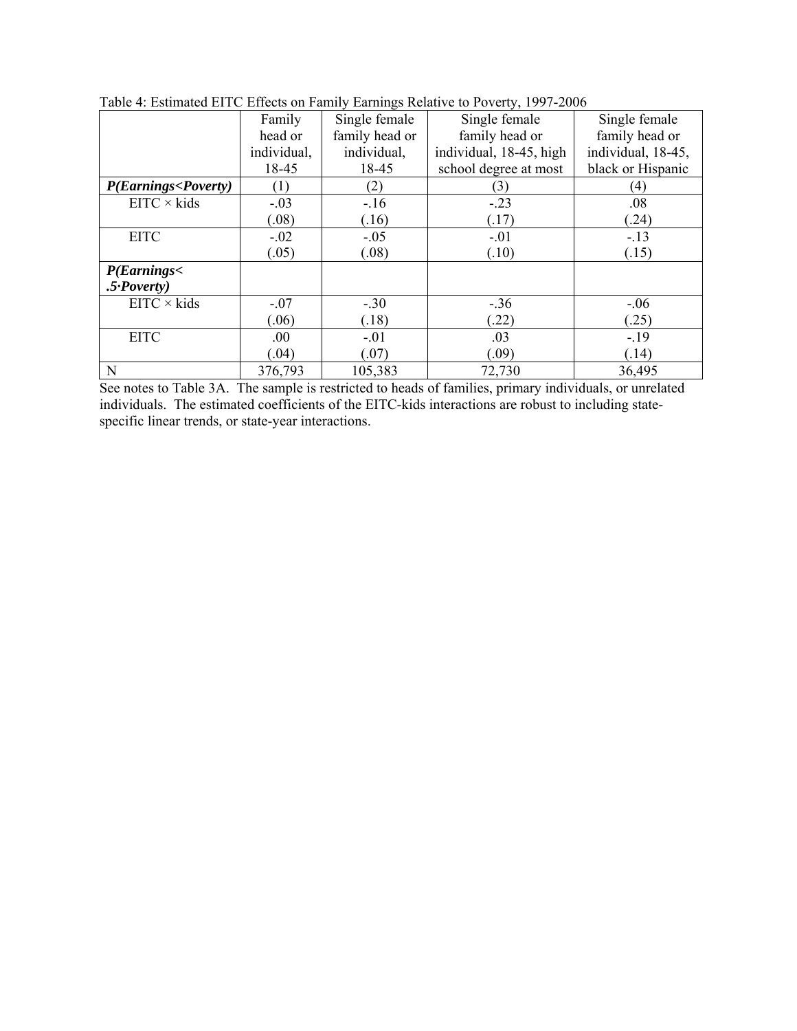Table 4: Estimated EITC Effects on Family Earnings Relative to Poverty, 1997-2006

| | Family head or individual, 18-45 | Single female family head or individual, 18-45 | Single female family head or individual, 18-45, high school degree at most | Single female family head or individual, 18-45, black or Hispanic |
|---|---|---|---|---|
| ***P(Earnings<Poverty)*** | (1) | (2) | (3) | (4) |
| EITC × kids | -.03 | -.16 | -.23 | .08 |
| | (.08) | (.16) | (.17) | (.24) |
| EITC | -.02 | -.05 | -.01 | -.13 |
| | (.05) | (.08) | (.10) | (.15) |
| ***P(Earnings< .5·Poverty)*** | | | | |
| EITC × kids | -.07 | -.30 | -.36 | -.06 |
| | (.06) | (.18) | (.22) | (.25) |
| EITC | .00 | -.01 | .03 | -.19 |
| | (.04) | (.07) | (.09) | (.14) |
| N | 376,793 | 105,383 | 72,730 | 36,495 |

See notes to Table 3A. The sample is restricted to heads of families, primary individuals, or unrelated individuals. The estimated coefficients of the EITC-kids interactions are robust to including state-specific linear trends, or state-year interactions.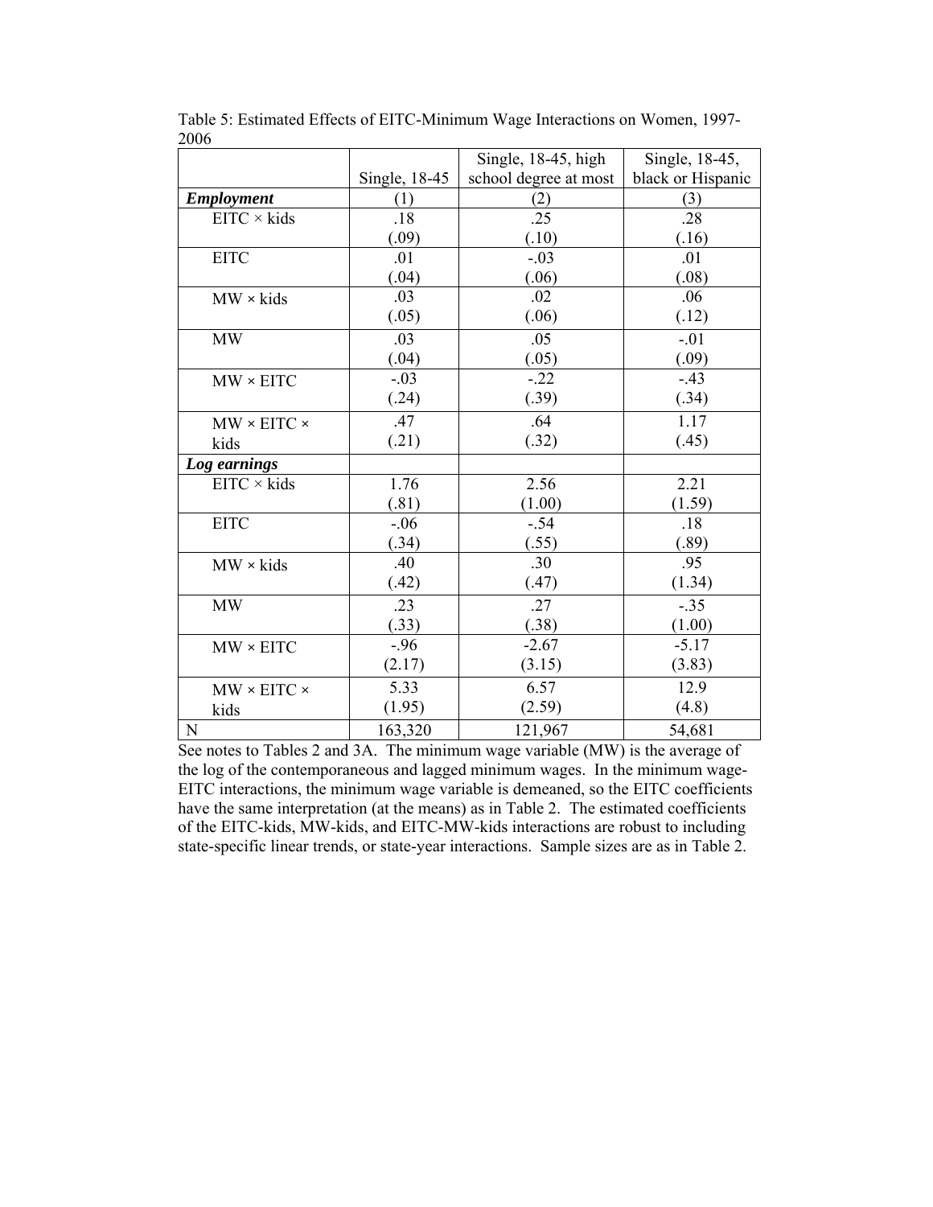Table 5: Estimated Effects of EITC-Minimum Wage Interactions on Women, 1997-2006

| | Single, 18-45 | Single, 18-45, high school degree at most | Single, 18-45, black or Hispanic |
|---|---|---|---|
| ***Employment*** | (1) | (2) | (3) |
| EITC × kids | .18 | .25 | .28 |
| | (.09) | (.10) | (.16) |
| EITC | .01 | -.03 | .01 |
| | (.04) | (.06) | (.08) |
| MW × kids | .03 | .02 | .06 |
| | (.05) | (.06) | (.12) |
| MW | .03 | .05 | -.01 |
| | (.04) | (.05) | (.09) |
| MW × EITC | -.03 | -.22 | -.43 |
| | (.24) | (.39) | (.34) |
| MW × EITC × kids | .47 | .64 | 1.17 |
| | (.21) | (.32) | (.45) |
| ***Log earnings*** | | | |
| EITC × kids | 1.76 | 2.56 | 2.21 |
| | (.81) | (1.00) | (1.59) |
| EITC | -.06 | -.54 | .18 |
| | (.34) | (.55) | (.89) |
| MW × kids | .40 | .30 | .95 |
| | (.42) | (.47) | (1.34) |
| MW | .23 | .27 | -.35 |
| | (.33) | (.38) | (1.00) |
| MW × EITC | -.96 | -2.67 | -5.17 |
| | (2.17) | (3.15) | (3.83) |
| MW × EITC × kids | 5.33 | 6.57 | 12.9 |
| | (1.95) | (2.59) | (4.8) |
| N | 163,320 | 121,967 | 54,681 |

See notes to Tables 2 and 3A. The minimum wage variable (MW) is the average of the log of the contemporaneous and lagged minimum wages. In the minimum wage-EITC interactions, the minimum wage variable is demeaned, so the EITC coefficients have the same interpretation (at the means) as in Table 2. The estimated coefficients of the EITC-kids, MW-kids, and EITC-MW-kids interactions are robust to including state-specific linear trends, or state-year interactions. Sample sizes are as in Table 2.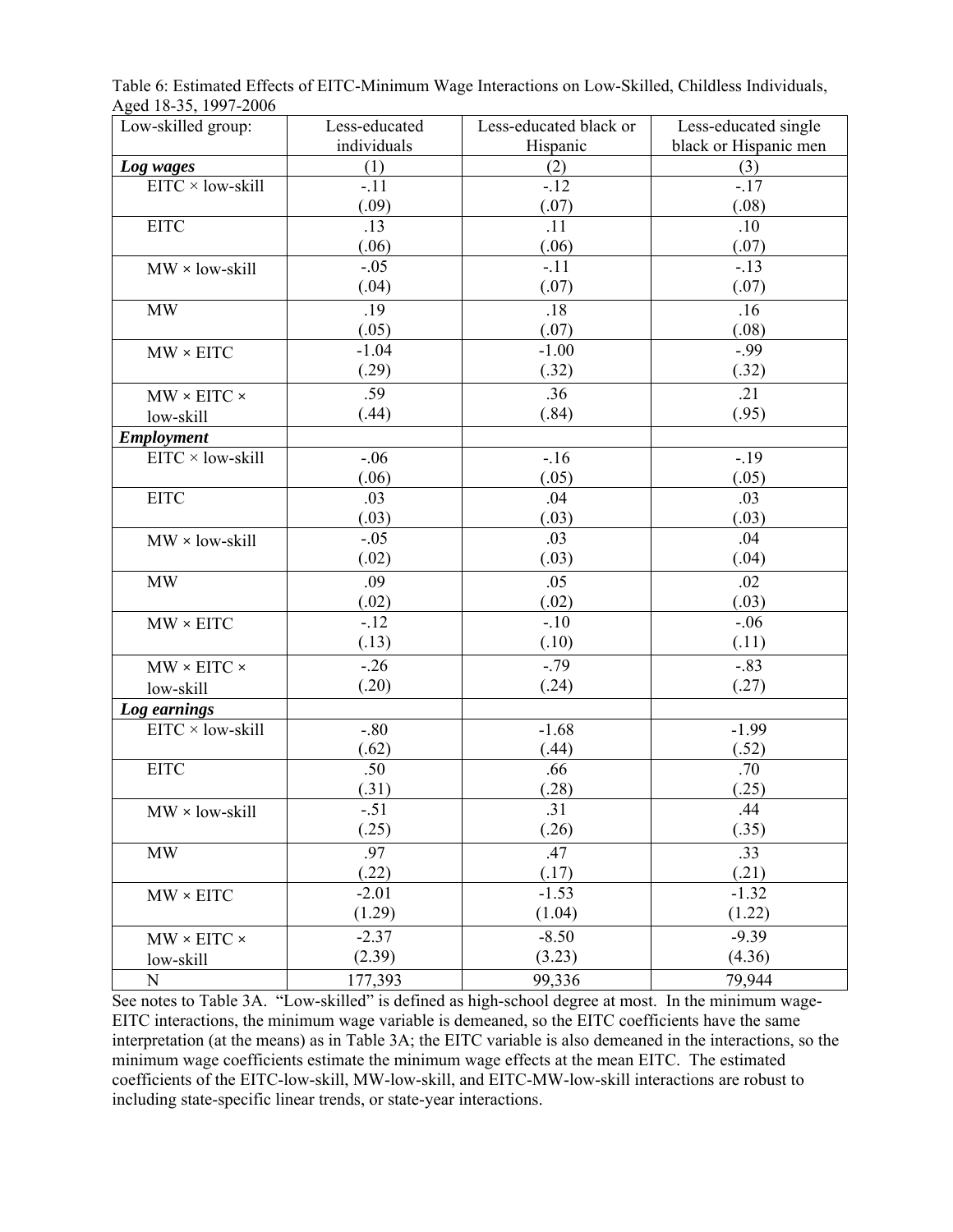Table 6: Estimated Effects of EITC-Minimum Wage Interactions on Low-Skilled, Childless Individuals, Aged 18-35, 1997-2006

| Low-skilled group: | Less-educated individuals | Less-educated black or Hispanic | Less-educated single black or Hispanic men |
|---|---|---|---|
| ***Log wages*** | (1) | (2) | (3) |
| EITC × low-skill | -.11 | -.12 | -.17 |
| | (.09) | (.07) | (.08) |
| EITC | .13 | .11 | .10 |
| | (.06) | (.06) | (.07) |
| MW × low-skill | -.05 | -.11 | -.13 |
| | (.04) | (.07) | (.07) |
| MW | .19 | .18 | .16 |
| | (.05) | (.07) | (.08) |
| MW × EITC | -1.04 | -1.00 | -.99 |
| | (.29) | (.32) | (.32) |
| MW × EITC × low-skill | .59 | .36 | .21 |
| | (.44) | (.84) | (.95) |
| ***Employment*** | | | |
| EITC × low-skill | -.06 | -.16 | -.19 |
| | (.06) | (.05) | (.05) |
| EITC | .03 | .04 | .03 |
| | (.03) | (.03) | (.03) |
| MW × low-skill | -.05 | .03 | .04 |
| | (.02) | (.03) | (.04) |
| MW | .09 | .05 | .02 |
| | (.02) | (.02) | (.03) |
| MW × EITC | -.12 | -.10 | -.06 |
| | (.13) | (.10) | (.11) |
| MW × EITC × low-skill | -.26 | -.79 | -.83 |
| | (.20) | (.24) | (.27) |
| ***Log earnings*** | | | |
| EITC × low-skill | -.80 | -1.68 | -1.99 |
| | (.62) | (.44) | (.52) |
| EITC | .50 | .66 | .70 |
| | (.31) | (.28) | (.25) |
| MW × low-skill | -.51 | .31 | .44 |
| | (.25) | (.26) | (.35) |
| MW | .97 | .47 | .33 |
| | (.22) | (.17) | (.21) |
| MW × EITC | -2.01 | -1.53 | -1.32 |
| | (1.29) | (1.04) | (1.22) |
| MW × EITC × low-skill | -2.37 | -8.50 | -9.39 |
| | (2.39) | (3.23) | (4.36) |
| N | 177,393 | 99,336 | 79,944 |

See notes to Table 3A. "Low-skilled" is defined as high-school degree at most. In the minimum wage-EITC interactions, the minimum wage variable is demeaned, so the EITC coefficients have the same interpretation (at the means) as in Table 3A; the EITC variable is also demeaned in the interactions, so the minimum wage coefficients estimate the minimum wage effects at the mean EITC. The estimated coefficients of the EITC-low-skill, MW-low-skill, and EITC-MW-low-skill interactions are robust to including state-specific linear trends, or state-year interactions.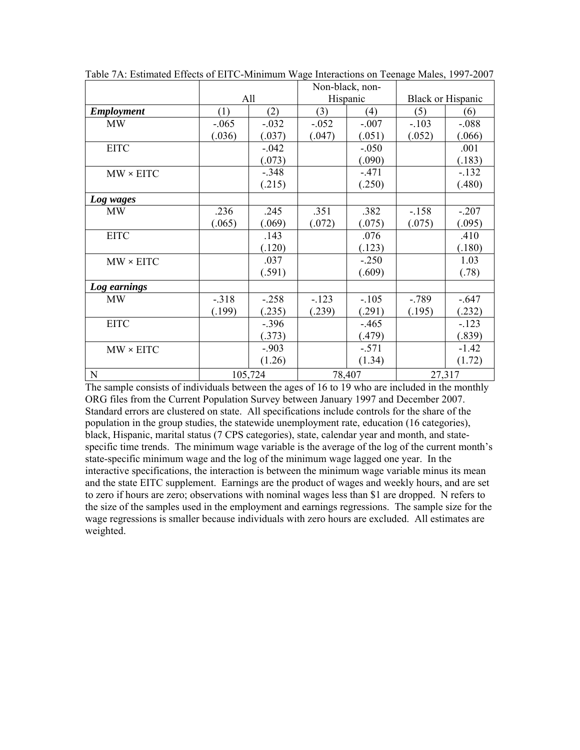Table 7A: Estimated Effects of EITC-Minimum Wage Interactions on Teenage Males, 1997-2007

| | All | | Non-black, non-Hispanic | | Black or Hispanic | |
|---|---|---|---|---|---|---|
| ***Employment*** | (1) | (2) | (3) | (4) | (5) | (6) |
| MW | -.065 | -.032 | -.052 | -.007 | -.103 | -.088 |
| | (.036) | (.037) | (.047) | (.051) | (.052) | (.066) |
| EITC | | -.042 | | -.050 | | .001 |
| | | (.073) | | (.090) | | (.183) |
| MW × EITC | | -.348 | | -.471 | | -.132 |
| | | (.215) | | (.250) | | (.480) |
| ***Log wages*** | | | | | | |
| MW | .236 | .245 | .351 | .382 | -.158 | -.207 |
| | (.065) | (.069) | (.072) | (.075) | (.075) | (.095) |
| EITC | | .143 | | .076 | | .410 |
| | | (.120) | | (.123) | | (.180) |
| MW × EITC | | .037 | | -.250 | | 1.03 |
| | | (.591) | | (.609) | | (.78) |
| ***Log earnings*** | | | | | | |
| MW | -.318 | -.258 | -.123 | -.105 | -.789 | -.647 |
| | (.199) | (.235) | (.239) | (.291) | (.195) | (.232) |
| EITC | | -.396 | | -.465 | | -.123 |
| | | (.373) | | (.479) | | (.839) |
| MW × EITC | | -.903 | | -.571 | | -1.42 |
| | | (1.26) | | (1.34) | | (1.72) |
| N | 105,724 | | 78,407 | | 27,317 | |

The sample consists of individuals between the ages of 16 to 19 who are included in the monthly ORG files from the Current Population Survey between January 1997 and December 2007. Standard errors are clustered on state. All specifications include controls for the share of the population in the group studies, the statewide unemployment rate, education (16 categories), black, Hispanic, marital status (7 CPS categories), state, calendar year and month, and state-specific time trends. The minimum wage variable is the average of the log of the current month's state-specific minimum wage and the log of the minimum wage lagged one year. In the interactive specifications, the interaction is between the minimum wage variable minus its mean and the state EITC supplement. Earnings are the product of wages and weekly hours, and are set to zero if hours are zero; observations with nominal wages less than $1 are dropped. N refers to the size of the samples used in the employment and earnings regressions. The sample size for the wage regressions is smaller because individuals with zero hours are excluded. All estimates are weighted.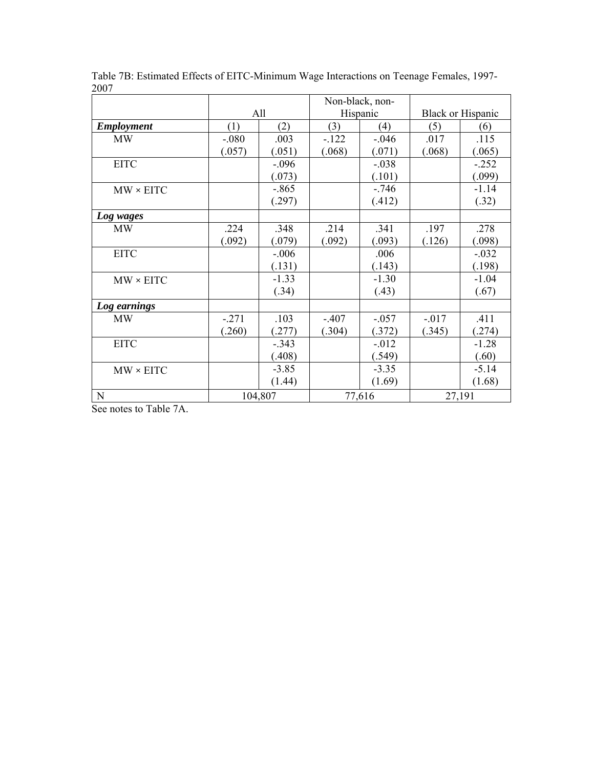Table 7B: Estimated Effects of EITC-Minimum Wage Interactions on Teenage Females, 1997-2007

| | All | | Non-black, non-Hispanic | | Black or Hispanic | |
|---|---|---|---|---|---|---|
| ***Employment*** | (1) | (2) | (3) | (4) | (5) | (6) |
| MW | -.080 | .003 | -.122 | -.046 | .017 | .115 |
| | (.057) | (.051) | (.068) | (.071) | (.068) | (.065) |
| EITC | | -.096 | | -.038 | | -.252 |
| | | (.073) | | (.101) | | (.099) |
| MW × EITC | | -.865 | | -.746 | | -1.14 |
| | | (.297) | | (.412) | | (.32) |
| ***Log wages*** | | | | | | |
| MW | .224 | .348 | .214 | .341 | .197 | .278 |
| | (.092) | (.079) | (.092) | (.093) | (.126) | (.098) |
| EITC | | -.006 | | .006 | | -.032 |
| | | (.131) | | (.143) | | (.198) |
| MW × EITC | | -1.33 | | -1.30 | | -1.04 |
| | | (.34) | | (.43) | | (.67) |
| ***Log earnings*** | | | | | | |
| MW | -.271 | .103 | -.407 | -.057 | -.017 | .411 |
| | (.260) | (.277) | (.304) | (.372) | (.345) | (.274) |
| EITC | | -.343 | | -.012 | | -1.28 |
| | | (.408) | | (.549) | | (.60) |
| MW × EITC | | -3.85 | | -3.35 | | -5.14 |
| | | (1.44) | | (1.69) | | (1.68) |
| N | 104,807 | | 77,616 | | 27,191 | |

See notes to Table 7A.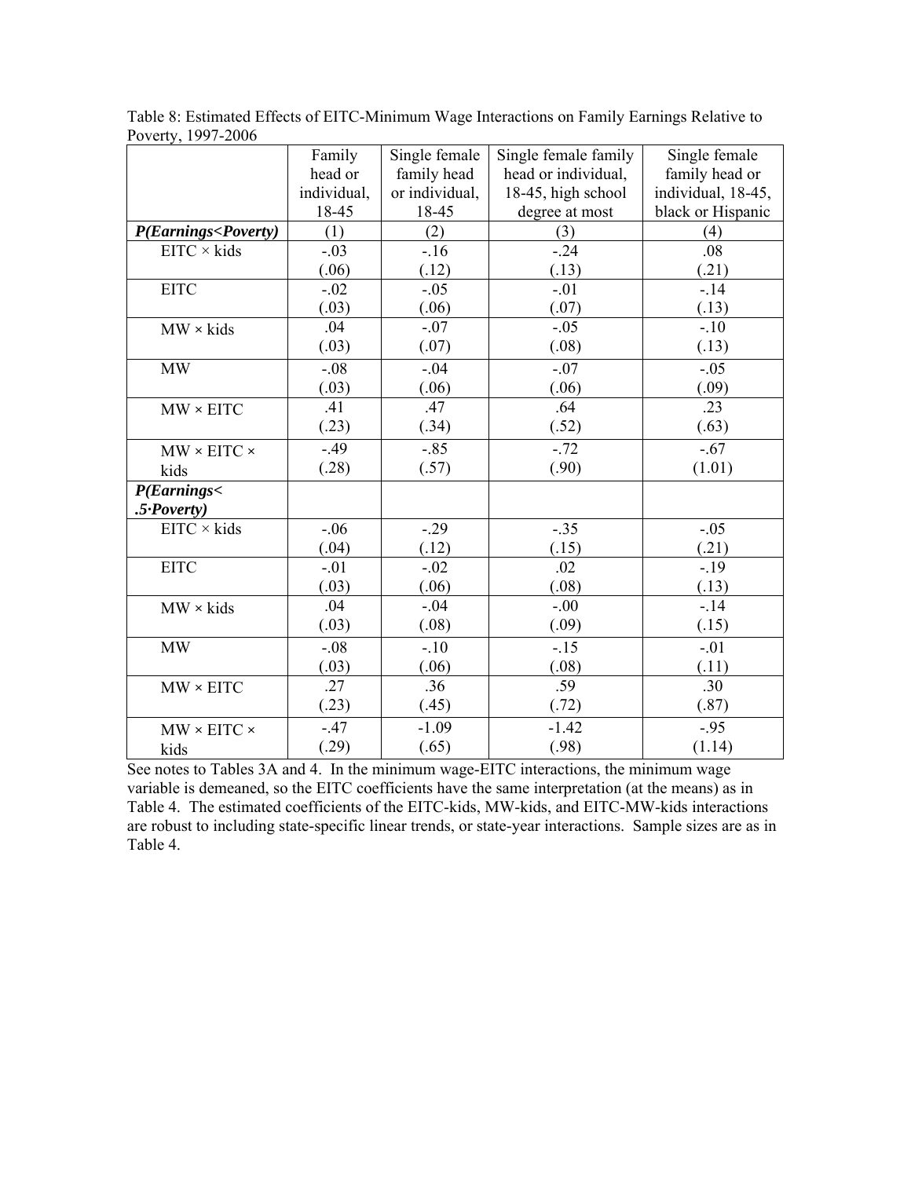Table 8: Estimated Effects of EITC-Minimum Wage Interactions on Family Earnings Relative to Poverty, 1997-2006

| | Family head or individual, 18-45 | Single female family head or individual, 18-45 | Single female family head or individual, 18-45, high school degree at most | Single female family head or individual, 18-45, black or Hispanic |
|---|---|---|---|---|
| ***P(Earnings<Poverty)*** | (1) | (2) | (3) | (4) |
| EITC × kids | -.03<br>(.06) | -.16<br>(.12) | -.24<br>(.13) | .08<br>(.21) |
| EITC | -.02<br>(.03) | -.05<br>(.06) | -.01<br>(.07) | -.14<br>(.13) |
| MW × kids | .04<br>(.03) | -.07<br>(.07) | -.05<br>(.08) | -.10<br>(.13) |
| MW | -.08<br>(.03) | -.04<br>(.06) | -.07<br>(.06) | -.05<br>(.09) |
| MW × EITC | .41<br>(.23) | .47<br>(.34) | .64<br>(.52) | .23<br>(.63) |
| MW × EITC × kids | -.49<br>(.28) | -.85<br>(.57) | -.72<br>(.90) | -.67<br>(1.01) |
| ***P(Earnings< .5·Poverty)*** | | | | |
| EITC × kids | -.06<br>(.04) | -.29<br>(.12) | -.35<br>(.15) | -.05<br>(.21) |
| EITC | -.01<br>(.03) | -.02<br>(.06) | .02<br>(.08) | -.19<br>(.13) |
| MW × kids | .04<br>(.03) | -.04<br>(.08) | -.00<br>(.09) | -.14<br>(.15) |
| MW | -.08<br>(.03) | -.10<br>(.06) | -.15<br>(.08) | -.01<br>(.11) |
| MW × EITC | .27<br>(.23) | .36<br>(.45) | .59<br>(.72) | .30<br>(.87) |
| MW × EITC × kids | -.47<br>(.29) | -1.09<br>(.65) | -1.42<br>(.98) | -.95<br>(1.14) |

See notes to Tables 3A and 4. In the minimum wage-EITC interactions, the minimum wage variable is demeaned, so the EITC coefficients have the same interpretation (at the means) as in Table 4. The estimated coefficients of the EITC-kids, MW-kids, and EITC-MW-kids interactions are robust to including state-specific linear trends, or state-year interactions. Sample sizes are as in Table 4.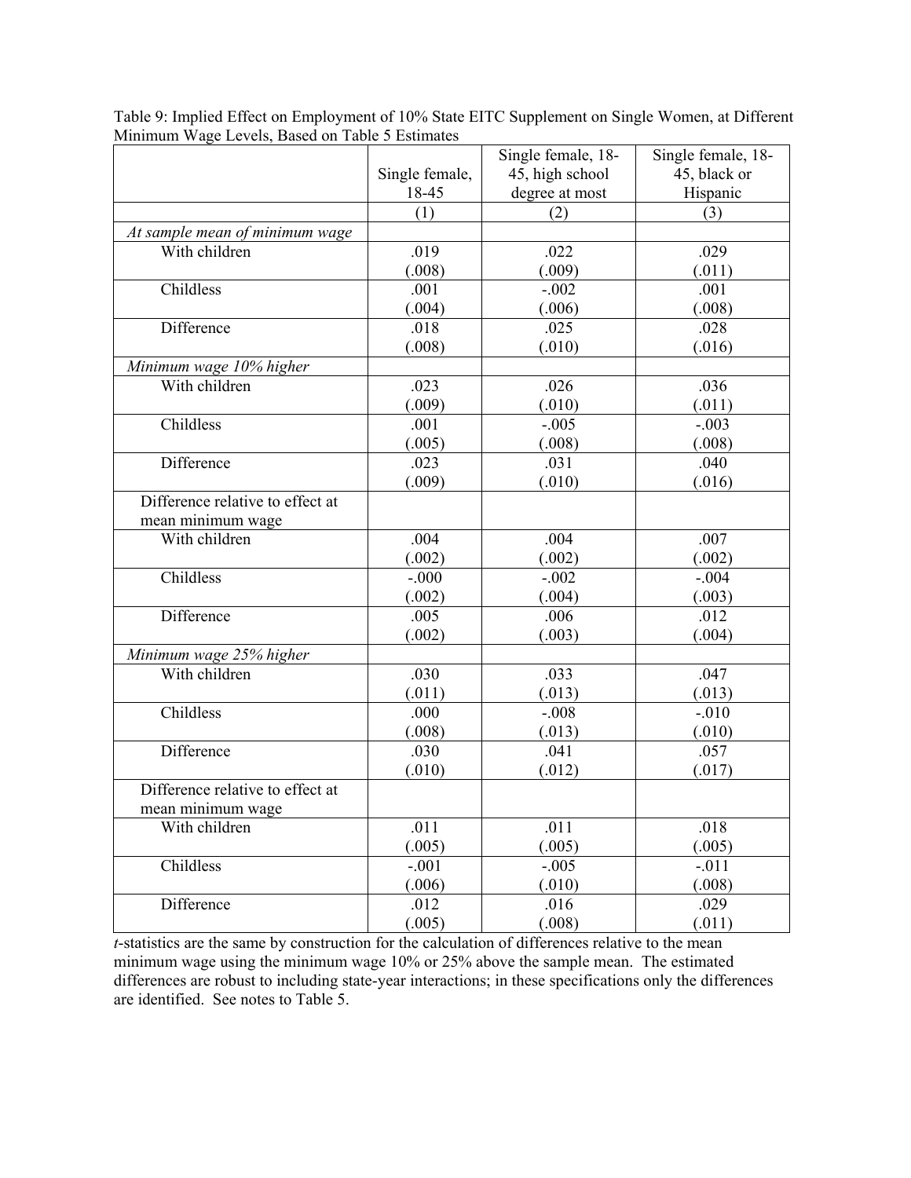Table 9: Implied Effect on Employment of 10% State EITC Supplement on Single Women, at Different Minimum Wage Levels, Based on Table 5 Estimates

| | Single female, 18-45 | Single female, 18-45, high school degree at most | Single female, 18-45, black or Hispanic |
|---|---|---|---|
| | (1) | (2) | (3) |
| *At sample mean of minimum wage* | | | |
| With children | .019<br>(.008) | .022<br>(.009) | .029<br>(.011) |
| Childless | .001<br>(.004) | -.002<br>(.006) | .001<br>(.008) |
| Difference | .018<br>(.008) | .025<br>(.010) | .028<br>(.016) |
| *Minimum wage 10% higher* | | | |
| With children | .023<br>(.009) | .026<br>(.010) | .036<br>(.011) |
| Childless | .001<br>(.005) | -.005<br>(.008) | -.003<br>(.008) |
| Difference | .023<br>(.009) | .031<br>(.010) | .040<br>(.016) |
| Difference relative to effect at mean minimum wage | | | |
| With children | .004<br>(.002) | .004<br>(.002) | .007<br>(.002) |
| Childless | -.000<br>(.002) | -.002<br>(.004) | -.004<br>(.003) |
| Difference | .005<br>(.002) | .006<br>(.003) | .012<br>(.004) |
| *Minimum wage 25% higher* | | | |
| With children | .030<br>(.011) | .033<br>(.013) | .047<br>(.013) |
| Childless | .000<br>(.008) | -.008<br>(.013) | -.010<br>(.010) |
| Difference | .030<br>(.010) | .041<br>(.012) | .057<br>(.017) |
| Difference relative to effect at mean minimum wage | | | |
| With children | .011<br>(.005) | .011<br>(.005) | .018<br>(.005) |
| Childless | -.001<br>(.006) | -.005<br>(.010) | -.011<br>(.008) |
| Difference | .012<br>(.005) | .016<br>(.008) | .029<br>(.011) |

*t*-statistics are the same by construction for the calculation of differences relative to the mean minimum wage using the minimum wage 10% or 25% above the sample mean. The estimated differences are robust to including state-year interactions; in these specifications only the differences are identified. See notes to Table 5.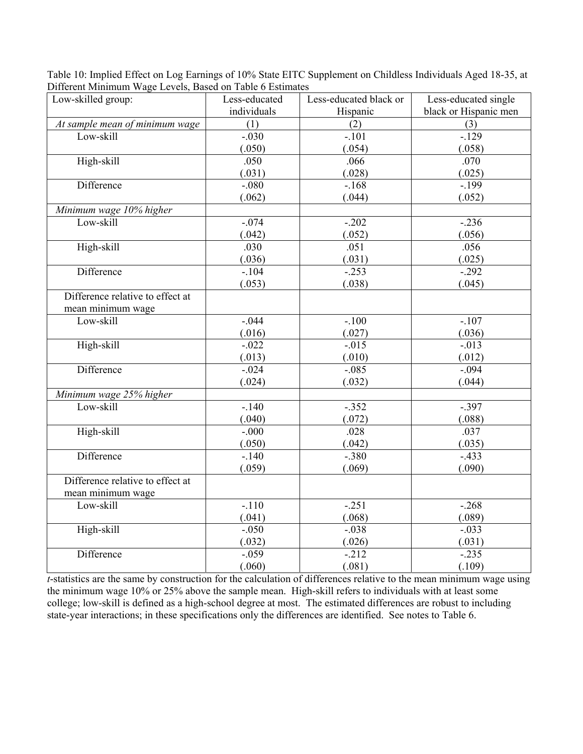Table 10: Implied Effect on Log Earnings of 10% State EITC Supplement on Childless Individuals Aged 18-35, at Different Minimum Wage Levels, Based on Table 6 Estimates

| Low-skilled group: | Less-educated individuals | Less-educated black or Hispanic | Less-educated single black or Hispanic men |
|---|---|---|---|
| *At sample mean of minimum wage* | (1) | (2) | (3) |
| Low-skill | -.030 | -.101 | -.129 |
| | (.050) | (.054) | (.058) |
| High-skill | .050 | .066 | .070 |
| | (.031) | (.028) | (.025) |
| Difference | -.080 | -.168 | -.199 |
| | (.062) | (.044) | (.052) |
| *Minimum wage 10% higher* | | | |
| Low-skill | -.074 | -.202 | -.236 |
| | (.042) | (.052) | (.056) |
| High-skill | .030 | .051 | .056 |
| | (.036) | (.031) | (.025) |
| Difference | -.104 | -.253 | -.292 |
| | (.053) | (.038) | (.045) |
| Difference relative to effect at mean minimum wage | | | |
| Low-skill | -.044 | -.100 | -.107 |
| | (.016) | (.027) | (.036) |
| High-skill | -.022 | -.015 | -.013 |
| | (.013) | (.010) | (.012) |
| Difference | -.024 | -.085 | -.094 |
| | (.024) | (.032) | (.044) |
| *Minimum wage 25% higher* | | | |
| Low-skill | -.140 | -.352 | -.397 |
| | (.040) | (.072) | (.088) |
| High-skill | -.000 | .028 | .037 |
| | (.050) | (.042) | (.035) |
| Difference | -.140 | -.380 | -.433 |
| | (.059) | (.069) | (.090) |
| Difference relative to effect at mean minimum wage | | | |
| Low-skill | -.110 | -.251 | -.268 |
| | (.041) | (.068) | (.089) |
| High-skill | -.050 | -.038 | -.033 |
| | (.032) | (.026) | (.031) |
| Difference | -.059 | -.212 | -.235 |
| | (.060) | (.081) | (.109) |

*t*-statistics are the same by construction for the calculation of differences relative to the mean minimum wage using the minimum wage 10% or 25% above the sample mean. High-skill refers to individuals with at least some college; low-skill is defined as a high-school degree at most. The estimated differences are robust to including state-year interactions; in these specifications only the differences are identified. See notes to Table 6.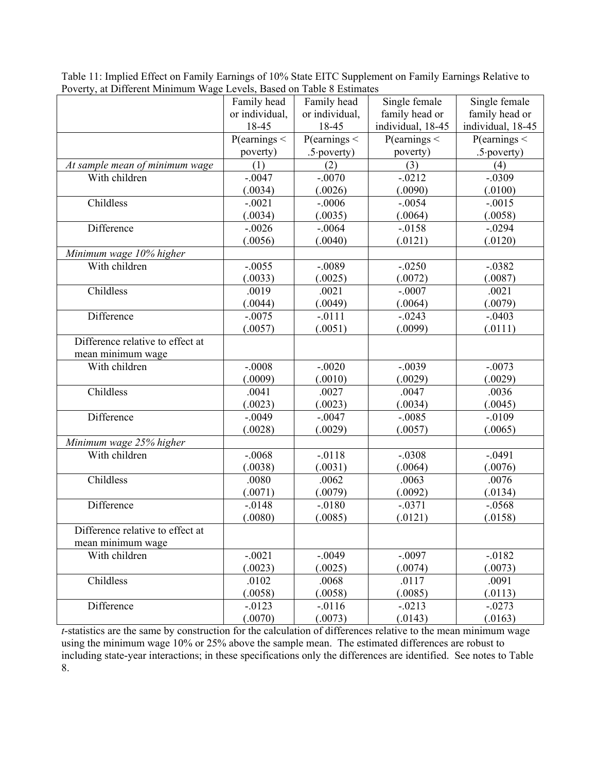Table 11: Implied Effect on Family Earnings of 10% State EITC Supplement on Family Earnings Relative to Poverty, at Different Minimum Wage Levels, Based on Table 8 Estimates

| | Family head or individual, 18-45 | Family head or individual, 18-45 | Single female family head or individual, 18-45 | Single female family head or individual, 18-45 |
|---|---|---|---|---|
| | P(earnings < poverty) | P(earnings < .5·poverty) | P(earnings < poverty) | P(earnings < .5·poverty) |
| *At sample mean of minimum wage* | (1) | (2) | (3) | (4) |
| With children | -.0047 | -.0070 | -.0212 | -.0309 |
| | (.0034) | (.0026) | (.0090) | (.0100) |
| Childless | -.0021 | -.0006 | -.0054 | -.0015 |
| | (.0034) | (.0035) | (.0064) | (.0058) |
| Difference | -.0026 | -.0064 | -.0158 | -.0294 |
| | (.0056) | (.0040) | (.0121) | (.0120) |
| *Minimum wage 10% higher* | | | | |
| With children | -.0055 | -.0089 | -.0250 | -.0382 |
| | (.0033) | (.0025) | (.0072) | (.0087) |
| Childless | .0019 | .0021 | -.0007 | .0021 |
| | (.0044) | (.0049) | (.0064) | (.0079) |
| Difference | -.0075 | -.0111 | -.0243 | -.0403 |
| | (.0057) | (.0051) | (.0099) | (.0111) |
| Difference relative to effect at mean minimum wage | | | | |
| With children | -.0008 | -.0020 | -.0039 | -.0073 |
| | (.0009) | (.0010) | (.0029) | (.0029) |
| Childless | .0041 | .0027 | .0047 | .0036 |
| | (.0023) | (.0023) | (.0034) | (.0045) |
| Difference | -.0049 | -.0047 | -.0085 | -.0109 |
| | (.0028) | (.0029) | (.0057) | (.0065) |
| *Minimum wage 25% higher* | | | | |
| With children | -.0068 | -.0118 | -.0308 | -.0491 |
| | (.0038) | (.0031) | (.0064) | (.0076) |
| Childless | .0080 | .0062 | .0063 | .0076 |
| | (.0071) | (.0079) | (.0092) | (.0134) |
| Difference | -.0148 | -.0180 | -.0371 | -.0568 |
| | (.0080) | (.0085) | (.0121) | (.0158) |
| Difference relative to effect at mean minimum wage | | | | |
| With children | -.0021 | -.0049 | -.0097 | -.0182 |
| | (.0023) | (.0025) | (.0074) | (.0073) |
| Childless | .0102 | .0068 | .0117 | .0091 |
| | (.0058) | (.0058) | (.0085) | (.0113) |
| Difference | -.0123 | -.0116 | -.0213 | -.0273 |
| | (.0070) | (.0073) | (.0143) | (.0163) |

*t*-statistics are the same by construction for the calculation of differences relative to the mean minimum wage using the minimum wage 10% or 25% above the sample mean. The estimated differences are robust to including state-year interactions; in these specifications only the differences are identified. See notes to Table 8.